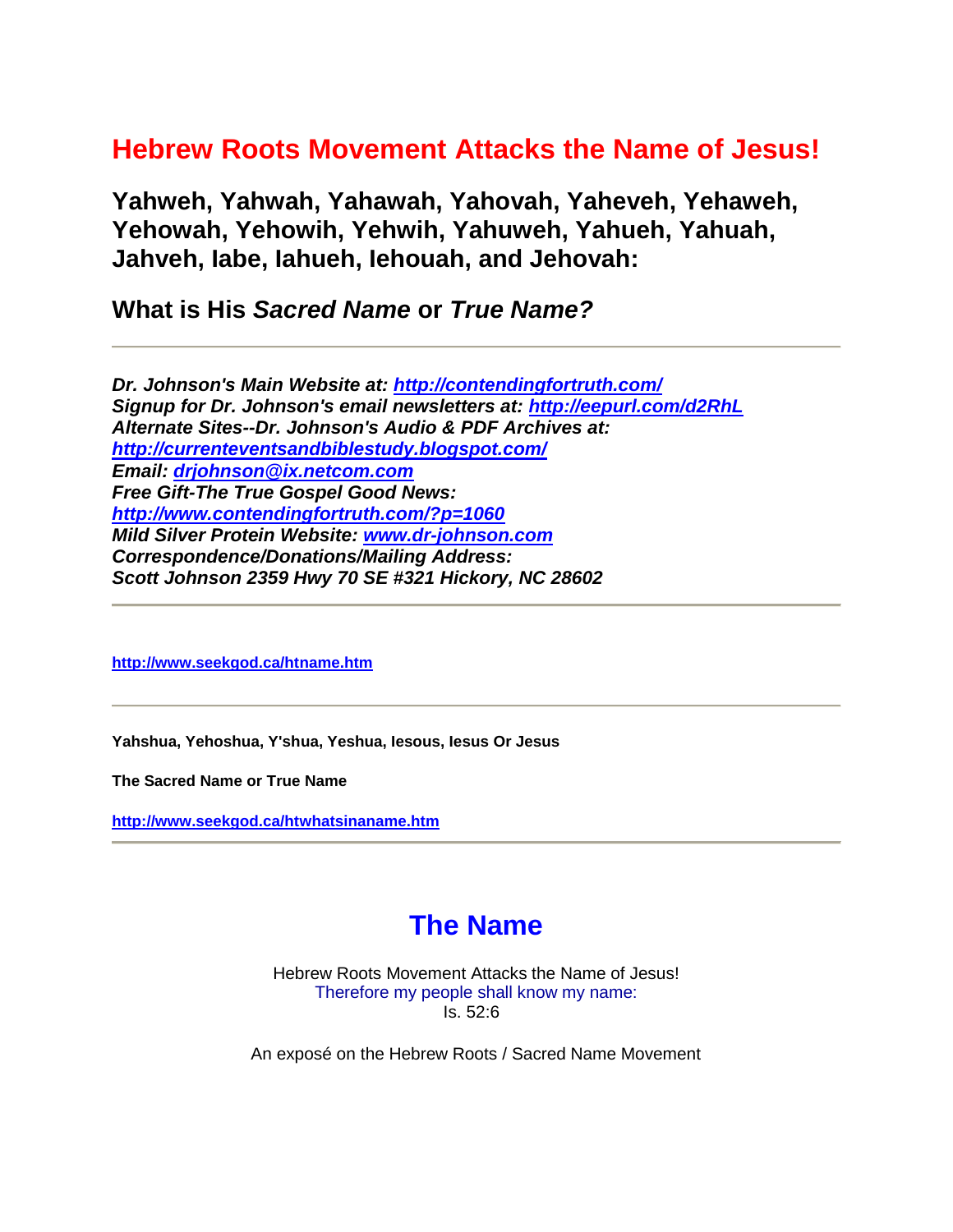# Hebrew Roots Movement Attacks the Name of Jesus!

## Yahweh, Yahwah, Yahawah, Yahovah, Yaheveh, Yehaweh, Yehowah, Yehowih, Yehwih, Yahuweh, Yahueh, Yahuah, Jahveh, Iabe, Iahueh, Iehouah, and Jehovah:

### What is His *Sacred Name* or *True Name?*

---

***Dr. Johnson's Main Website at: [http://contendingfortruth.com/](http://contendingfortruth.com/)***
***Signup for Dr. Johnson's email newsletters at: [http://eepurl.com/d2RhL](http://eepurl.com/d2RhL)***
***Alternate Sites--Dr. Johnson's Audio & PDF Archives at: [http://currenteventsandbiblestudy.blogspot.com/](http://currenteventsandbiblestudy.blogspot.com/)***
***Email: [drjohnson@ix.netcom.com](mailto:drjohnson@ix.netcom.com)***
***Free Gift-The True Gospel Good News: [http://www.contendingfortruth.com/?p=1060](http://www.contendingfortruth.com/?p=1060)***
***Mild Silver Protein Website: [www.dr-johnson.com](www.dr-johnson.com)***
***Correspondence/Donations/Mailing Address:***
***Scott Johnson 2359 Hwy 70 SE #321 Hickory, NC 28602***

---

**[http://www.seekgod.ca/htname.htm](http://www.seekgod.ca/htname.htm)**

---

**Yahshua, Yehoshua, Y'shua, Yeshua, Iesous, Iesus Or Jesus**

**The Sacred Name or True Name**

**[http://www.seekgod.ca/htwhatsinaname.htm](http://www.seekgod.ca/htwhatsinaname.htm)**

---

# The Name

Hebrew Roots Movement Attacks the Name of Jesus!
Therefore my people shall know my name:
Is. 52:6

An exposé on the Hebrew Roots / Sacred Name Movement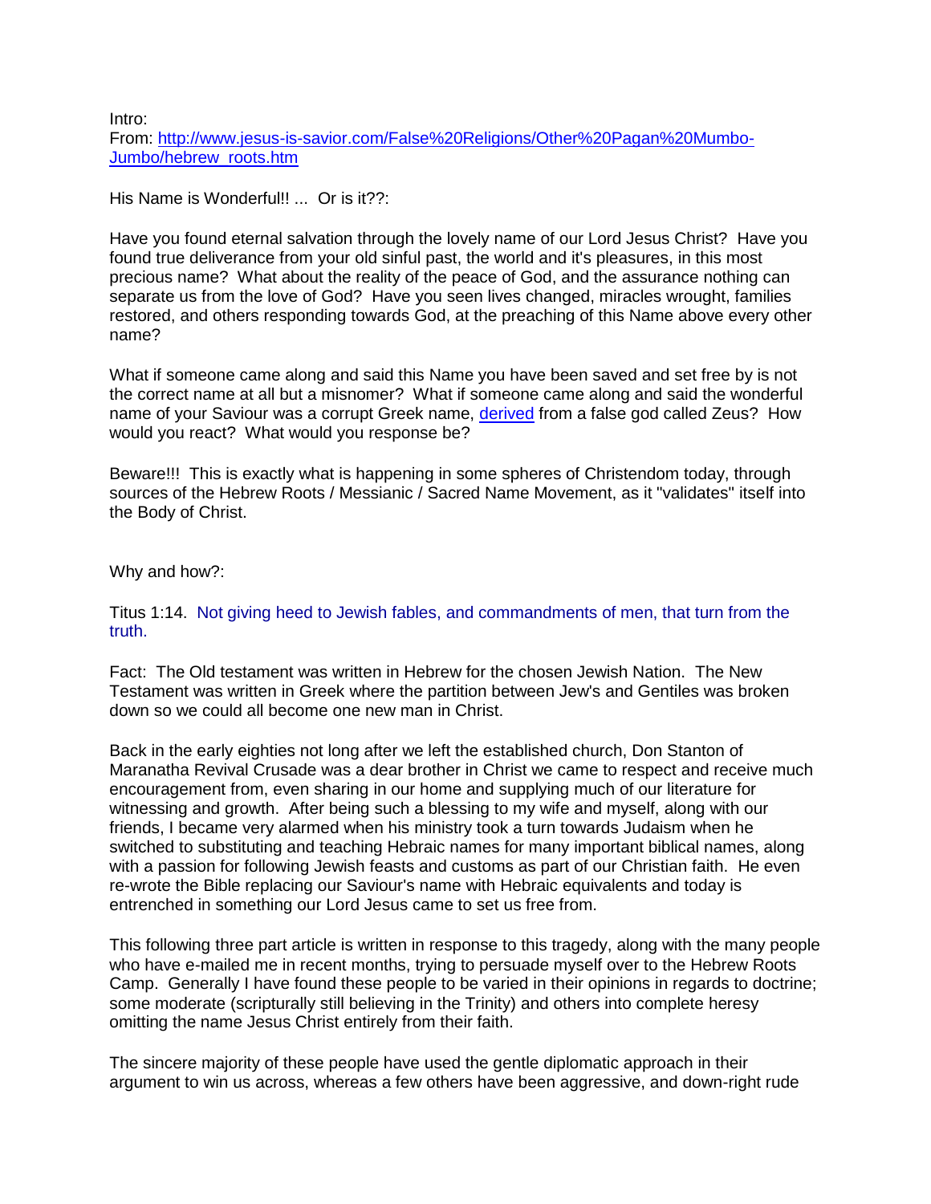Intro:
From: [http://www.jesus-is-savior.com/False%20Religions/Other%20Pagan%20Mumbo-Jumbo/hebrew_roots.htm](http://www.jesus-is-savior.com/False%20Religions/Other%20Pagan%20Mumbo-Jumbo/hebrew_roots.htm)

His Name is Wonderful!! ... Or is it??:

Have you found eternal salvation through the lovely name of our Lord Jesus Christ? Have you found true deliverance from your old sinful past, the world and it's pleasures, in this most precious name? What about the reality of the peace of God, and the assurance nothing can separate us from the love of God? Have you seen lives changed, miracles wrought, families restored, and others responding towards God, at the preaching of this Name above every other name?

What if someone came along and said this Name you have been saved and set free by is not the correct name at all but a misnomer? What if someone came along and said the wonderful name of your Saviour was a corrupt Greek name, derived from a false god called Zeus? How would you react? What would you response be?

Beware!!! This is exactly what is happening in some spheres of Christendom today, through sources of the Hebrew Roots / Messianic / Sacred Name Movement, as it "validates" itself into the Body of Christ.

Why and how?:

Titus 1:14. Not giving heed to Jewish fables, and commandments of men, that turn from the truth.

Fact: The Old testament was written in Hebrew for the chosen Jewish Nation. The New Testament was written in Greek where the partition between Jew's and Gentiles was broken down so we could all become one new man in Christ.

Back in the early eighties not long after we left the established church, Don Stanton of Maranatha Revival Crusade was a dear brother in Christ we came to respect and receive much encouragement from, even sharing in our home and supplying much of our literature for witnessing and growth. After being such a blessing to my wife and myself, along with our friends, I became very alarmed when his ministry took a turn towards Judaism when he switched to substituting and teaching Hebraic names for many important biblical names, along with a passion for following Jewish feasts and customs as part of our Christian faith. He even re-wrote the Bible replacing our Saviour's name with Hebraic equivalents and today is entrenched in something our Lord Jesus came to set us free from.

This following three part article is written in response to this tragedy, along with the many people who have e-mailed me in recent months, trying to persuade myself over to the Hebrew Roots Camp. Generally I have found these people to be varied in their opinions in regards to doctrine; some moderate (scripturally still believing in the Trinity) and others into complete heresy omitting the name Jesus Christ entirely from their faith.

The sincere majority of these people have used the gentle diplomatic approach in their argument to win us across, whereas a few others have been aggressive, and down-right rude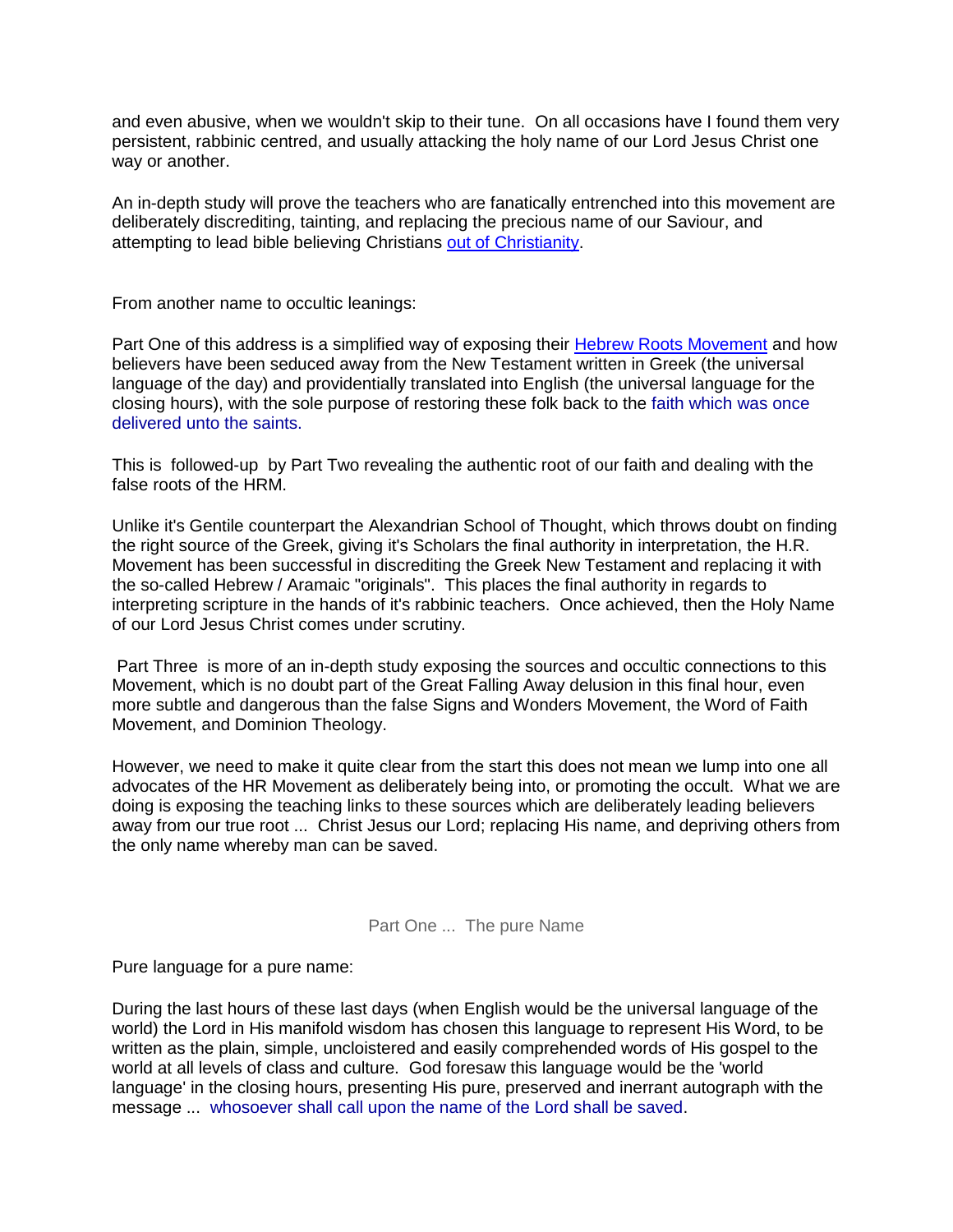and even abusive, when we wouldn't skip to their tune. On all occasions have I found them very persistent, rabbinic centred, and usually attacking the holy name of our Lord Jesus Christ one way or another.

An in-depth study will prove the teachers who are fanatically entrenched into this movement are deliberately discrediting, tainting, and replacing the precious name of our Saviour, and attempting to lead bible believing Christians out of Christianity.

From another name to occultic leanings:

Part One of this address is a simplified way of exposing their Hebrew Roots Movement and how believers have been seduced away from the New Testament written in Greek (the universal language of the day) and providentially translated into English (the universal language for the closing hours), with the sole purpose of restoring these folk back to the faith which was once delivered unto the saints.

This is followed-up by Part Two revealing the authentic root of our faith and dealing with the false roots of the HRM.

Unlike it's Gentile counterpart the Alexandrian School of Thought, which throws doubt on finding the right source of the Greek, giving it's Scholars the final authority in interpretation, the H.R. Movement has been successful in discrediting the Greek New Testament and replacing it with the so-called Hebrew / Aramaic "originals". This places the final authority in regards to interpreting scripture in the hands of it's rabbinic teachers. Once achieved, then the Holy Name of our Lord Jesus Christ comes under scrutiny.

Part Three is more of an in-depth study exposing the sources and occultic connections to this Movement, which is no doubt part of the Great Falling Away delusion in this final hour, even more subtle and dangerous than the false Signs and Wonders Movement, the Word of Faith Movement, and Dominion Theology.

However, we need to make it quite clear from the start this does not mean we lump into one all advocates of the HR Movement as deliberately being into, or promoting the occult. What we are doing is exposing the teaching links to these sources which are deliberately leading believers away from our true root ... Christ Jesus our Lord; replacing His name, and depriving others from the only name whereby man can be saved.

## Part One ... The pure Name

Pure language for a pure name:

During the last hours of these last days (when English would be the universal language of the world) the Lord in His manifold wisdom has chosen this language to represent His Word, to be written as the plain, simple, uncloistered and easily comprehended words of His gospel to the world at all levels of class and culture. God foresaw this language would be the 'world language' in the closing hours, presenting His pure, preserved and inerrant autograph with the message ... whosoever shall call upon the name of the Lord shall be saved.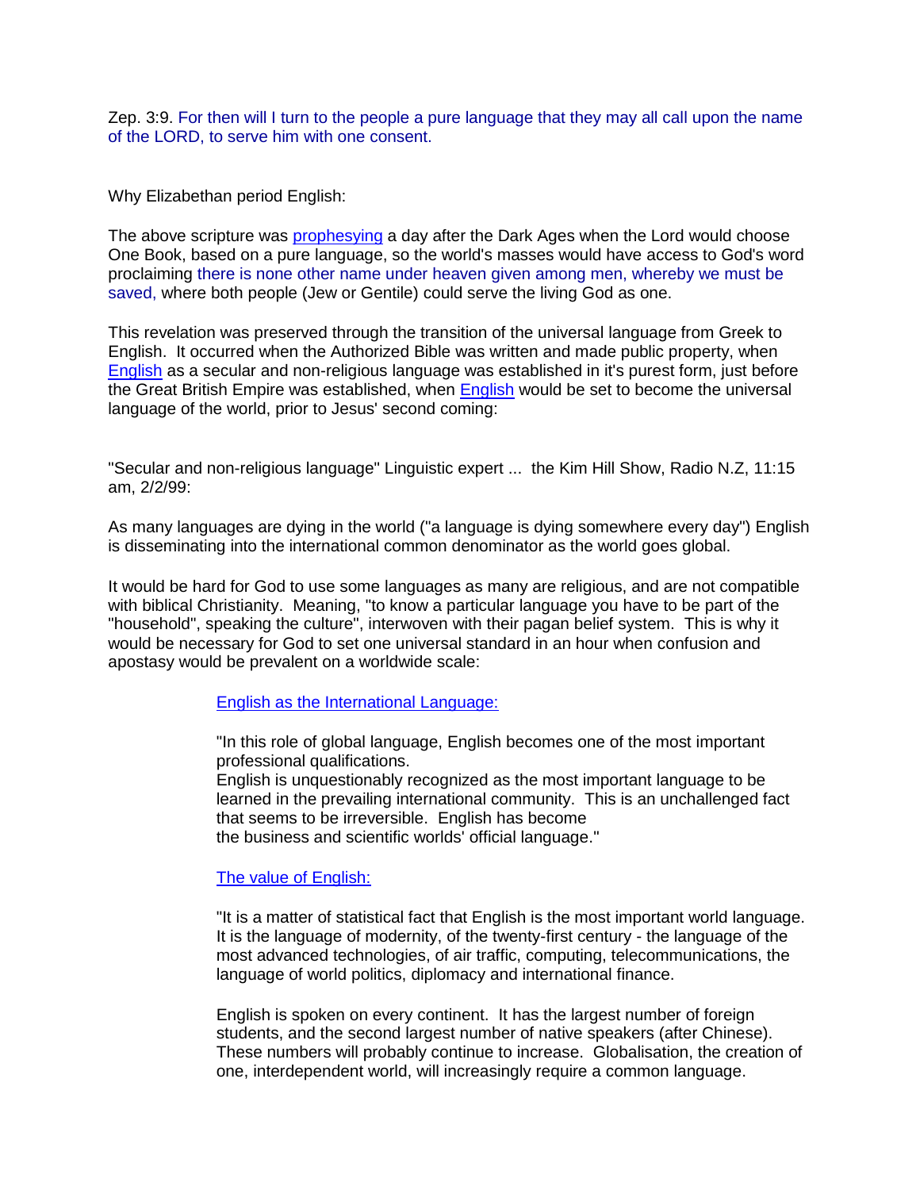Zep. 3:9. For then will I turn to the people a pure language that they may all call upon the name of the LORD, to serve him with one consent.

Why Elizabethan period English:

The above scripture was prophesying a day after the Dark Ages when the Lord would choose One Book, based on a pure language, so the world's masses would have access to God's word proclaiming there is none other name under heaven given among men, whereby we must be saved, where both people (Jew or Gentile) could serve the living God as one.

This revelation was preserved through the transition of the universal language from Greek to English. It occurred when the Authorized Bible was written and made public property, when English as a secular and non-religious language was established in it's purest form, just before the Great British Empire was established, when English would be set to become the universal language of the world, prior to Jesus' second coming:

"Secular and non-religious language" Linguistic expert ... the Kim Hill Show, Radio N.Z, 11:15 am, 2/2/99:

As many languages are dying in the world ("a language is dying somewhere every day") English is disseminating into the international common denominator as the world goes global.

It would be hard for God to use some languages as many are religious, and are not compatible with biblical Christianity. Meaning, "to know a particular language you have to be part of the "household", speaking the culture", interwoven with their pagan belief system. This is why it would be necessary for God to set one universal standard in an hour when confusion and apostasy would be prevalent on a worldwide scale:

> English as the International Language:
>
> "In this role of global language, English becomes one of the most important professional qualifications.
> English is unquestionably recognized as the most important language to be learned in the prevailing international community. This is an unchallenged fact that seems to be irreversible. English has become the business and scientific worlds' official language."
>
> The value of English:
>
> "It is a matter of statistical fact that English is the most important world language. It is the language of modernity, of the twenty-first century - the language of the most advanced technologies, of air traffic, computing, telecommunications, the language of world politics, diplomacy and international finance.
>
> English is spoken on every continent. It has the largest number of foreign students, and the second largest number of native speakers (after Chinese). These numbers will probably continue to increase. Globalisation, the creation of one, interdependent world, will increasingly require a common language.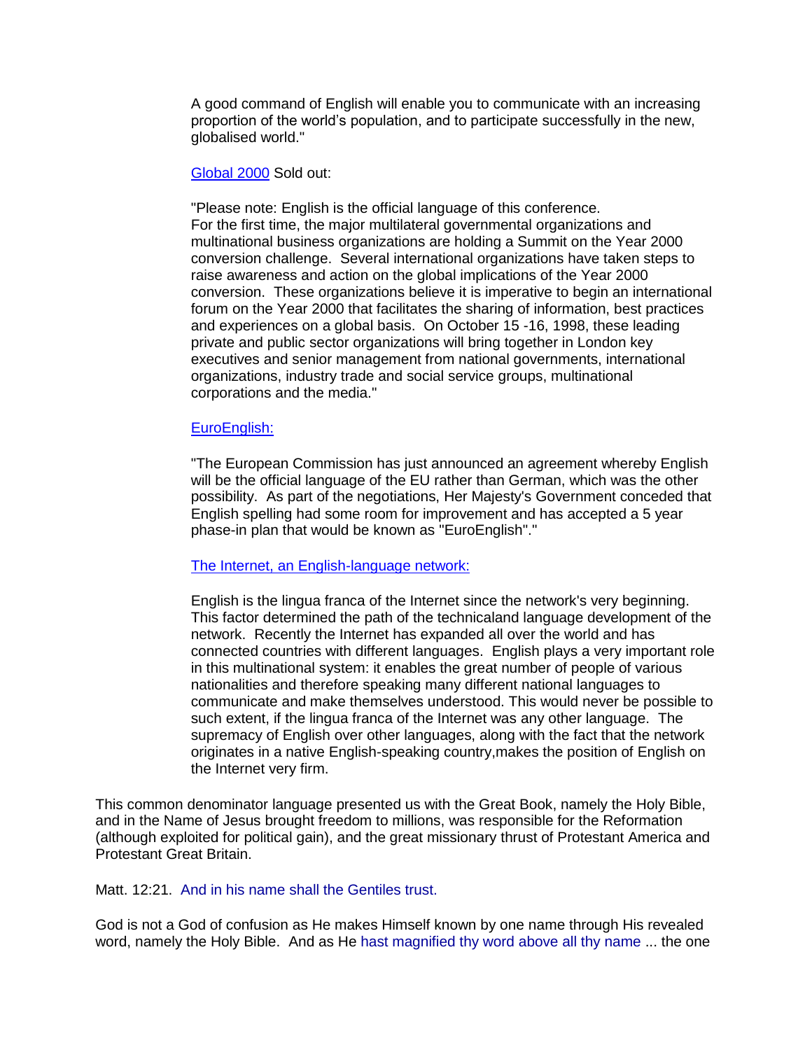A good command of English will enable you to communicate with an increasing proportion of the world's population, and to participate successfully in the new, globalised world."

Global 2000 Sold out:

"Please note: English is the official language of this conference.
For the first time, the major multilateral governmental organizations and multinational business organizations are holding a Summit on the Year 2000 conversion challenge. Several international organizations have taken steps to raise awareness and action on the global implications of the Year 2000 conversion. These organizations believe it is imperative to begin an international forum on the Year 2000 that facilitates the sharing of information, best practices and experiences on a global basis. On October 15 -16, 1998, these leading private and public sector organizations will bring together in London key executives and senior management from national governments, international organizations, industry trade and social service groups, multinational corporations and the media."

EuroEnglish:

"The European Commission has just announced an agreement whereby English will be the official language of the EU rather than German, which was the other possibility. As part of the negotiations, Her Majesty's Government conceded that English spelling had some room for improvement and has accepted a 5 year phase-in plan that would be known as "EuroEnglish"."

The Internet, an English-language network:

English is the lingua franca of the Internet since the network's very beginning. This factor determined the path of the technicaland language development of the network. Recently the Internet has expanded all over the world and has connected countries with different languages. English plays a very important role in this multinational system: it enables the great number of people of various nationalities and therefore speaking many different national languages to communicate and make themselves understood. This would never be possible to such extent, if the lingua franca of the Internet was any other language. The supremacy of English over other languages, along with the fact that the network originates in a native English-speaking country,makes the position of English on the Internet very firm.

This common denominator language presented us with the Great Book, namely the Holy Bible, and in the Name of Jesus brought freedom to millions, was responsible for the Reformation (although exploited for political gain), and the great missionary thrust of Protestant America and Protestant Great Britain.

Matt. 12:21. And in his name shall the Gentiles trust.

God is not a God of confusion as He makes Himself known by one name through His revealed word, namely the Holy Bible. And as He hast magnified thy word above all thy name ... the one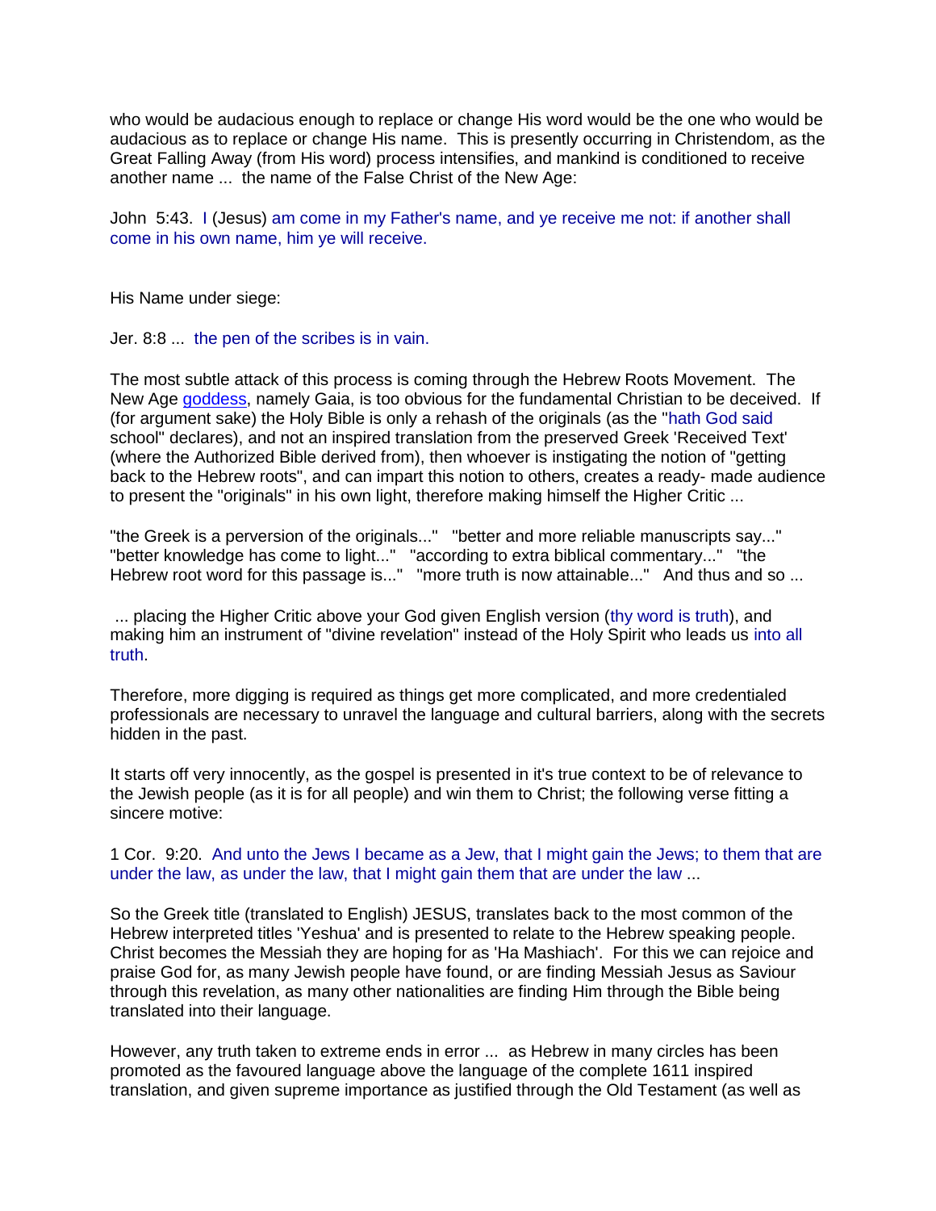who would be audacious enough to replace or change His word would be the one who would be audacious as to replace or change His name. This is presently occurring in Christendom, as the Great Falling Away (from His word) process intensifies, and mankind is conditioned to receive another name ... the name of the False Christ of the New Age:

John 5:43. I (Jesus) am come in my Father's name, and ye receive me not: if another shall come in his own name, him ye will receive.

His Name under siege:

Jer. 8:8 ... the pen of the scribes is in vain.

The most subtle attack of this process is coming through the Hebrew Roots Movement. The New Age goddess, namely Gaia, is too obvious for the fundamental Christian to be deceived. If (for argument sake) the Holy Bible is only a rehash of the originals (as the "hath God said school" declares), and not an inspired translation from the preserved Greek 'Received Text' (where the Authorized Bible derived from), then whoever is instigating the notion of "getting back to the Hebrew roots", and can impart this notion to others, creates a ready- made audience to present the "originals" in his own light, therefore making himself the Higher Critic ...

"the Greek is a perversion of the originals..." "better and more reliable manuscripts say..." "better knowledge has come to light..." "according to extra biblical commentary..." "the Hebrew root word for this passage is..." "more truth is now attainable..." And thus and so ...

... placing the Higher Critic above your God given English version (thy word is truth), and making him an instrument of "divine revelation" instead of the Holy Spirit who leads us into all truth.

Therefore, more digging is required as things get more complicated, and more credentialed professionals are necessary to unravel the language and cultural barriers, along with the secrets hidden in the past.

It starts off very innocently, as the gospel is presented in it's true context to be of relevance to the Jewish people (as it is for all people) and win them to Christ; the following verse fitting a sincere motive:

1 Cor. 9:20. And unto the Jews I became as a Jew, that I might gain the Jews; to them that are under the law, as under the law, that I might gain them that are under the law ...

So the Greek title (translated to English) JESUS, translates back to the most common of the Hebrew interpreted titles 'Yeshua' and is presented to relate to the Hebrew speaking people. Christ becomes the Messiah they are hoping for as 'Ha Mashiach'. For this we can rejoice and praise God for, as many Jewish people have found, or are finding Messiah Jesus as Saviour through this revelation, as many other nationalities are finding Him through the Bible being translated into their language.

However, any truth taken to extreme ends in error ... as Hebrew in many circles has been promoted as the favoured language above the language of the complete 1611 inspired translation, and given supreme importance as justified through the Old Testament (as well as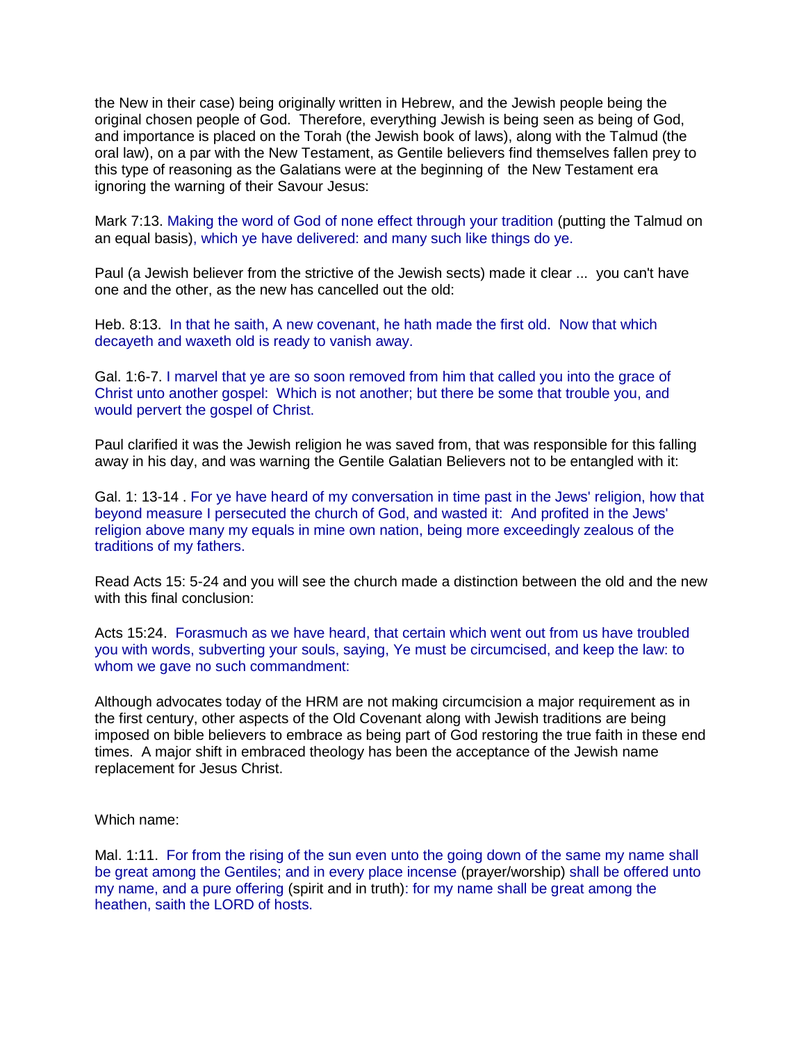the New in their case) being originally written in Hebrew, and the Jewish people being the original chosen people of God. Therefore, everything Jewish is being seen as being of God, and importance is placed on the Torah (the Jewish book of laws), along with the Talmud (the oral law), on a par with the New Testament, as Gentile believers find themselves fallen prey to this type of reasoning as the Galatians were at the beginning of the New Testament era ignoring the warning of their Savour Jesus:

Mark 7:13. Making the word of God of none effect through your tradition (putting the Talmud on an equal basis), which ye have delivered: and many such like things do ye.

Paul (a Jewish believer from the strictive of the Jewish sects) made it clear ... you can't have one and the other, as the new has cancelled out the old:

Heb. 8:13. In that he saith, A new covenant, he hath made the first old. Now that which decayeth and waxeth old is ready to vanish away.

Gal. 1:6-7. I marvel that ye are so soon removed from him that called you into the grace of Christ unto another gospel: Which is not another; but there be some that trouble you, and would pervert the gospel of Christ.

Paul clarified it was the Jewish religion he was saved from, that was responsible for this falling away in his day, and was warning the Gentile Galatian Believers not to be entangled with it:

Gal. 1: 13-14 . For ye have heard of my conversation in time past in the Jews' religion, how that beyond measure I persecuted the church of God, and wasted it: And profited in the Jews' religion above many my equals in mine own nation, being more exceedingly zealous of the traditions of my fathers.

Read Acts 15: 5-24 and you will see the church made a distinction between the old and the new with this final conclusion:

Acts 15:24. Forasmuch as we have heard, that certain which went out from us have troubled you with words, subverting your souls, saying, Ye must be circumcised, and keep the law: to whom we gave no such commandment:

Although advocates today of the HRM are not making circumcision a major requirement as in the first century, other aspects of the Old Covenant along with Jewish traditions are being imposed on bible believers to embrace as being part of God restoring the true faith in these end times. A major shift in embraced theology has been the acceptance of the Jewish name replacement for Jesus Christ.

Which name:

Mal. 1:11. For from the rising of the sun even unto the going down of the same my name shall be great among the Gentiles; and in every place incense (prayer/worship) shall be offered unto my name, and a pure offering (spirit and in truth): for my name shall be great among the heathen, saith the LORD of hosts.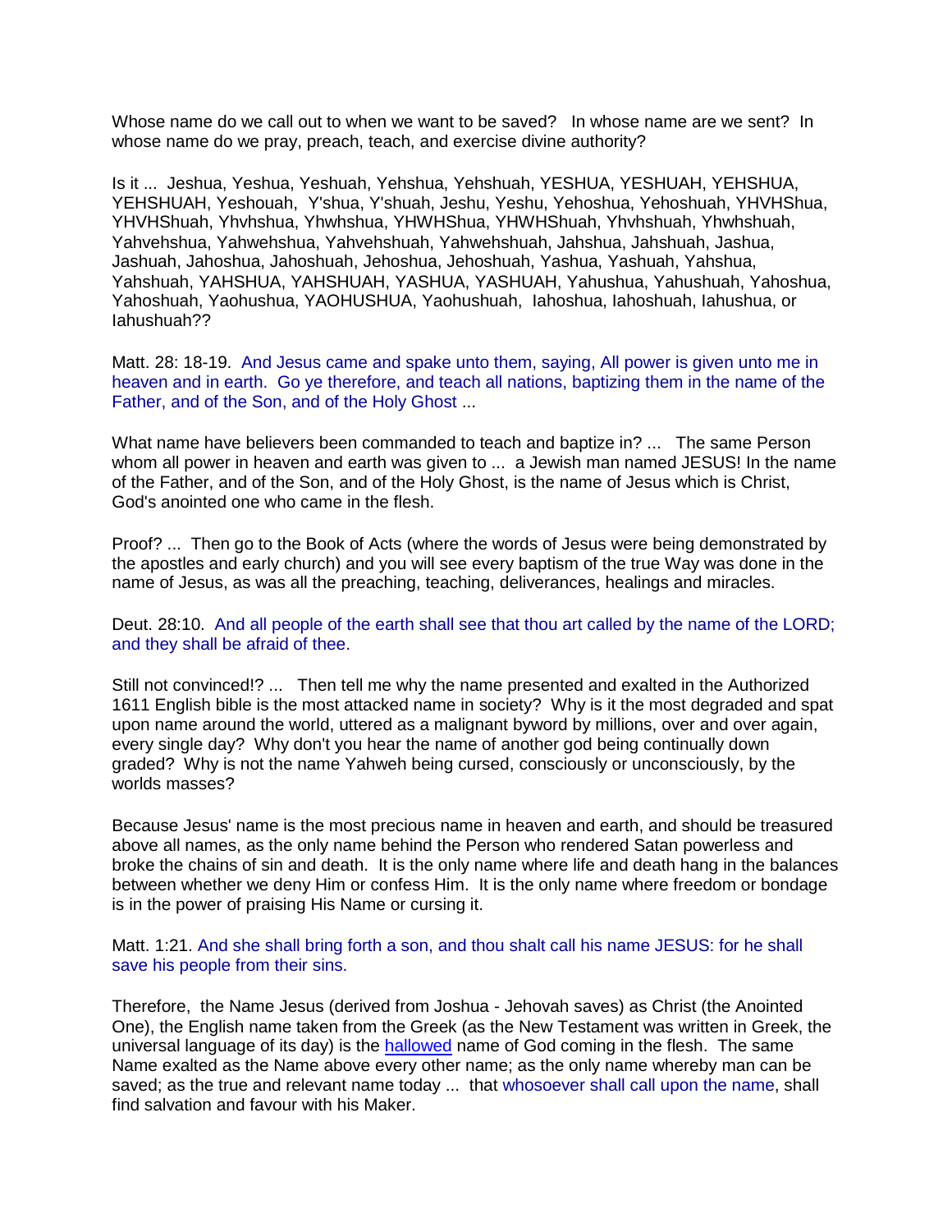Whose name do we call out to when we want to be saved?  In whose name are we sent?  In whose name do we pray, preach, teach, and exercise divine authority?

Is it ...  Jeshua, Yeshua, Yeshuah, Yehshua, Yehshuah, YESHUA, YESHUAH, YEHSHUA, YEHSHUAH, Yeshouah,  Y'shua, Y'shuah, Jeshu, Yeshu, Yehoshua, Yehoshuah, YHVHShua, YHVHShuah, Yhvhshua, Yhwhshua, YHWHShua, YHWHShuah, Yhvhshuah, Yhwhshuah, Yahvehshua, Yahwehshua, Yahvehshuah, Yahwehshuah, Jahshua, Jahshuah, Jashua, Jashuah, Jahoshua, Jahoshuah, Jehoshua, Jehoshuah, Yashua, Yashuah, Yahshua, Yahshuah, YAHSHUA, YAHSHUAH, YASHUA, YASHUAH, Yahushua, Yahushuah, Yahoshua, Yahoshuah, Yaohushua, YAOHUSHUA, Yaohushuah,  Iahoshua, Iahoshuah, Iahushua, or Iahushuah??

Matt. 28: 18-19.  And Jesus came and spake unto them, saying, All power is given unto me in heaven and in earth.  Go ye therefore, and teach all nations, baptizing them in the name of the Father, and of the Son, and of the Holy Ghost ...

What name have believers been commanded to teach and baptize in? ...   The same Person whom all power in heaven and earth was given to ...  a Jewish man named JESUS! In the name of the Father, and of the Son, and of the Holy Ghost, is the name of Jesus which is Christ, God's anointed one who came in the flesh.

Proof? ...  Then go to the Book of Acts (where the words of Jesus were being demonstrated by the apostles and early church) and you will see every baptism of the true Way was done in the name of Jesus, as was all the preaching, teaching, deliverances, healings and miracles.

Deut. 28:10.  And all people of the earth shall see that thou art called by the name of the LORD; and they shall be afraid of thee.

Still not convinced!? ...   Then tell me why the name presented and exalted in the Authorized 1611 English bible is the most attacked name in society?  Why is it the most degraded and spat upon name around the world, uttered as a malignant byword by millions, over and over again, every single day?  Why don't you hear the name of another god being continually down graded?  Why is not the name Yahweh being cursed, consciously or unconsciously, by the worlds masses?

Because Jesus' name is the most precious name in heaven and earth, and should be treasured above all names, as the only name behind the Person who rendered Satan powerless and broke the chains of sin and death.  It is the only name where life and death hang in the balances between whether we deny Him or confess Him.  It is the only name where freedom or bondage is in the power of praising His Name or cursing it.

Matt. 1:21. And she shall bring forth a son, and thou shalt call his name JESUS: for he shall save his people from their sins.

Therefore,  the Name Jesus (derived from Joshua - Jehovah saves) as Christ (the Anointed One), the English name taken from the Greek (as the New Testament was written in Greek, the universal language of its day) is the hallowed name of God coming in the flesh.  The same Name exalted as the Name above every other name; as the only name whereby man can be saved; as the true and relevant name today ...  that whosoever shall call upon the name, shall find salvation and favour with his Maker.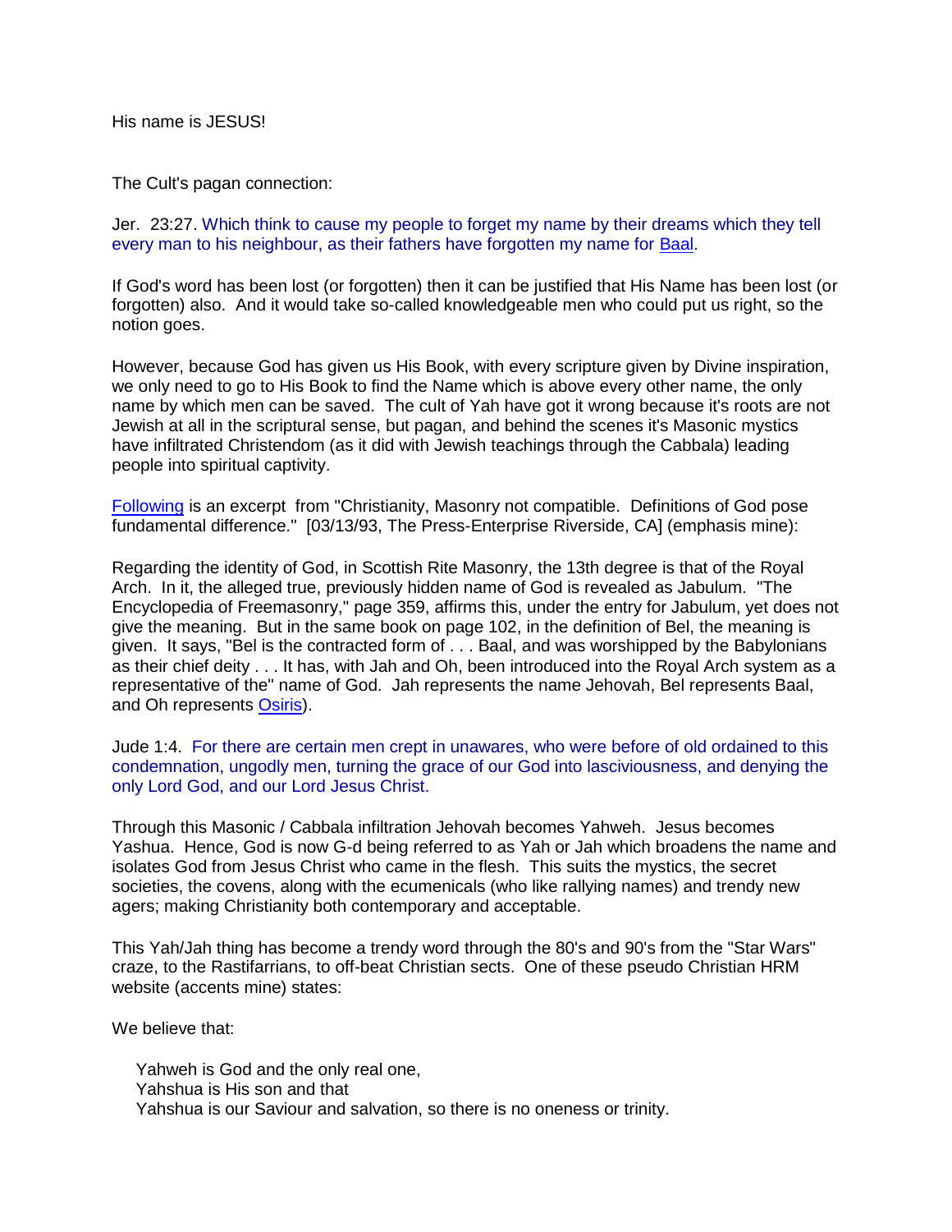His name is JESUS!

The Cult's pagan connection:

Jer. 23:27. Which think to cause my people to forget my name by their dreams which they tell every man to his neighbour, as their fathers have forgotten my name for Baal.

If God's word has been lost (or forgotten) then it can be justified that His Name has been lost (or forgotten) also. And it would take so-called knowledgeable men who could put us right, so the notion goes.

However, because God has given us His Book, with every scripture given by Divine inspiration, we only need to go to His Book to find the Name which is above every other name, the only name by which men can be saved. The cult of Yah have got it wrong because it's roots are not Jewish at all in the scriptural sense, but pagan, and behind the scenes it's Masonic mystics have infiltrated Christendom (as it did with Jewish teachings through the Cabbala) leading people into spiritual captivity.

Following is an excerpt from "Christianity, Masonry not compatible. Definitions of God pose fundamental difference." [03/13/93, The Press-Enterprise Riverside, CA] (emphasis mine):

Regarding the identity of God, in Scottish Rite Masonry, the 13th degree is that of the Royal Arch. In it, the alleged true, previously hidden name of God is revealed as Jabulum. "The Encyclopedia of Freemasonry," page 359, affirms this, under the entry for Jabulum, yet does not give the meaning. But in the same book on page 102, in the definition of Bel, the meaning is given. It says, "Bel is the contracted form of . . . Baal, and was worshipped by the Babylonians as their chief deity . . . It has, with Jah and Oh, been introduced into the Royal Arch system as a representative of the" name of God. Jah represents the name Jehovah, Bel represents Baal, and Oh represents Osiris).

Jude 1:4. For there are certain men crept in unawares, who were before of old ordained to this condemnation, ungodly men, turning the grace of our God into lasciviousness, and denying the only Lord God, and our Lord Jesus Christ.

Through this Masonic / Cabbala infiltration Jehovah becomes Yahweh. Jesus becomes Yashua. Hence, God is now G-d being referred to as Yah or Jah which broadens the name and isolates God from Jesus Christ who came in the flesh. This suits the mystics, the secret societies, the covens, along with the ecumenicals (who like rallying names) and trendy new agers; making Christianity both contemporary and acceptable.

This Yah/Jah thing has become a trendy word through the 80's and 90's from the "Star Wars" craze, to the Rastifarrians, to off-beat Christian sects. One of these pseudo Christian HRM website (accents mine) states:

We believe that:

Yahweh is God and the only real one,
Yahshua is His son and that
Yahshua is our Saviour and salvation, so there is no oneness or trinity.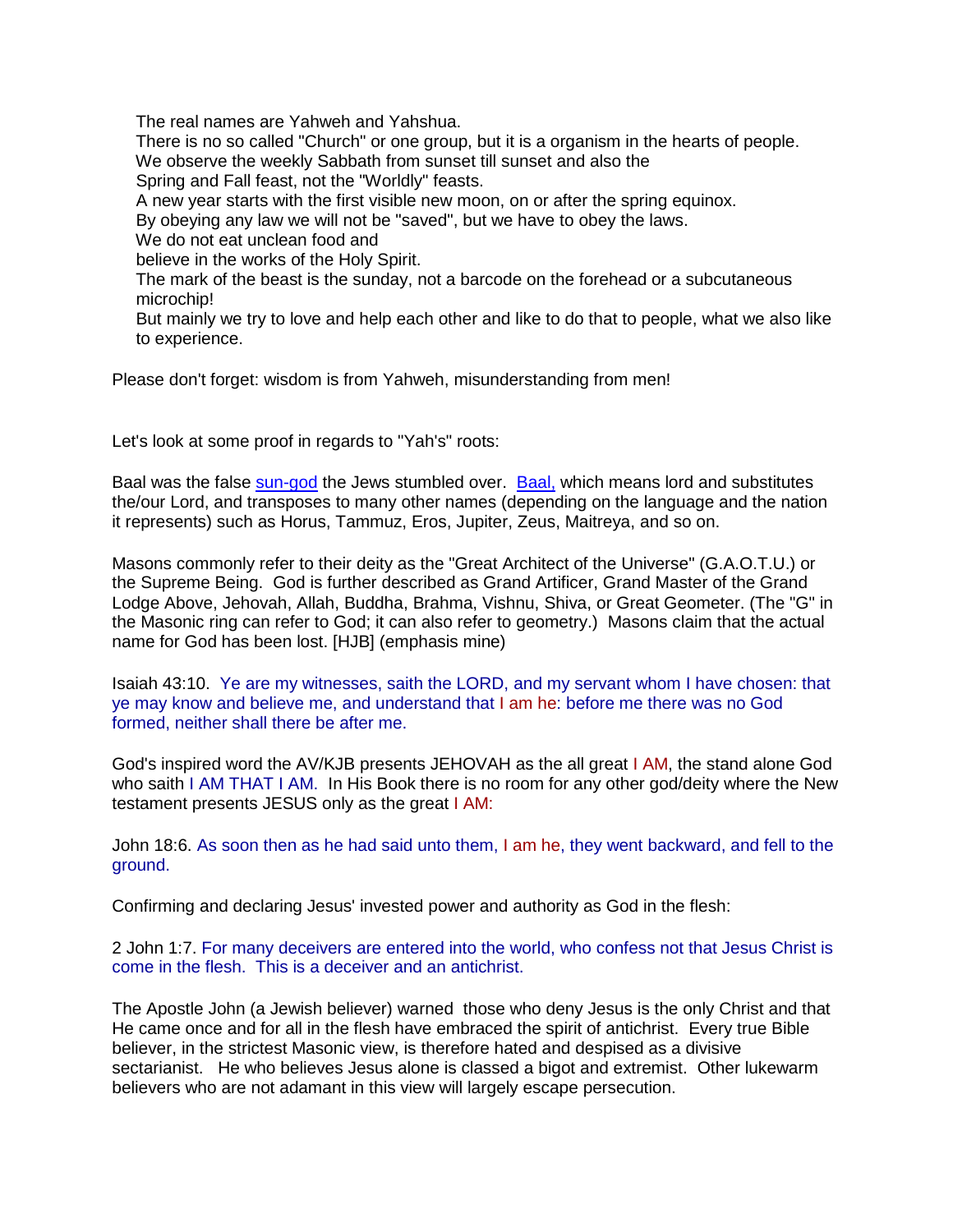The real names are Yahweh and Yahshua.
There is no so called "Church" or one group, but it is a organism in the hearts of people.
We observe the weekly Sabbath from sunset till sunset and also the
Spring and Fall feast, not the "Worldly" feasts.
A new year starts with the first visible new moon, on or after the spring equinox.
By obeying any law we will not be "saved", but we have to obey the laws.
We do not eat unclean food and
believe in the works of the Holy Spirit.
The mark of the beast is the sunday, not a barcode on the forehead or a subcutaneous microchip!
But mainly we try to love and help each other and like to do that to people, what we also like to experience.

Please don't forget: wisdom is from Yahweh, misunderstanding from men!

Let's look at some proof in regards to "Yah's" roots:

Baal was the false sun-god the Jews stumbled over. Baal, which means lord and substitutes the/our Lord, and transposes to many other names (depending on the language and the nation it represents) such as Horus, Tammuz, Eros, Jupiter, Zeus, Maitreya, and so on.

Masons commonly refer to their deity as the "Great Architect of the Universe" (G.A.O.T.U.) or the Supreme Being. God is further described as Grand Artificer, Grand Master of the Grand Lodge Above, Jehovah, Allah, Buddha, Brahma, Vishnu, Shiva, or Great Geometer. (The "G" in the Masonic ring can refer to God; it can also refer to geometry.) Masons claim that the actual name for God has been lost. [HJB] (emphasis mine)

Isaiah 43:10. Ye are my witnesses, saith the LORD, and my servant whom I have chosen: that ye may know and believe me, and understand that I am he: before me there was no God formed, neither shall there be after me.

God's inspired word the AV/KJB presents JEHOVAH as the all great I AM, the stand alone God who saith I AM THAT I AM. In His Book there is no room for any other god/deity where the New testament presents JESUS only as the great I AM:

John 18:6. As soon then as he had said unto them, I am he, they went backward, and fell to the ground.

Confirming and declaring Jesus' invested power and authority as God in the flesh:

2 John 1:7. For many deceivers are entered into the world, who confess not that Jesus Christ is come in the flesh. This is a deceiver and an antichrist.

The Apostle John (a Jewish believer) warned those who deny Jesus is the only Christ and that He came once and for all in the flesh have embraced the spirit of antichrist. Every true Bible believer, in the strictest Masonic view, is therefore hated and despised as a divisive sectarianist. He who believes Jesus alone is classed a bigot and extremist. Other lukewarm believers who are not adamant in this view will largely escape persecution.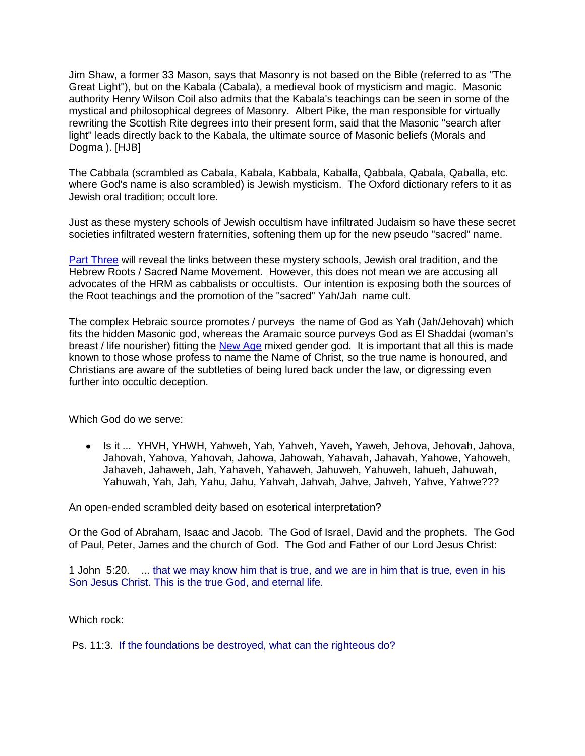Jim Shaw, a former 33 Mason, says that Masonry is not based on the Bible (referred to as "The Great Light"), but on the Kabala (Cabala), a medieval book of mysticism and magic. Masonic authority Henry Wilson Coil also admits that the Kabala's teachings can be seen in some of the mystical and philosophical degrees of Masonry. Albert Pike, the man responsible for virtually rewriting the Scottish Rite degrees into their present form, said that the Masonic "search after light" leads directly back to the Kabala, the ultimate source of Masonic beliefs (Morals and Dogma ). [HJB]

The Cabbala (scrambled as Cabala, Kabala, Kabbala, Kaballa, Qabbala, Qabala, Qaballa, etc. where God's name is also scrambled) is Jewish mysticism. The Oxford dictionary refers to it as Jewish oral tradition; occult lore.

Just as these mystery schools of Jewish occultism have infiltrated Judaism so have these secret societies infiltrated western fraternities, softening them up for the new pseudo "sacred" name.

Part Three will reveal the links between these mystery schools, Jewish oral tradition, and the Hebrew Roots / Sacred Name Movement. However, this does not mean we are accusing all advocates of the HRM as cabbalists or occultists. Our intention is exposing both the sources of the Root teachings and the promotion of the "sacred" Yah/Jah name cult.

The complex Hebraic source promotes / purveys the name of God as Yah (Jah/Jehovah) which fits the hidden Masonic god, whereas the Aramaic source purveys God as El Shaddai (woman's breast / life nourisher) fitting the New Age mixed gender god. It is important that all this is made known to those whose profess to name the Name of Christ, so the true name is honoured, and Christians are aware of the subtleties of being lured back under the law, or digressing even further into occultic deception.

Which God do we serve:

- Is it ... YHVH, YHWH, Yahweh, Yah, Yahveh, Yaveh, Yaweh, Jehova, Jehovah, Jahova, Jahovah, Yahova, Yahovah, Jahowa, Jahowah, Yahavah, Jahavah, Yahowe, Yahoweh, Jahaveh, Jahaweh, Jah, Yahaveh, Yahaweh, Jahuweh, Yahuweh, Iahueh, Jahuwah, Yahuwah, Yah, Jah, Yahu, Jahu, Yahvah, Jahvah, Jahve, Jahveh, Yahve, Yahwe???

An open-ended scrambled deity based on esoterical interpretation?

Or the God of Abraham, Isaac and Jacob. The God of Israel, David and the prophets. The God of Paul, Peter, James and the church of God. The God and Father of our Lord Jesus Christ:

1 John 5:20. ... that we may know him that is true, and we are in him that is true, even in his Son Jesus Christ. This is the true God, and eternal life.

Which rock:

Ps. 11:3. If the foundations be destroyed, what can the righteous do?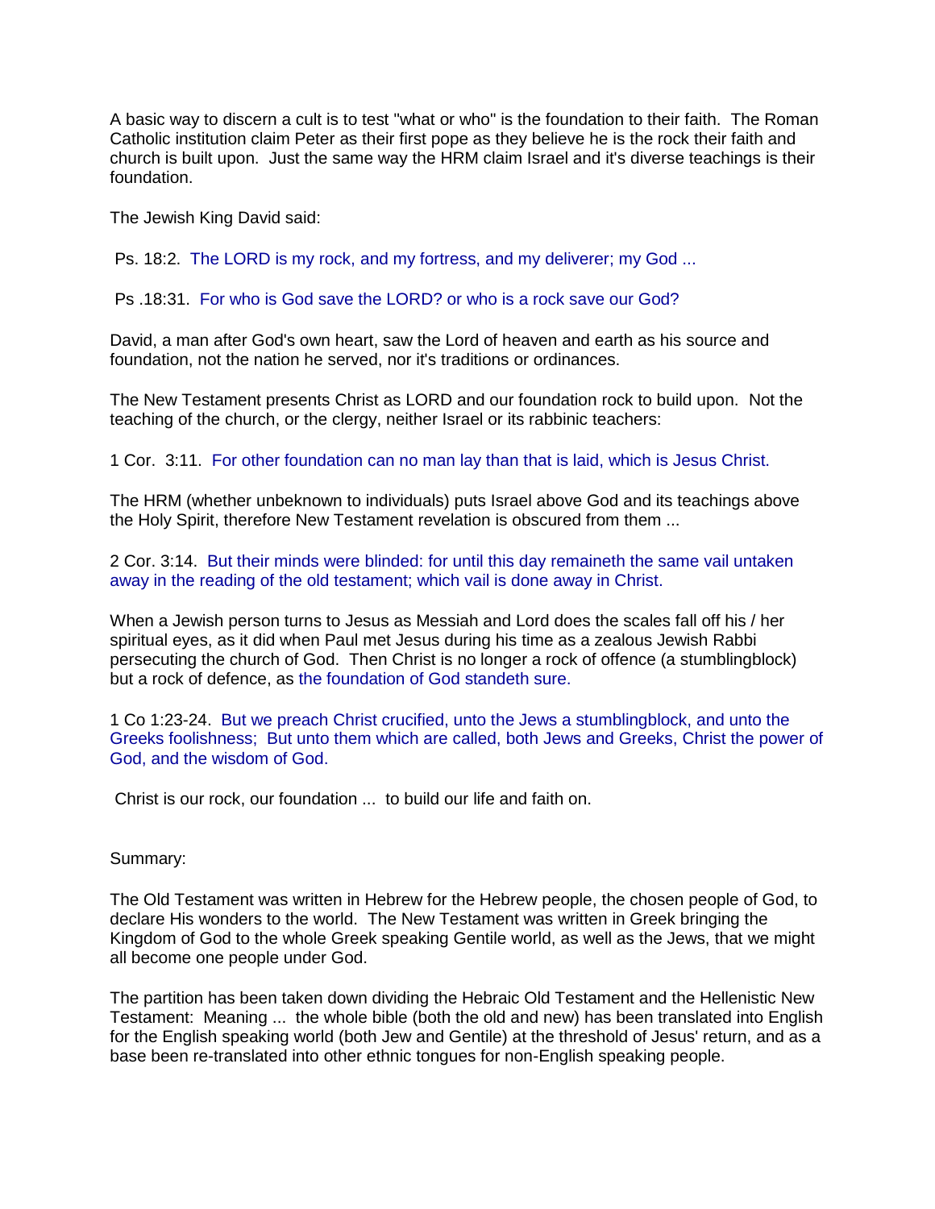A basic way to discern a cult is to test "what or who" is the foundation to their faith. The Roman Catholic institution claim Peter as their first pope as they believe he is the rock their faith and church is built upon. Just the same way the HRM claim Israel and it's diverse teachings is their foundation.

The Jewish King David said:

Ps. 18:2. The LORD is my rock, and my fortress, and my deliverer; my God ...

Ps .18:31. For who is God save the LORD? or who is a rock save our God?

David, a man after God's own heart, saw the Lord of heaven and earth as his source and foundation, not the nation he served, nor it's traditions or ordinances.

The New Testament presents Christ as LORD and our foundation rock to build upon. Not the teaching of the church, or the clergy, neither Israel or its rabbinic teachers:

1 Cor. 3:11. For other foundation can no man lay than that is laid, which is Jesus Christ.

The HRM (whether unbeknown to individuals) puts Israel above God and its teachings above the Holy Spirit, therefore New Testament revelation is obscured from them ...

2 Cor. 3:14. But their minds were blinded: for until this day remaineth the same vail untaken away in the reading of the old testament; which vail is done away in Christ.

When a Jewish person turns to Jesus as Messiah and Lord does the scales fall off his / her spiritual eyes, as it did when Paul met Jesus during his time as a zealous Jewish Rabbi persecuting the church of God. Then Christ is no longer a rock of offence (a stumblingblock) but a rock of defence, as the foundation of God standeth sure.

1 Co 1:23-24. But we preach Christ crucified, unto the Jews a stumblingblock, and unto the Greeks foolishness; But unto them which are called, both Jews and Greeks, Christ the power of God, and the wisdom of God.

Christ is our rock, our foundation ... to build our life and faith on.

Summary:

The Old Testament was written in Hebrew for the Hebrew people, the chosen people of God, to declare His wonders to the world. The New Testament was written in Greek bringing the Kingdom of God to the whole Greek speaking Gentile world, as well as the Jews, that we might all become one people under God.

The partition has been taken down dividing the Hebraic Old Testament and the Hellenistic New Testament: Meaning ... the whole bible (both the old and new) has been translated into English for the English speaking world (both Jew and Gentile) at the threshold of Jesus' return, and as a base been re-translated into other ethnic tongues for non-English speaking people.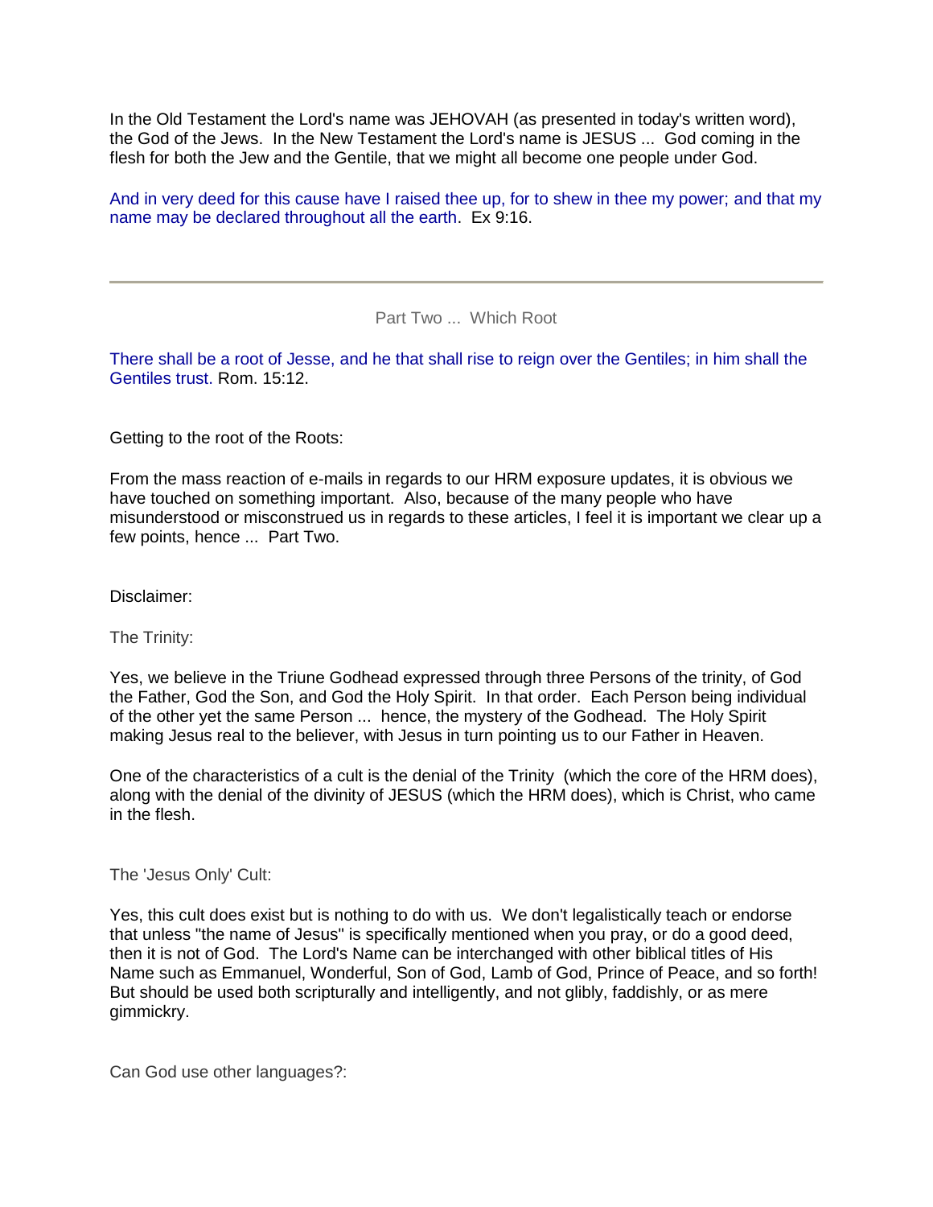In the Old Testament the Lord's name was JEHOVAH (as presented in today's written word), the God of the Jews. In the New Testament the Lord's name is JESUS ... God coming in the flesh for both the Jew and the Gentile, that we might all become one people under God.

And in very deed for this cause have I raised thee up, for to shew in thee my power; and that my name may be declared throughout all the earth. Ex 9:16.

---

## Part Two ... Which Root

There shall be a root of Jesse, and he that shall rise to reign over the Gentiles; in him shall the Gentiles trust. Rom. 15:12.

Getting to the root of the Roots:

From the mass reaction of e-mails in regards to our HRM exposure updates, it is obvious we have touched on something important. Also, because of the many people who have misunderstood or misconstrued us in regards to these articles, I feel it is important we clear up a few points, hence ... Part Two.

Disclaimer:

### The Trinity:

Yes, we believe in the Triune Godhead expressed through three Persons of the trinity, of God the Father, God the Son, and God the Holy Spirit. In that order. Each Person being individual of the other yet the same Person ... hence, the mystery of the Godhead. The Holy Spirit making Jesus real to the believer, with Jesus in turn pointing us to our Father in Heaven.

One of the characteristics of a cult is the denial of the Trinity (which the core of the HRM does), along with the denial of the divinity of JESUS (which the HRM does), which is Christ, who came in the flesh.

### The 'Jesus Only' Cult:

Yes, this cult does exist but is nothing to do with us. We don't legalistically teach or endorse that unless "the name of Jesus" is specifically mentioned when you pray, or do a good deed, then it is not of God. The Lord's Name can be interchanged with other biblical titles of His Name such as Emmanuel, Wonderful, Son of God, Lamb of God, Prince of Peace, and so forth! But should be used both scripturally and intelligently, and not glibly, faddishly, or as mere gimmickry.

### Can God use other languages?: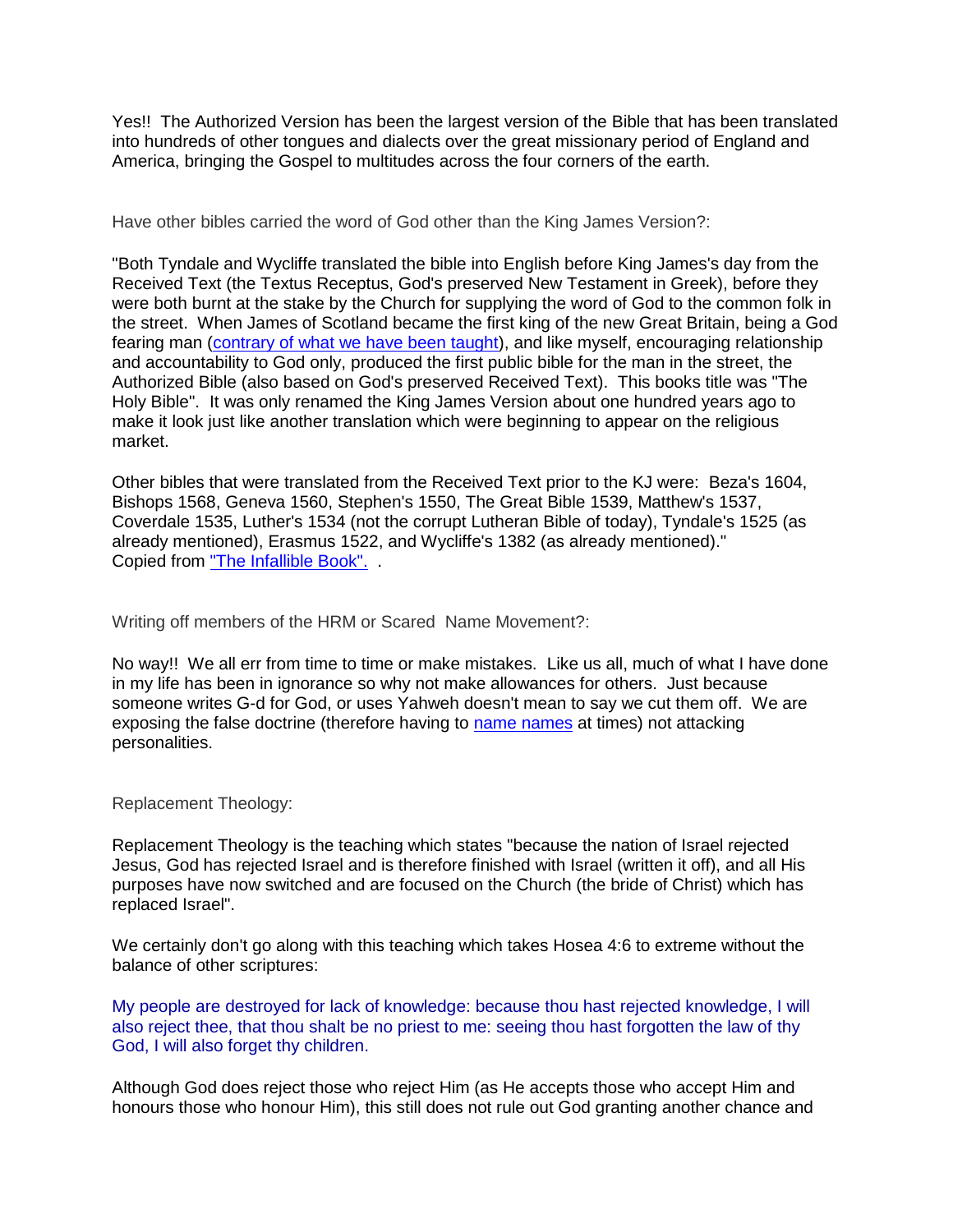Yes!! The Authorized Version has been the largest version of the Bible that has been translated into hundreds of other tongues and dialects over the great missionary period of England and America, bringing the Gospel to multitudes across the four corners of the earth.

### Have other bibles carried the word of God other than the King James Version?:

"Both Tyndale and Wycliffe translated the bible into English before King James's day from the Received Text (the Textus Receptus, God's preserved New Testament in Greek), before they were both burnt at the stake by the Church for supplying the word of God to the common folk in the street. When James of Scotland became the first king of the new Great Britain, being a God fearing man (contrary of what we have been taught), and like myself, encouraging relationship and accountability to God only, produced the first public bible for the man in the street, the Authorized Bible (also based on God's preserved Received Text). This books title was "The Holy Bible". It was only renamed the King James Version about one hundred years ago to make it look just like another translation which were beginning to appear on the religious market.

Other bibles that were translated from the Received Text prior to the KJ were: Beza's 1604, Bishops 1568, Geneva 1560, Stephen's 1550, The Great Bible 1539, Matthew's 1537, Coverdale 1535, Luther's 1534 (not the corrupt Lutheran Bible of today), Tyndale's 1525 (as already mentioned), Erasmus 1522, and Wycliffe's 1382 (as already mentioned)."
Copied from "The Infallible Book". .

### Writing off members of the HRM or Scared Name Movement?:

No way!! We all err from time to time or make mistakes. Like us all, much of what I have done in my life has been in ignorance so why not make allowances for others. Just because someone writes G-d for God, or uses Yahweh doesn't mean to say we cut them off. We are exposing the false doctrine (therefore having to name names at times) not attacking personalities.

### Replacement Theology:

Replacement Theology is the teaching which states "because the nation of Israel rejected Jesus, God has rejected Israel and is therefore finished with Israel (written it off), and all His purposes have now switched and are focused on the Church (the bride of Christ) which has replaced Israel".

We certainly don't go along with this teaching which takes Hosea 4:6 to extreme without the balance of other scriptures:

My people are destroyed for lack of knowledge: because thou hast rejected knowledge, I will also reject thee, that thou shalt be no priest to me: seeing thou hast forgotten the law of thy God, I will also forget thy children.

Although God does reject those who reject Him (as He accepts those who accept Him and honours those who honour Him), this still does not rule out God granting another chance and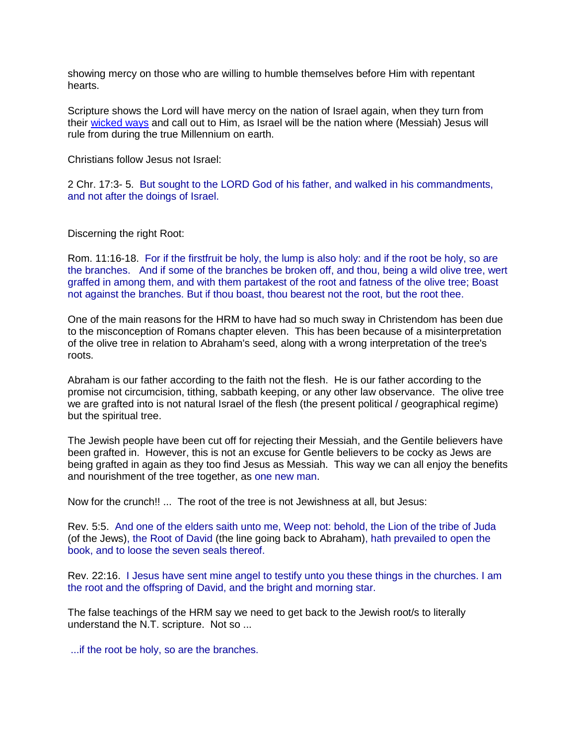showing mercy on those who are willing to humble themselves before Him with repentant hearts.

Scripture shows the Lord will have mercy on the nation of Israel again, when they turn from their wicked ways and call out to Him, as Israel will be the nation where (Messiah) Jesus will rule from during the true Millennium on earth.

Christians follow Jesus not Israel:

2 Chr. 17:3- 5.  But sought to the LORD God of his father, and walked in his commandments, and not after the doings of Israel.

Discerning the right Root:

Rom. 11:16-18.  For if the firstfruit be holy, the lump is also holy: and if the root be holy, so are the branches.   And if some of the branches be broken off, and thou, being a wild olive tree, wert graffed in among them, and with them partakest of the root and fatness of the olive tree; Boast not against the branches. But if thou boast, thou bearest not the root, but the root thee.

One of the main reasons for the HRM to have had so much sway in Christendom has been due to the misconception of Romans chapter eleven.  This has been because of a misinterpretation of the olive tree in relation to Abraham's seed, along with a wrong interpretation of the tree's roots.

Abraham is our father according to the faith not the flesh.  He is our father according to the promise not circumcision, tithing, sabbath keeping, or any other law observance.  The olive tree we are grafted into is not natural Israel of the flesh (the present political / geographical regime) but the spiritual tree.

The Jewish people have been cut off for rejecting their Messiah, and the Gentile believers have been grafted in.  However, this is not an excuse for Gentle believers to be cocky as Jews are being grafted in again as they too find Jesus as Messiah.  This way we can all enjoy the benefits and nourishment of the tree together, as one new man.

Now for the crunch!! ...  The root of the tree is not Jewishness at all, but Jesus:

Rev. 5:5.  And one of the elders saith unto me, Weep not: behold, the Lion of the tribe of Juda (of the Jews), the Root of David (the line going back to Abraham), hath prevailed to open the book, and to loose the seven seals thereof.

Rev. 22:16.  I Jesus have sent mine angel to testify unto you these things in the churches. I am the root and the offspring of David, and the bright and morning star.

The false teachings of the HRM say we need to get back to the Jewish root/s to literally understand the N.T. scripture.  Not so ...

...if the root be holy, so are the branches.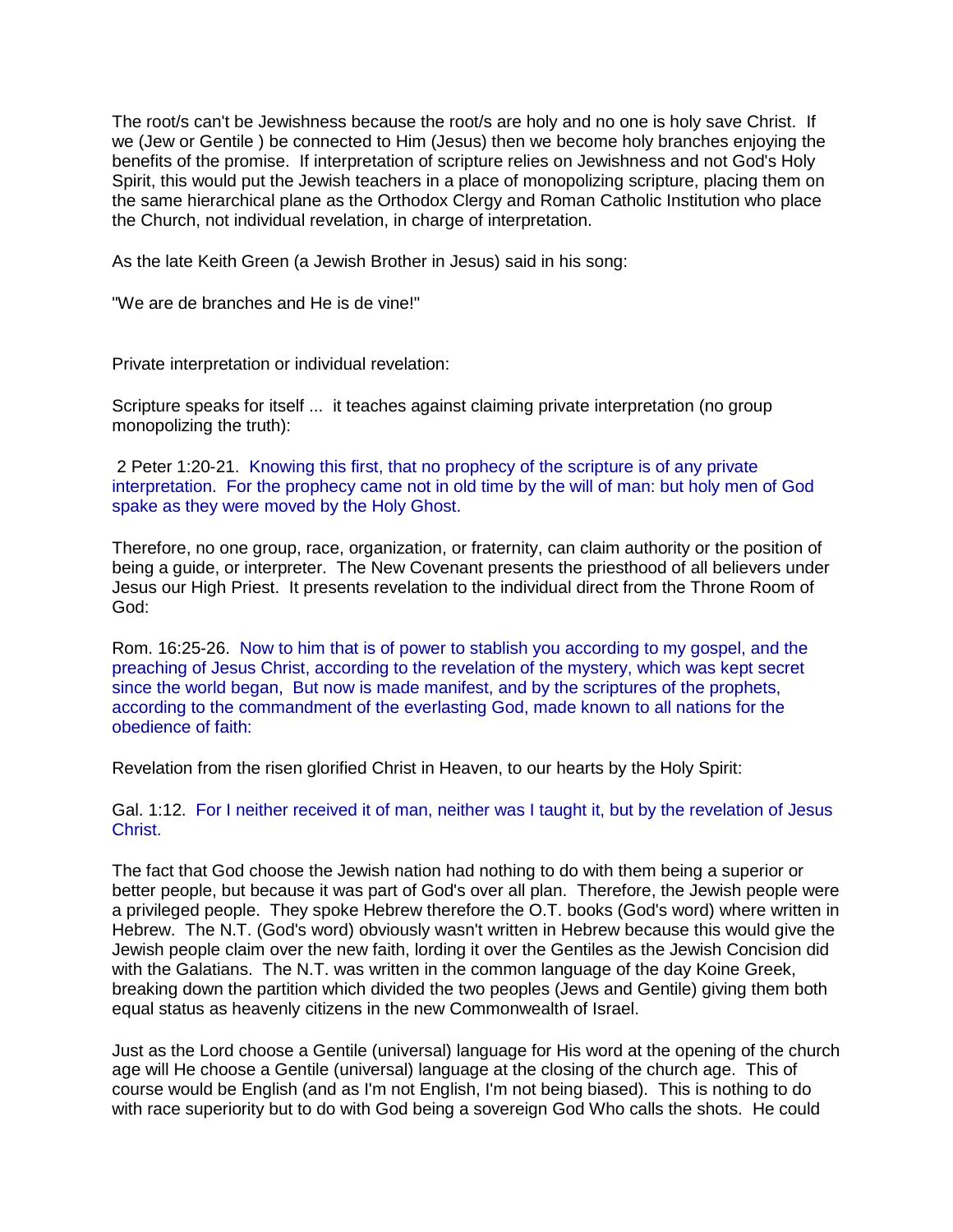The root/s can't be Jewishness because the root/s are holy and no one is holy save Christ. If we (Jew or Gentile ) be connected to Him (Jesus) then we become holy branches enjoying the benefits of the promise. If interpretation of scripture relies on Jewishness and not God's Holy Spirit, this would put the Jewish teachers in a place of monopolizing scripture, placing them on the same hierarchical plane as the Orthodox Clergy and Roman Catholic Institution who place the Church, not individual revelation, in charge of interpretation.

As the late Keith Green (a Jewish Brother in Jesus) said in his song:

"We are de branches and He is de vine!"

Private interpretation or individual revelation:

Scripture speaks for itself ... it teaches against claiming private interpretation (no group monopolizing the truth):

2 Peter 1:20-21. Knowing this first, that no prophecy of the scripture is of any private interpretation. For the prophecy came not in old time by the will of man: but holy men of God spake as they were moved by the Holy Ghost.

Therefore, no one group, race, organization, or fraternity, can claim authority or the position of being a guide, or interpreter. The New Covenant presents the priesthood of all believers under Jesus our High Priest. It presents revelation to the individual direct from the Throne Room of God:

Rom. 16:25-26. Now to him that is of power to stablish you according to my gospel, and the preaching of Jesus Christ, according to the revelation of the mystery, which was kept secret since the world began, But now is made manifest, and by the scriptures of the prophets, according to the commandment of the everlasting God, made known to all nations for the obedience of faith:

Revelation from the risen glorified Christ in Heaven, to our hearts by the Holy Spirit:

Gal. 1:12. For I neither received it of man, neither was I taught it, but by the revelation of Jesus Christ.

The fact that God choose the Jewish nation had nothing to do with them being a superior or better people, but because it was part of God's over all plan. Therefore, the Jewish people were a privileged people. They spoke Hebrew therefore the O.T. books (God's word) where written in Hebrew. The N.T. (God's word) obviously wasn't written in Hebrew because this would give the Jewish people claim over the new faith, lording it over the Gentiles as the Jewish Concision did with the Galatians. The N.T. was written in the common language of the day Koine Greek, breaking down the partition which divided the two peoples (Jews and Gentile) giving them both equal status as heavenly citizens in the new Commonwealth of Israel.

Just as the Lord choose a Gentile (universal) language for His word at the opening of the church age will He choose a Gentile (universal) language at the closing of the church age. This of course would be English (and as I'm not English, I'm not being biased). This is nothing to do with race superiority but to do with God being a sovereign God Who calls the shots. He could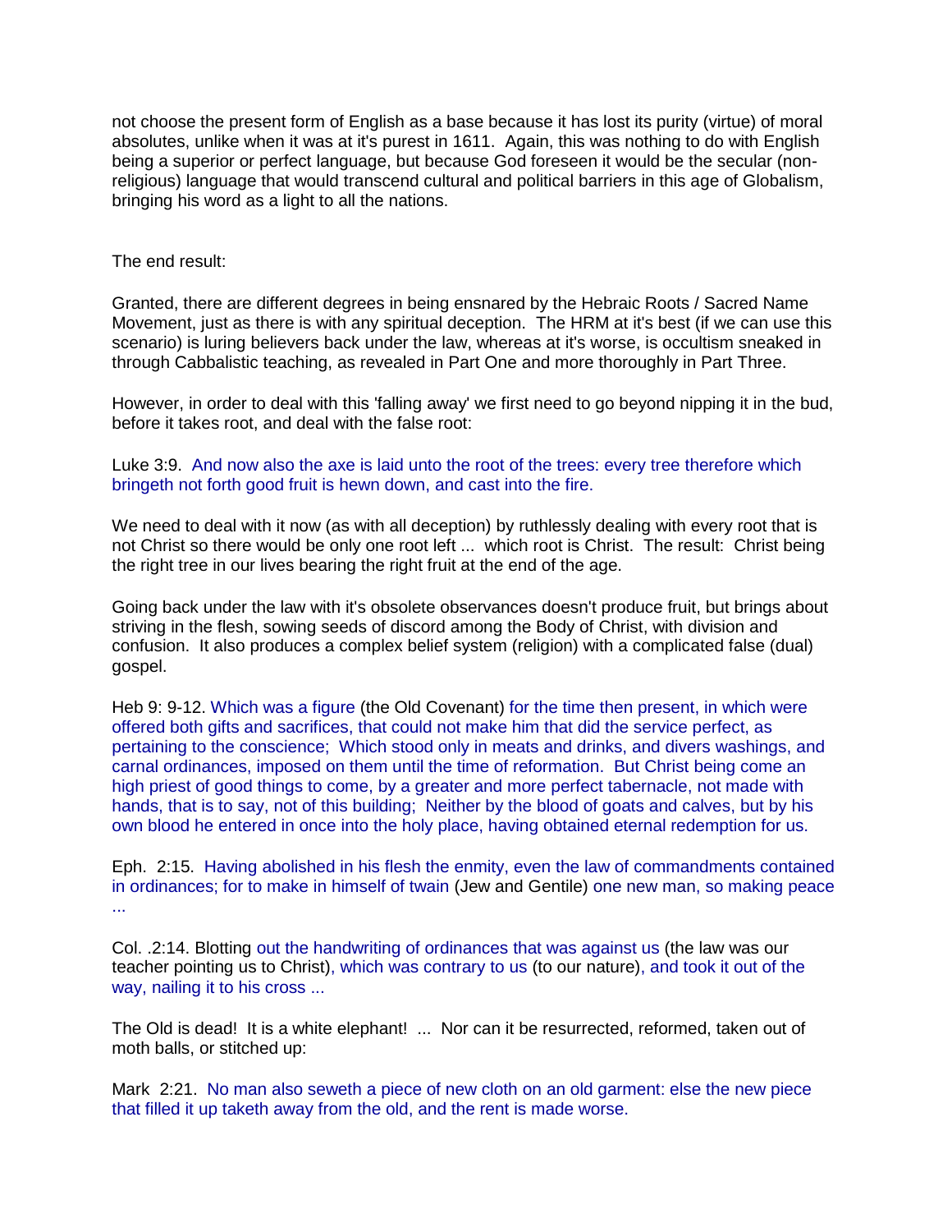not choose the present form of English as a base because it has lost its purity (virtue) of moral absolutes, unlike when it was at it's purest in 1611. Again, this was nothing to do with English being a superior or perfect language, but because God foreseen it would be the secular (non-religious) language that would transcend cultural and political barriers in this age of Globalism, bringing his word as a light to all the nations.

The end result:

Granted, there are different degrees in being ensnared by the Hebraic Roots / Sacred Name Movement, just as there is with any spiritual deception. The HRM at it's best (if we can use this scenario) is luring believers back under the law, whereas at it's worse, is occultism sneaked in through Cabbalistic teaching, as revealed in Part One and more thoroughly in Part Three.

However, in order to deal with this 'falling away' we first need to go beyond nipping it in the bud, before it takes root, and deal with the false root:

Luke 3:9. And now also the axe is laid unto the root of the trees: every tree therefore which bringeth not forth good fruit is hewn down, and cast into the fire.

We need to deal with it now (as with all deception) by ruthlessly dealing with every root that is not Christ so there would be only one root left ... which root is Christ. The result: Christ being the right tree in our lives bearing the right fruit at the end of the age.

Going back under the law with it's obsolete observances doesn't produce fruit, but brings about striving in the flesh, sowing seeds of discord among the Body of Christ, with division and confusion. It also produces a complex belief system (religion) with a complicated false (dual) gospel.

Heb 9: 9-12. Which was a figure (the Old Covenant) for the time then present, in which were offered both gifts and sacrifices, that could not make him that did the service perfect, as pertaining to the conscience; Which stood only in meats and drinks, and divers washings, and carnal ordinances, imposed on them until the time of reformation. But Christ being come an high priest of good things to come, by a greater and more perfect tabernacle, not made with hands, that is to say, not of this building; Neither by the blood of goats and calves, but by his own blood he entered in once into the holy place, having obtained eternal redemption for us.

Eph. 2:15. Having abolished in his flesh the enmity, even the law of commandments contained in ordinances; for to make in himself of twain (Jew and Gentile) one new man, so making peace ...

Col. .2:14. Blotting out the handwriting of ordinances that was against us (the law was our teacher pointing us to Christ), which was contrary to us (to our nature), and took it out of the way, nailing it to his cross ...

The Old is dead! It is a white elephant! ... Nor can it be resurrected, reformed, taken out of moth balls, or stitched up:

Mark 2:21. No man also seweth a piece of new cloth on an old garment: else the new piece that filled it up taketh away from the old, and the rent is made worse.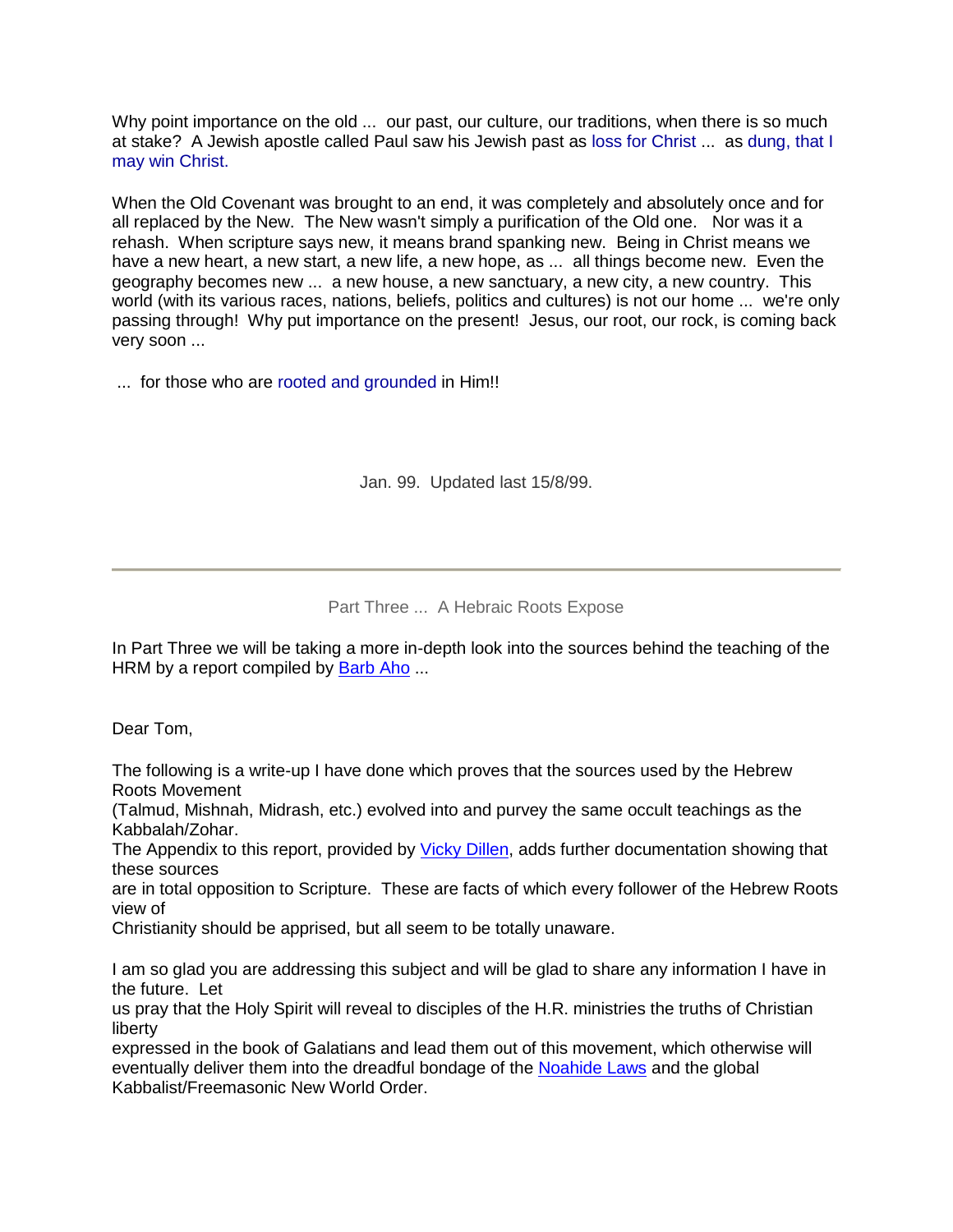Why point importance on the old ... our past, our culture, our traditions, when there is so much at stake? A Jewish apostle called Paul saw his Jewish past as loss for Christ ... as dung, that I may win Christ.

When the Old Covenant was brought to an end, it was completely and absolutely once and for all replaced by the New. The New wasn't simply a purification of the Old one. Nor was it a rehash. When scripture says new, it means brand spanking new. Being in Christ means we have a new heart, a new start, a new life, a new hope, as ... all things become new. Even the geography becomes new ... a new house, a new sanctuary, a new city, a new country. This world (with its various races, nations, beliefs, politics and cultures) is not our home ... we're only passing through! Why put importance on the present! Jesus, our root, our rock, is coming back very soon ...

... for those who are rooted and grounded in Him!!

Jan. 99. Updated last 15/8/99.

---

Part Three ... A Hebraic Roots Expose

In Part Three we will be taking a more in-depth look into the sources behind the teaching of the HRM by a report compiled by Barb Aho ...

Dear Tom,

The following is a write-up I have done which proves that the sources used by the Hebrew Roots Movement (Talmud, Mishnah, Midrash, etc.) evolved into and purvey the same occult teachings as the Kabbalah/Zohar. The Appendix to this report, provided by Vicky Dillen, adds further documentation showing that these sources are in total opposition to Scripture. These are facts of which every follower of the Hebrew Roots view of Christianity should be apprised, but all seem to be totally unaware.

I am so glad you are addressing this subject and will be glad to share any information I have in the future. Let us pray that the Holy Spirit will reveal to disciples of the H.R. ministries the truths of Christian liberty expressed in the book of Galatians and lead them out of this movement, which otherwise will eventually deliver them into the dreadful bondage of the Noahide Laws and the global Kabbalist/Freemasonic New World Order.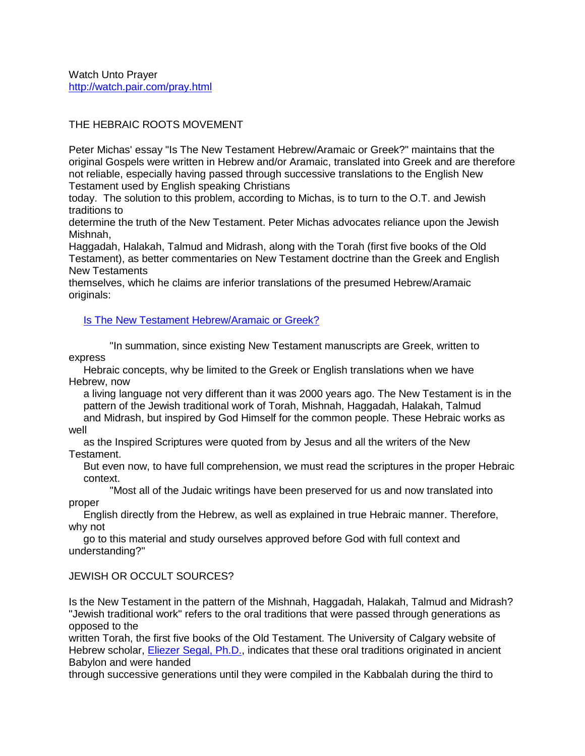Watch Unto Prayer
http://watch.pair.com/pray.html

## THE HEBRAIC ROOTS MOVEMENT

Peter Michas' essay "Is The New Testament Hebrew/Aramaic or Greek?" maintains that the original Gospels were written in Hebrew and/or Aramaic, translated into Greek and are therefore not reliable, especially having passed through successive translations to the English New Testament used by English speaking Christians today. The solution to this problem, according to Michas, is to turn to the O.T. and Jewish traditions to determine the truth of the New Testament. Peter Michas advocates reliance upon the Jewish Mishnah, Haggadah, Halakah, Talmud and Midrash, along with the Torah (first five books of the Old Testament), as better commentaries on New Testament doctrine than the Greek and English New Testaments themselves, which he claims are inferior translations of the presumed Hebrew/Aramaic originals:

[Is The New Testament Hebrew/Aramaic or Greek?]

> "In summation, since existing New Testament manuscripts are Greek, written to express Hebraic concepts, why be limited to the Greek or English translations when we have Hebrew, now a living language not very different than it was 2000 years ago. The New Testament is in the pattern of the Jewish traditional work of Torah, Mishnah, Haggadah, Halakah, Talmud and Midrash, but inspired by God Himself for the common people. These Hebraic works as well as the Inspired Scriptures were quoted from by Jesus and all the writers of the New Testament. But even now, to have full comprehension, we must read the scriptures in the proper Hebraic context.
>
> "Most all of the Judaic writings have been preserved for us and now translated into proper English directly from the Hebrew, as well as explained in true Hebraic manner. Therefore, why not go to this material and study ourselves approved before God with full context and understanding?"

## JEWISH OR OCCULT SOURCES?

Is the New Testament in the pattern of the Mishnah, Haggadah, Halakah, Talmud and Midrash? "Jewish traditional work" refers to the oral traditions that were passed through generations as opposed to the written Torah, the first five books of the Old Testament. The University of Calgary website of Hebrew scholar, Eliezer Segal, Ph.D., indicates that these oral traditions originated in ancient Babylon and were handed through successive generations until they were compiled in the Kabbalah during the third to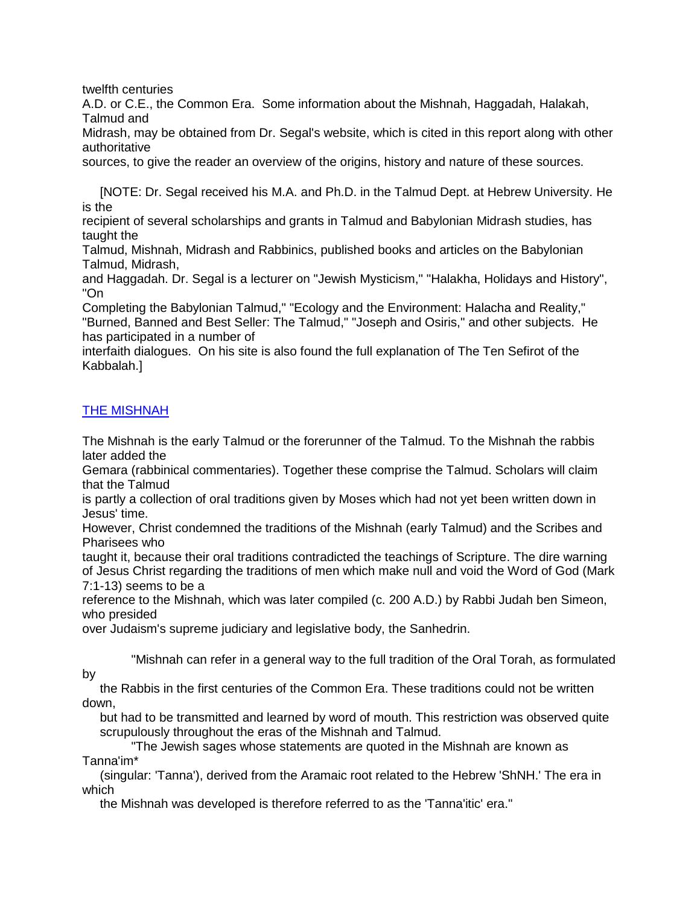twelfth centuries A.D. or C.E., the Common Era. Some information about the Mishnah, Haggadah, Halakah, Talmud and Midrash, may be obtained from Dr. Segal's website, which is cited in this report along with other authoritative sources, to give the reader an overview of the origins, history and nature of these sources.

[NOTE: Dr. Segal received his M.A. and Ph.D. in the Talmud Dept. at Hebrew University. He is the recipient of several scholarships and grants in Talmud and Babylonian Midrash studies, has taught the Talmud, Mishnah, Midrash and Rabbinics, published books and articles on the Babylonian Talmud, Midrash, and Haggadah. Dr. Segal is a lecturer on "Jewish Mysticism," "Halakha, Holidays and History", "On Completing the Babylonian Talmud," "Ecology and the Environment: Halacha and Reality," "Burned, Banned and Best Seller: The Talmud," "Joseph and Osiris," and other subjects. He has participated in a number of interfaith dialogues. On his site is also found the full explanation of The Ten Sefirot of the Kabbalah.]

## THE MISHNAH

The Mishnah is the early Talmud or the forerunner of the Talmud. To the Mishnah the rabbis later added the Gemara (rabbinical commentaries). Together these comprise the Talmud. Scholars will claim that the Talmud is partly a collection of oral traditions given by Moses which had not yet been written down in Jesus' time.

However, Christ condemned the traditions of the Mishnah (early Talmud) and the Scribes and Pharisees who taught it, because their oral traditions contradicted the teachings of Scripture. The dire warning of Jesus Christ regarding the traditions of men which make null and void the Word of God (Mark 7:1-13) seems to be a reference to the Mishnah, which was later compiled (c. 200 A.D.) by Rabbi Judah ben Simeon, who presided over Judaism's supreme judiciary and legislative body, the Sanhedrin.

> "Mishnah can refer in a general way to the full tradition of the Oral Torah, as formulated by the Rabbis in the first centuries of the Common Era. These traditions could not be written down, but had to be transmitted and learned by word of mouth. This restriction was observed quite scrupulously throughout the eras of the Mishnah and Talmud.
>
> "The Jewish sages whose statements are quoted in the Mishnah are known as Tanna'im* (singular: 'Tanna'), derived from the Aramaic root related to the Hebrew 'ShNH.' The era in which the Mishnah was developed is therefore referred to as the 'Tanna'itic' era."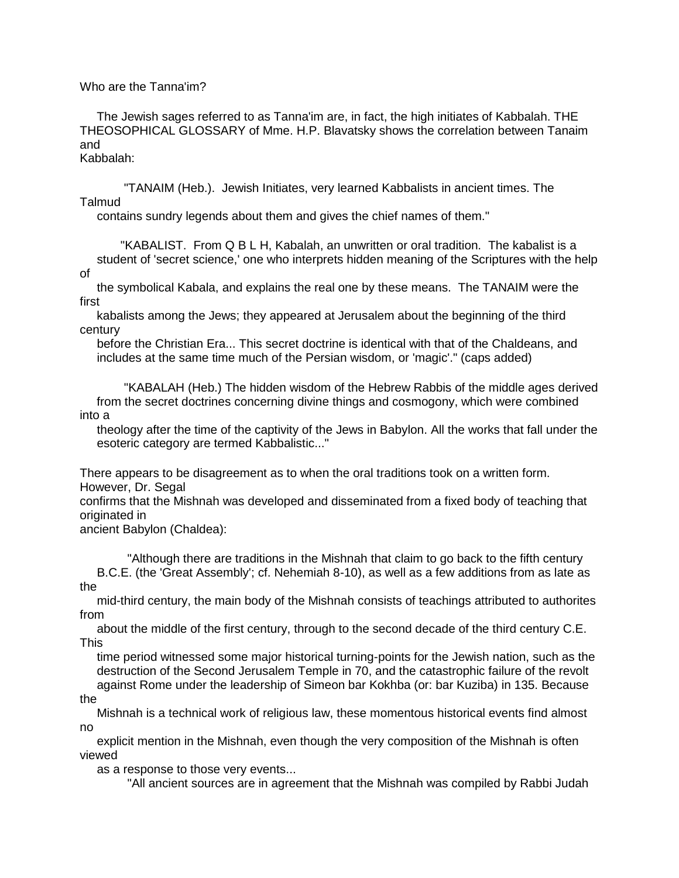Who are the Tanna'im?

The Jewish sages referred to as Tanna'im are, in fact, the high initiates of Kabbalah. THE THEOSOPHICAL GLOSSARY of Mme. H.P. Blavatsky shows the correlation between Tanaim and Kabbalah:

> "TANAIM (Heb.). Jewish Initiates, very learned Kabbalists in ancient times. The Talmud contains sundry legends about them and gives the chief names of them."

> "KABALIST. From Q B L H, Kabalah, an unwritten or oral tradition. The kabalist is a student of 'secret science,' one who interprets hidden meaning of the Scriptures with the help of the symbolical Kabala, and explains the real one by these means. The TANAIM were the first kabalists among the Jews; they appeared at Jerusalem about the beginning of the third century before the Christian Era... This secret doctrine is identical with that of the Chaldeans, and includes at the same time much of the Persian wisdom, or 'magic'." (caps added)

> "KABALAH (Heb.) The hidden wisdom of the Hebrew Rabbis of the middle ages derived from the secret doctrines concerning divine things and cosmogony, which were combined into a theology after the time of the captivity of the Jews in Babylon. All the works that fall under the esoteric category are termed Kabbalistic..."

There appears to be disagreement as to when the oral traditions took on a written form. However, Dr. Segal confirms that the Mishnah was developed and disseminated from a fixed body of teaching that originated in ancient Babylon (Chaldea):

> "Although there are traditions in the Mishnah that claim to go back to the fifth century B.C.E. (the 'Great Assembly'; cf. Nehemiah 8-10), as well as a few additions from as late as the mid-third century, the main body of the Mishnah consists of teachings attributed to authorites from about the middle of the first century, through to the second decade of the third century C.E. This time period witnessed some major historical turning-points for the Jewish nation, such as the destruction of the Second Jerusalem Temple in 70, and the catastrophic failure of the revolt against Rome under the leadership of Simeon bar Kokhba (or: bar Kuziba) in 135. Because the Mishnah is a technical work of religious law, these momentous historical events find almost no explicit mention in the Mishnah, even though the very composition of the Mishnah is often viewed as a response to those very events...
>
> "All ancient sources are in agreement that the Mishnah was compiled by Rabbi Judah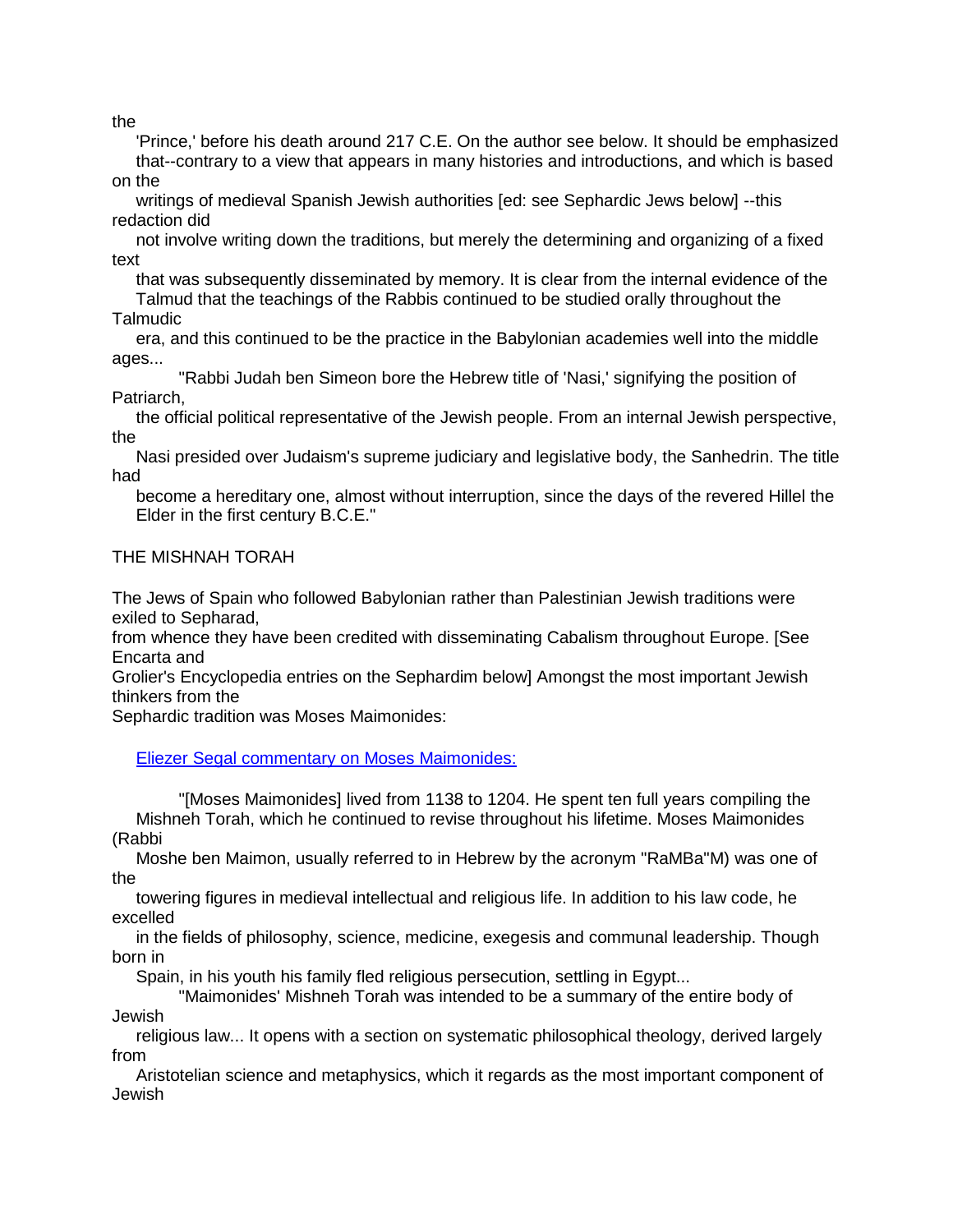the 'Prince,' before his death around 217 C.E. On the author see below. It should be emphasized that--contrary to a view that appears in many histories and introductions, and which is based on the writings of medieval Spanish Jewish authorities [ed: see Sephardic Jews below] --this redaction did not involve writing down the traditions, but merely the determining and organizing of a fixed text that was subsequently disseminated by memory. It is clear from the internal evidence of the Talmud that the teachings of the Rabbis continued to be studied orally throughout the Talmudic era, and this continued to be the practice in the Babylonian academies well into the middle ages...

"Rabbi Judah ben Simeon bore the Hebrew title of 'Nasi,' signifying the position of Patriarch, the official political representative of the Jewish people. From an internal Jewish perspective, the Nasi presided over Judaism's supreme judiciary and legislative body, the Sanhedrin. The title had become a hereditary one, almost without interruption, since the days of the revered Hillel the Elder in the first century B.C.E."

THE MISHNAH TORAH

The Jews of Spain who followed Babylonian rather than Palestinian Jewish traditions were exiled to Sepharad, from whence they have been credited with disseminating Cabalism throughout Europe. [See Encarta and Grolier's Encyclopedia entries on the Sephardim below] Amongst the most important Jewish thinkers from the Sephardic tradition was Moses Maimonides:

Eliezer Segal commentary on Moses Maimonides:

"[Moses Maimonides] lived from 1138 to 1204. He spent ten full years compiling the Mishneh Torah, which he continued to revise throughout his lifetime. Moses Maimonides (Rabbi Moshe ben Maimon, usually referred to in Hebrew by the acronym "RaMBa"M) was one of the towering figures in medieval intellectual and religious life. In addition to his law code, he excelled in the fields of philosophy, science, medicine, exegesis and communal leadership. Though born in Spain, in his youth his family fled religious persecution, settling in Egypt...

"Maimonides' Mishneh Torah was intended to be a summary of the entire body of Jewish religious law... It opens with a section on systematic philosophical theology, derived largely from Aristotelian science and metaphysics, which it regards as the most important component of Jewish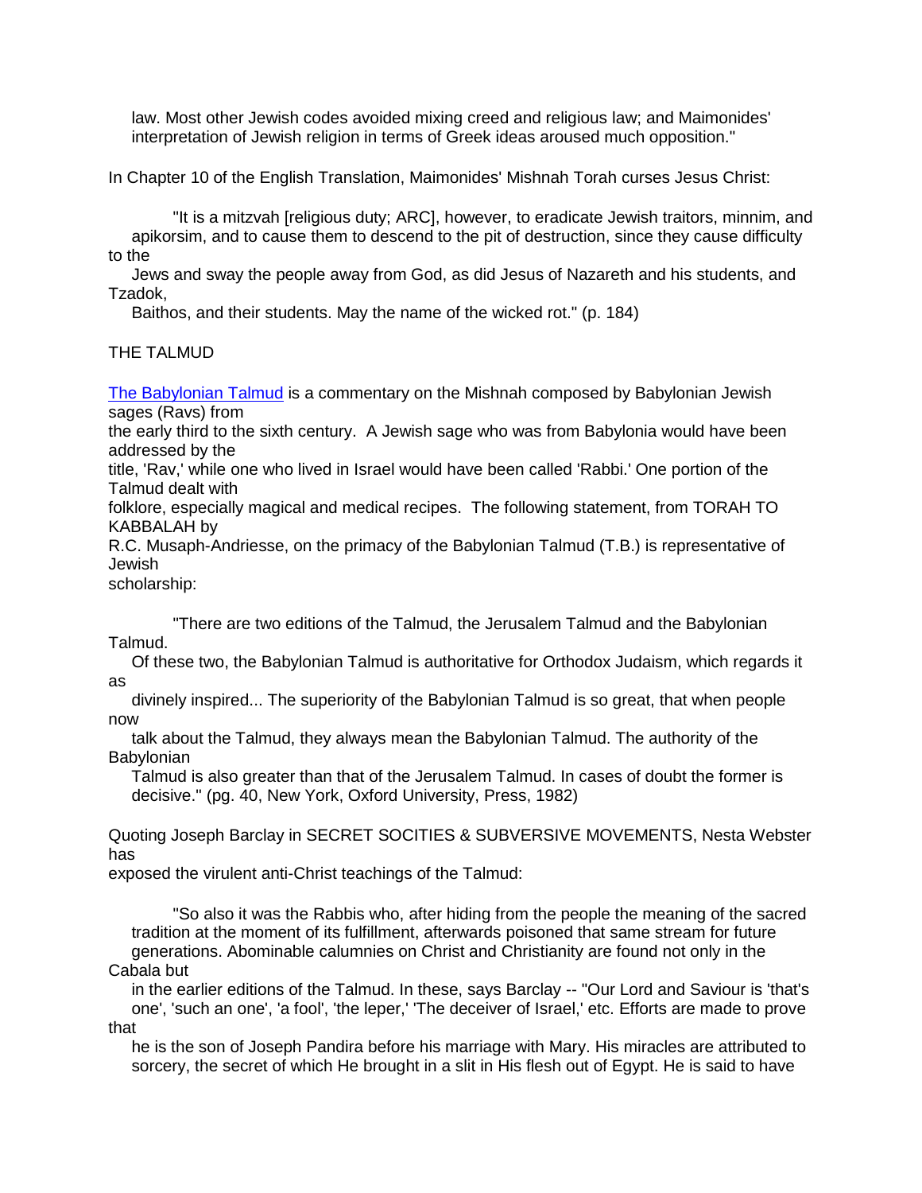law. Most other Jewish codes avoided mixing creed and religious law; and Maimonides' interpretation of Jewish religion in terms of Greek ideas aroused much opposition."

In Chapter 10 of the English Translation, Maimonides' Mishnah Torah curses Jesus Christ:

> "It is a mitzvah [religious duty; ARC], however, to eradicate Jewish traitors, minnim, and apikorsim, and to cause them to descend to the pit of destruction, since they cause difficulty to the Jews and sway the people away from God, as did Jesus of Nazareth and his students, and Tzadok, Baithos, and their students. May the name of the wicked rot." (p. 184)

THE TALMUD

The Babylonian Talmud is a commentary on the Mishnah composed by Babylonian Jewish sages (Ravs) from the early third to the sixth century. A Jewish sage who was from Babylonia would have been addressed by the title, 'Rav,' while one who lived in Israel would have been called 'Rabbi.' One portion of the Talmud dealt with folklore, especially magical and medical recipes. The following statement, from TORAH TO KABBALAH by R.C. Musaph-Andriesse, on the primacy of the Babylonian Talmud (T.B.) is representative of Jewish scholarship:

> "There are two editions of the Talmud, the Jerusalem Talmud and the Babylonian Talmud. Of these two, the Babylonian Talmud is authoritative for Orthodox Judaism, which regards it as divinely inspired... The superiority of the Babylonian Talmud is so great, that when people now talk about the Talmud, they always mean the Babylonian Talmud. The authority of the Babylonian Talmud is also greater than that of the Jerusalem Talmud. In cases of doubt the former is decisive." (pg. 40, New York, Oxford University, Press, 1982)

Quoting Joseph Barclay in SECRET SOCITIES & SUBVERSIVE MOVEMENTS, Nesta Webster has exposed the virulent anti-Christ teachings of the Talmud:

> "So also it was the Rabbis who, after hiding from the people the meaning of the sacred tradition at the moment of its fulfillment, afterwards poisoned that same stream for future generations. Abominable calumnies on Christ and Christianity are found not only in the Cabala but in the earlier editions of the Talmud. In these, says Barclay -- "Our Lord and Saviour is 'that's one', 'such an one', 'a fool', 'the leper,' 'The deceiver of Israel,' etc. Efforts are made to prove that he is the son of Joseph Pandira before his marriage with Mary. His miracles are attributed to sorcery, the secret of which He brought in a slit in His flesh out of Egypt. He is said to have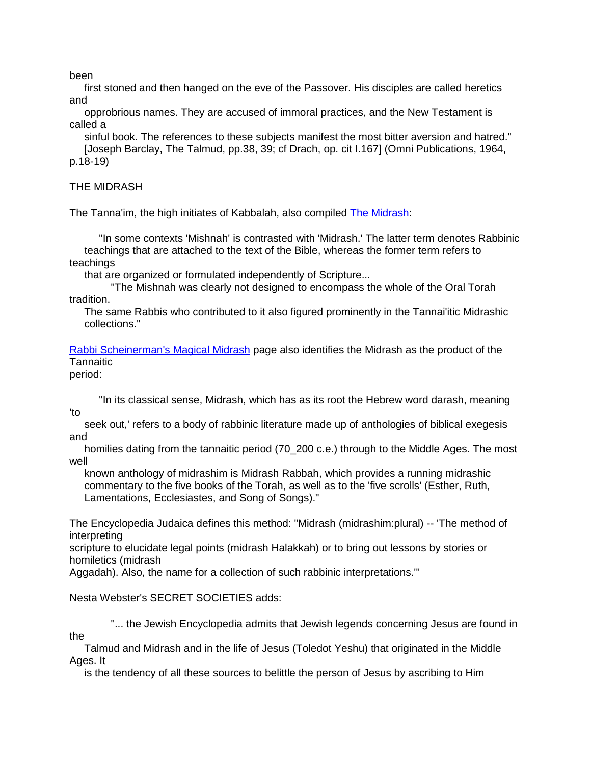been first stoned and then hanged on the eve of the Passover. His disciples are called heretics and opprobrious names. They are accused of immoral practices, and the New Testament is called a sinful book. The references to these subjects manifest the most bitter aversion and hatred." [Joseph Barclay, The Talmud, pp.38, 39; cf Drach, op. cit I.167] (Omni Publications, 1964, p.18-19)

THE MIDRASH

The Tanna'im, the high initiates of Kabbalah, also compiled The Midrash:

> "In some contexts 'Mishnah' is contrasted with 'Midrash.' The latter term denotes Rabbinic teachings that are attached to the text of the Bible, whereas the former term refers to teachings that are organized or formulated independently of Scripture...
>
> "The Mishnah was clearly not designed to encompass the whole of the Oral Torah tradition. The same Rabbis who contributed to it also figured prominently in the Tannai'itic Midrashic collections."

Rabbi Scheinerman's Magical Midrash page also identifies the Midrash as the product of the Tannaitic period:

> "In its classical sense, Midrash, which has as its root the Hebrew word darash, meaning 'to seek out,' refers to a body of rabbinic literature made up of anthologies of biblical exegesis and homilies dating from the tannaitic period (70_200 c.e.) through to the Middle Ages. The most well known anthology of midrashim is Midrash Rabbah, which provides a running midrashic commentary to the five books of the Torah, as well as to the 'five scrolls' (Esther, Ruth, Lamentations, Ecclesiastes, and Song of Songs)."

The Encyclopedia Judaica defines this method: "Midrash (midrashim:plural) -- 'The method of interpreting scripture to elucidate legal points (midrash Halakkah) or to bring out lessons by stories or homiletics (midrash Aggadah). Also, the name for a collection of such rabbinic interpretations.'"

Nesta Webster's SECRET SOCIETIES adds:

> "... the Jewish Encyclopedia admits that Jewish legends concerning Jesus are found in the Talmud and Midrash and in the life of Jesus (Toledot Yeshu) that originated in the Middle Ages. It is the tendency of all these sources to belittle the person of Jesus by ascribing to Him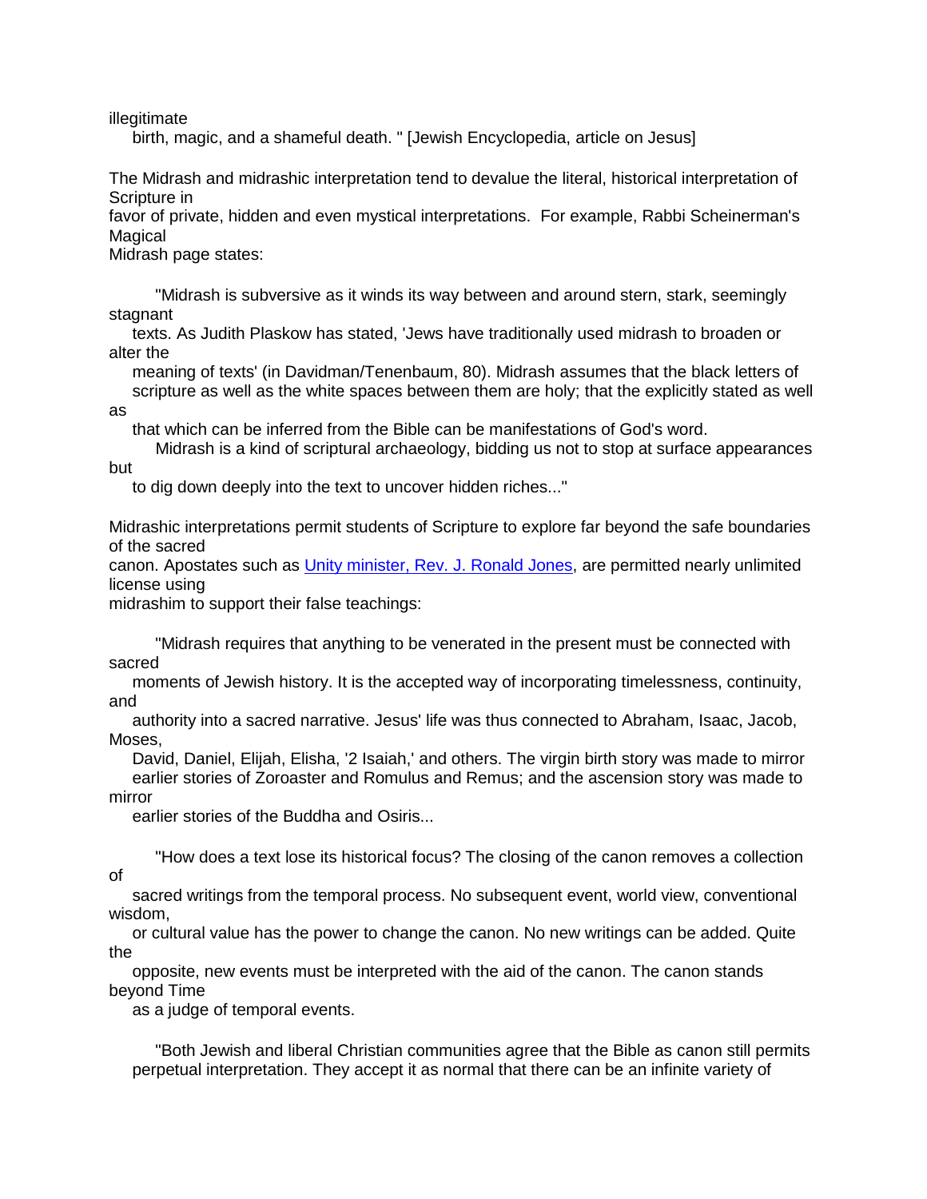illegitimate birth, magic, and a shameful death. " [Jewish Encyclopedia, article on Jesus]

The Midrash and midrashic interpretation tend to devalue the literal, historical interpretation of Scripture in favor of private, hidden and even mystical interpretations. For example, Rabbi Scheinerman's Magical Midrash page states:

> "Midrash is subversive as it winds its way between and around stern, stark, seemingly stagnant texts. As Judith Plaskow has stated, 'Jews have traditionally used midrash to broaden or alter the meaning of texts' (in Davidman/Tenenbaum, 80). Midrash assumes that the black letters of scripture as well as the white spaces between them are holy; that the explicitly stated as well as that which can be inferred from the Bible can be manifestations of God's word.
>
> Midrash is a kind of scriptural archaeology, bidding us not to stop at surface appearances but to dig down deeply into the text to uncover hidden riches..."

Midrashic interpretations permit students of Scripture to explore far beyond the safe boundaries of the sacred canon. Apostates such as Unity minister, Rev. J. Ronald Jones, are permitted nearly unlimited license using midrashim to support their false teachings:

> "Midrash requires that anything to be venerated in the present must be connected with sacred moments of Jewish history. It is the accepted way of incorporating timelessness, continuity, and authority into a sacred narrative. Jesus' life was thus connected to Abraham, Isaac, Jacob, Moses, David, Daniel, Elijah, Elisha, '2 Isaiah,' and others. The virgin birth story was made to mirror earlier stories of Zoroaster and Romulus and Remus; and the ascension story was made to mirror earlier stories of the Buddha and Osiris...
>
> "How does a text lose its historical focus? The closing of the canon removes a collection of sacred writings from the temporal process. No subsequent event, world view, conventional wisdom, or cultural value has the power to change the canon. No new writings can be added. Quite the opposite, new events must be interpreted with the aid of the canon. The canon stands beyond Time as a judge of temporal events.
>
> "Both Jewish and liberal Christian communities agree that the Bible as canon still permits perpetual interpretation. They accept it as normal that there can be an infinite variety of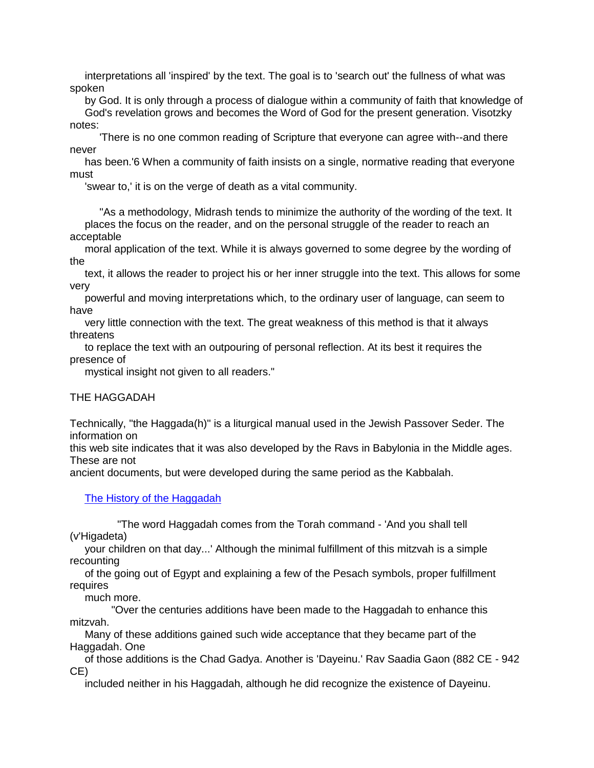interpretations all 'inspired' by the text. The goal is to 'search out' the fullness of what was spoken by God. It is only through a process of dialogue within a community of faith that knowledge of God's revelation grows and becomes the Word of God for the present generation. Visotzky notes:

'There is no one common reading of Scripture that everyone can agree with--and there never has been.'6 When a community of faith insists on a single, normative reading that everyone must 'swear to,' it is on the verge of death as a vital community.

"As a methodology, Midrash tends to minimize the authority of the wording of the text. It places the focus on the reader, and on the personal struggle of the reader to reach an acceptable moral application of the text. While it is always governed to some degree by the wording of the text, it allows the reader to project his or her inner struggle into the text. This allows for some very powerful and moving interpretations which, to the ordinary user of language, can seem to have very little connection with the text. The great weakness of this method is that it always threatens to replace the text with an outpouring of personal reflection. At its best it requires the presence of mystical insight not given to all readers."

THE HAGGADAH

Technically, "the Haggada(h)" is a liturgical manual used in the Jewish Passover Seder. The information on this web site indicates that it was also developed by the Ravs in Babylonia in the Middle ages. These are not ancient documents, but were developed during the same period as the Kabbalah.

The History of the Haggadah

"The word Haggadah comes from the Torah command - 'And you shall tell (v'Higadeta) your children on that day...' Although the minimal fulfillment of this mitzvah is a simple recounting of the going out of Egypt and explaining a few of the Pesach symbols, proper fulfillment requires much more.

"Over the centuries additions have been made to the Haggadah to enhance this mitzvah. Many of these additions gained such wide acceptance that they became part of the Haggadah. One of those additions is the Chad Gadya. Another is 'Dayeinu.' Rav Saadia Gaon (882 CE - 942 CE) included neither in his Haggadah, although he did recognize the existence of Dayeinu.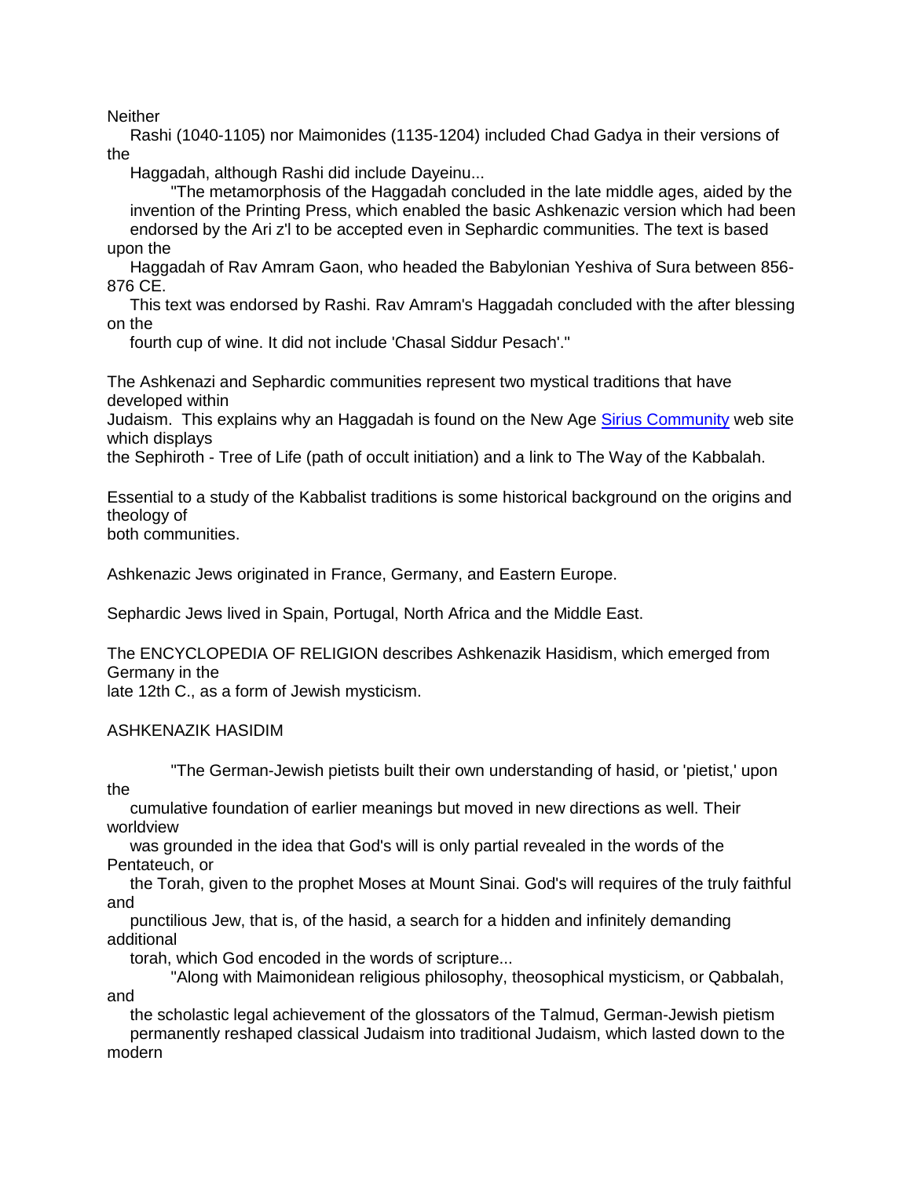Neither Rashi (1040-1105) nor Maimonides (1135-1204) included Chad Gadya in their versions of the Haggadah, although Rashi did include Dayeinu...

> "The metamorphosis of the Haggadah concluded in the late middle ages, aided by the invention of the Printing Press, which enabled the basic Ashkenazic version which had been endorsed by the Ari z'l to be accepted even in Sephardic communities. The text is based upon the Haggadah of Rav Amram Gaon, who headed the Babylonian Yeshiva of Sura between 856-876 CE. This text was endorsed by Rashi. Rav Amram's Haggadah concluded with the after blessing on the fourth cup of wine. It did not include 'Chasal Siddur Pesach'."

The Ashkenazi and Sephardic communities represent two mystical traditions that have developed within Judaism. This explains why an Haggadah is found on the New Age Sirius Community web site which displays the Sephiroth - Tree of Life (path of occult initiation) and a link to The Way of the Kabbalah.

Essential to a study of the Kabbalist traditions is some historical background on the origins and theology of both communities.

Ashkenazic Jews originated in France, Germany, and Eastern Europe.

Sephardic Jews lived in Spain, Portugal, North Africa and the Middle East.

The ENCYCLOPEDIA OF RELIGION describes Ashkenazik Hasidism, which emerged from Germany in the late 12th C., as a form of Jewish mysticism.

ASHKENAZIK HASIDIM

> "The German-Jewish pietists built their own understanding of hasid, or 'pietist,' upon the cumulative foundation of earlier meanings but moved in new directions as well. Their worldview was grounded in the idea that God's will is only partial revealed in the words of the Pentateuch, or the Torah, given to the prophet Moses at Mount Sinai. God's will requires of the truly faithful and punctilious Jew, that is, of the hasid, a search for a hidden and infinitely demanding additional torah, which God encoded in the words of scripture...
>
> "Along with Maimonidean religious philosophy, theosophical mysticism, or Qabbalah, and the scholastic legal achievement of the glossators of the Talmud, German-Jewish pietism permanently reshaped classical Judaism into traditional Judaism, which lasted down to the modern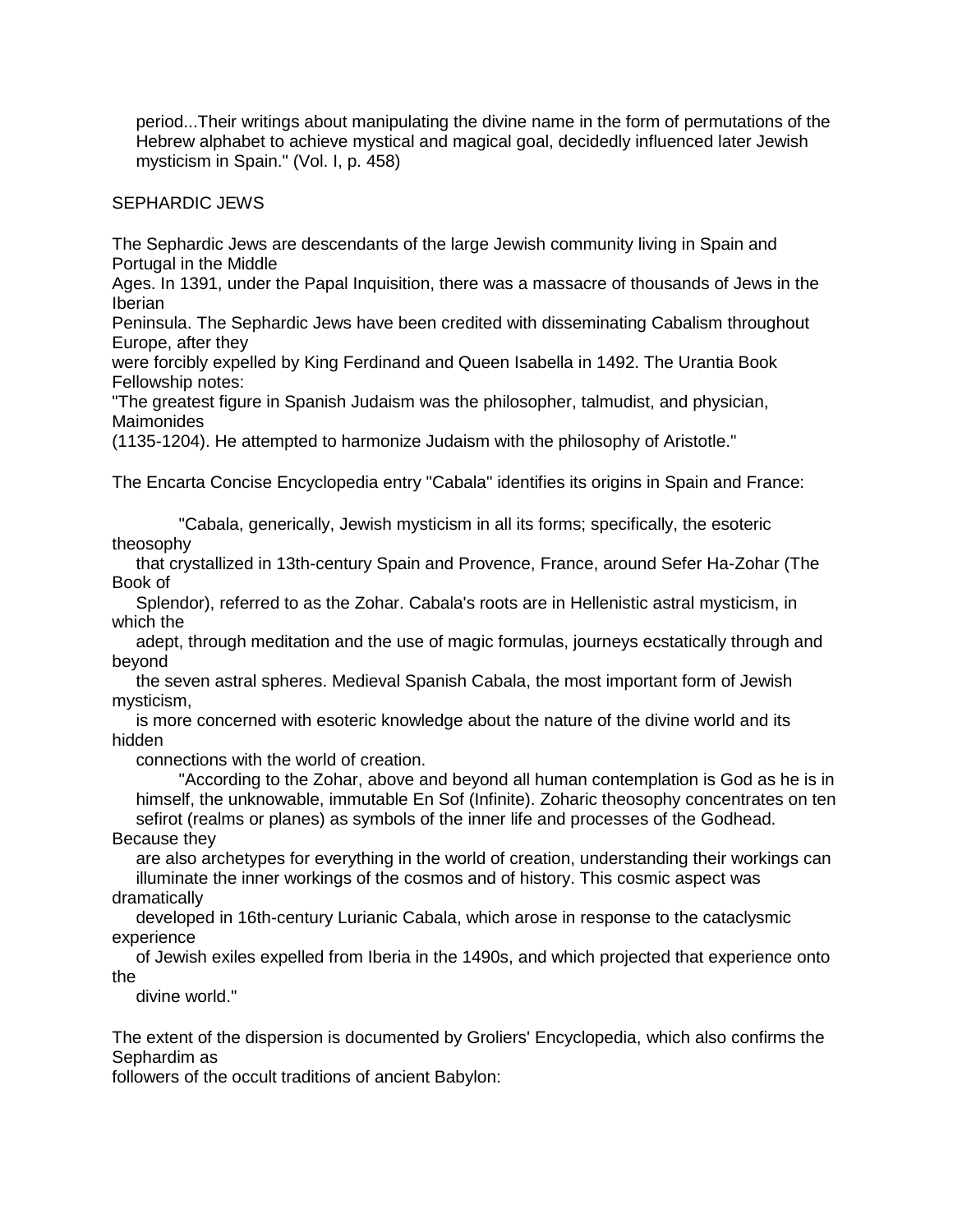> period...Their writings about manipulating the divine name in the form of permutations of the Hebrew alphabet to achieve mystical and magical goal, decidedly influenced later Jewish mysticism in Spain." (Vol. I, p. 458)

SEPHARDIC JEWS

The Sephardic Jews are descendants of the large Jewish community living in Spain and Portugal in the Middle Ages. In 1391, under the Papal Inquisition, there was a massacre of thousands of Jews in the Iberian Peninsula. The Sephardic Jews have been credited with disseminating Cabalism throughout Europe, after they were forcibly expelled by King Ferdinand and Queen Isabella in 1492. The Urantia Book Fellowship notes:
"The greatest figure in Spanish Judaism was the philosopher, talmudist, and physician, Maimonides (1135-1204). He attempted to harmonize Judaism with the philosophy of Aristotle."

The Encarta Concise Encyclopedia entry "Cabala" identifies its origins in Spain and France:

> "Cabala, generically, Jewish mysticism in all its forms; specifically, the esoteric theosophy that crystallized in 13th-century Spain and Provence, France, around Sefer Ha-Zohar (The Book of Splendor), referred to as the Zohar. Cabala's roots are in Hellenistic astral mysticism, in which the adept, through meditation and the use of magic formulas, journeys ecstatically through and beyond the seven astral spheres. Medieval Spanish Cabala, the most important form of Jewish mysticism, is more concerned with esoteric knowledge about the nature of the divine world and its hidden connections with the world of creation.
>
> "According to the Zohar, above and beyond all human contemplation is God as he is in himself, the unknowable, immutable En Sof (Infinite). Zoharic theosophy concentrates on ten sefirot (realms or planes) as symbols of the inner life and processes of the Godhead. Because they are also archetypes for everything in the world of creation, understanding their workings can illuminate the inner workings of the cosmos and of history. This cosmic aspect was dramatically developed in 16th-century Lurianic Cabala, which arose in response to the cataclysmic experience of Jewish exiles expelled from Iberia in the 1490s, and which projected that experience onto the divine world."

The extent of the dispersion is documented by Groliers' Encyclopedia, which also confirms the Sephardim as followers of the occult traditions of ancient Babylon: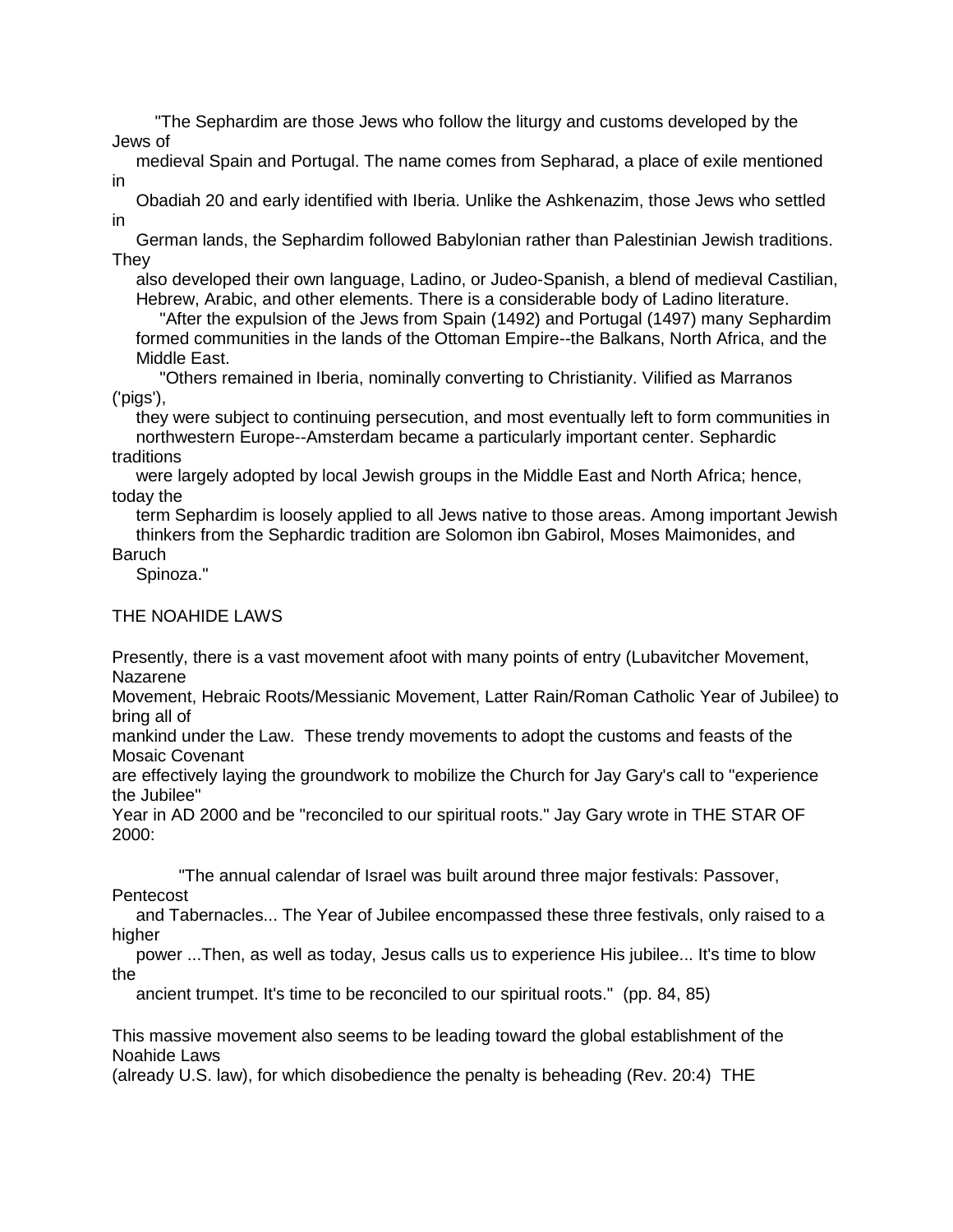"The Sephardim are those Jews who follow the liturgy and customs developed by the Jews of medieval Spain and Portugal. The name comes from Sepharad, a place of exile mentioned in Obadiah 20 and early identified with Iberia. Unlike the Ashkenazim, those Jews who settled in German lands, the Sephardim followed Babylonian rather than Palestinian Jewish traditions. They also developed their own language, Ladino, or Judeo-Spanish, a blend of medieval Castilian, Hebrew, Arabic, and other elements. There is a considerable body of Ladino literature.

"After the expulsion of the Jews from Spain (1492) and Portugal (1497) many Sephardim formed communities in the lands of the Ottoman Empire--the Balkans, North Africa, and the Middle East.

"Others remained in Iberia, nominally converting to Christianity. Vilified as Marranos ('pigs'), they were subject to continuing persecution, and most eventually left to form communities in northwestern Europe--Amsterdam became a particularly important center. Sephardic traditions were largely adopted by local Jewish groups in the Middle East and North Africa; hence, today the term Sephardim is loosely applied to all Jews native to those areas. Among important Jewish thinkers from the Sephardic tradition are Solomon ibn Gabirol, Moses Maimonides, and Baruch Spinoza."

THE NOAHIDE LAWS

Presently, there is a vast movement afoot with many points of entry (Lubavitcher Movement, Nazarene Movement, Hebraic Roots/Messianic Movement, Latter Rain/Roman Catholic Year of Jubilee) to bring all of mankind under the Law. These trendy movements to adopt the customs and feasts of the Mosaic Covenant are effectively laying the groundwork to mobilize the Church for Jay Gary's call to "experience the Jubilee" Year in AD 2000 and be "reconciled to our spiritual roots." Jay Gary wrote in THE STAR OF 2000:

"The annual calendar of Israel was built around three major festivals: Passover, Pentecost and Tabernacles... The Year of Jubilee encompassed these three festivals, only raised to a higher power ...Then, as well as today, Jesus calls us to experience His jubilee... It's time to blow the ancient trumpet. It's time to be reconciled to our spiritual roots." (pp. 84, 85)

This massive movement also seems to be leading toward the global establishment of the Noahide Laws (already U.S. law), for which disobedience the penalty is beheading (Rev. 20:4) THE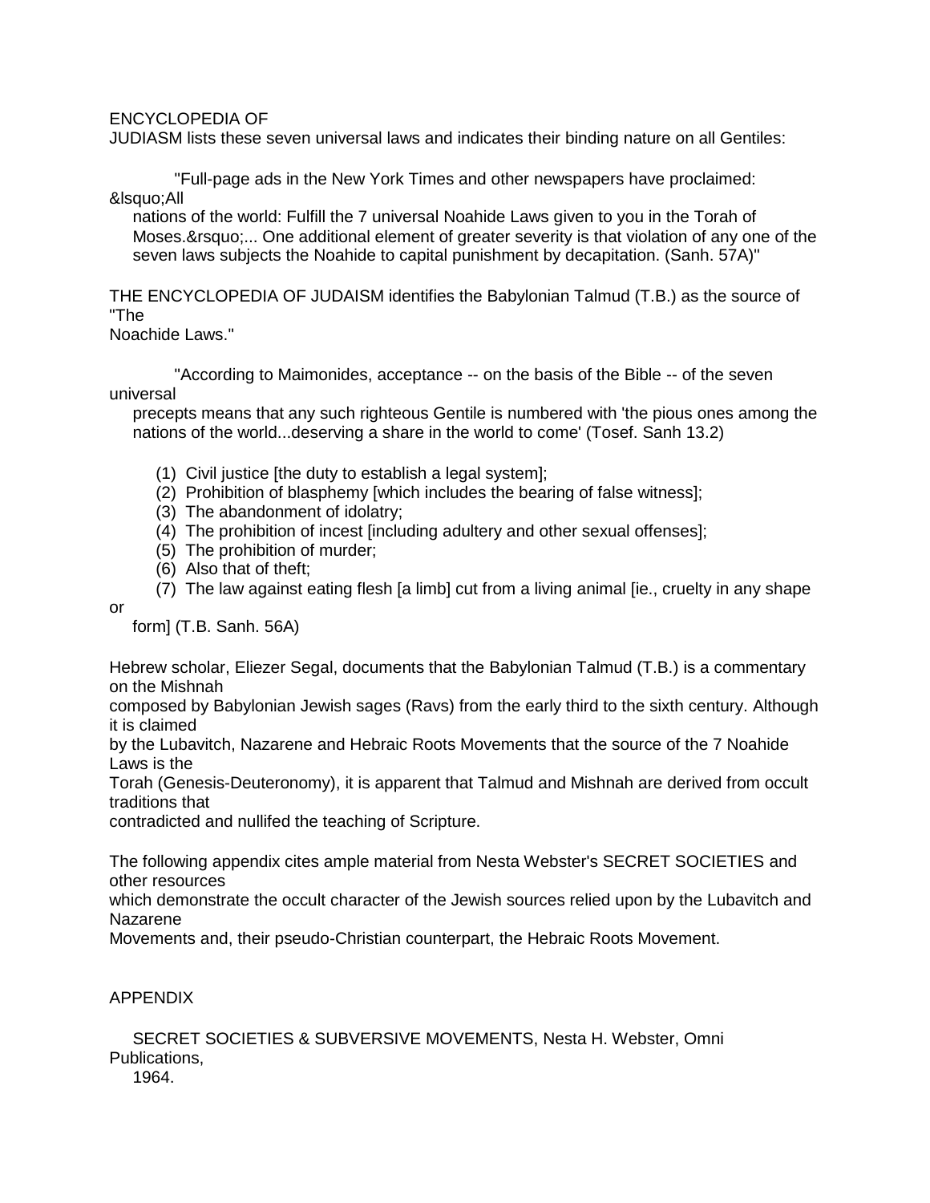ENCYCLOPEDIA OF
JUDIASM lists these seven universal laws and indicates their binding nature on all Gentiles:

> "Full-page ads in the New York Times and other newspapers have proclaimed: &lsquo;All nations of the world: Fulfill the 7 universal Noahide Laws given to you in the Torah of Moses.&rsquo;... One additional element of greater severity is that violation of any one of the seven laws subjects the Noahide to capital punishment by decapitation. (Sanh. 57A)"

THE ENCYCLOPEDIA OF JUDAISM identifies the Babylonian Talmud (T.B.) as the source of "The Noachide Laws."

> "According to Maimonides, acceptance -- on the basis of the Bible -- of the seven universal precepts means that any such righteous Gentile is numbered with 'the pious ones among the nations of the world...deserving a share in the world to come' (Tosef. Sanh 13.2)
>
> (1) Civil justice [the duty to establish a legal system];
> (2) Prohibition of blasphemy [which includes the bearing of false witness];
> (3) The abandonment of idolatry;
> (4) The prohibition of incest [including adultery and other sexual offenses];
> (5) The prohibition of murder;
> (6) Also that of theft;
> (7) The law against eating flesh [a limb] cut from a living animal [ie., cruelty in any shape or form] (T.B. Sanh. 56A)

Hebrew scholar, Eliezer Segal, documents that the Babylonian Talmud (T.B.) is a commentary on the Mishnah composed by Babylonian Jewish sages (Ravs) from the early third to the sixth century. Although it is claimed by the Lubavitch, Nazarene and Hebraic Roots Movements that the source of the 7 Noahide Laws is the Torah (Genesis-Deuteronomy), it is apparent that Talmud and Mishnah are derived from occult traditions that contradicted and nullifed the teaching of Scripture.

The following appendix cites ample material from Nesta Webster's SECRET SOCIETIES and other resources which demonstrate the occult character of the Jewish sources relied upon by the Lubavitch and Nazarene Movements and, their pseudo-Christian counterpart, the Hebraic Roots Movement.

APPENDIX

SECRET SOCIETIES & SUBVERSIVE MOVEMENTS, Nesta H. Webster, Omni Publications, 1964.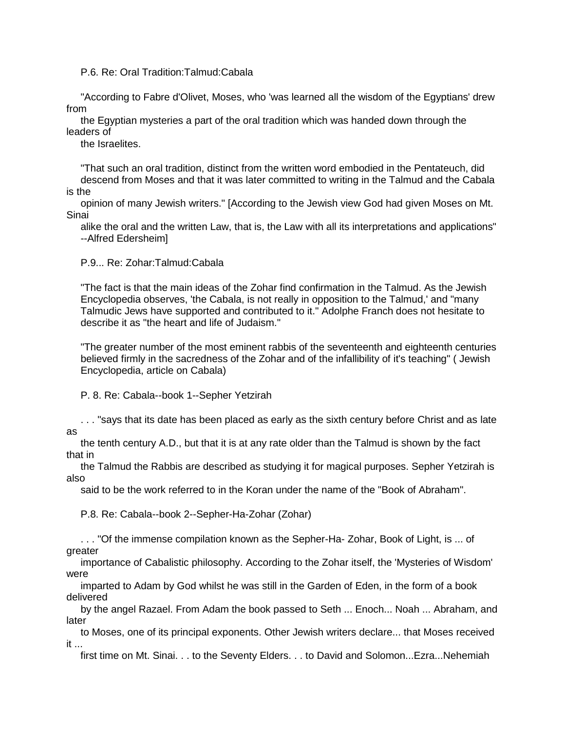P.6. Re: Oral Tradition:Talmud:Cabala

"According to Fabre d'Olivet, Moses, who 'was learned all the wisdom of the Egyptians' drew from the Egyptian mysteries a part of the oral tradition which was handed down through the leaders of the Israelites.

"That such an oral tradition, distinct from the written word embodied in the Pentateuch, did descend from Moses and that it was later committed to writing in the Talmud and the Cabala is the opinion of many Jewish writers." [According to the Jewish view God had given Moses on Mt. Sinai alike the oral and the written Law, that is, the Law with all its interpretations and applications" --Alfred Edersheim]

P.9... Re: Zohar:Talmud:Cabala

"The fact is that the main ideas of the Zohar find confirmation in the Talmud. As the Jewish Encyclopedia observes, 'the Cabala, is not really in opposition to the Talmud,' and "many Talmudic Jews have supported and contributed to it." Adolphe Franch does not hesitate to describe it as "the heart and life of Judaism."

"The greater number of the most eminent rabbis of the seventeenth and eighteenth centuries believed firmly in the sacredness of the Zohar and of the infallibility of it's teaching" ( Jewish Encyclopedia, article on Cabala)

P. 8. Re: Cabala--book 1--Sepher Yetzirah

. . . "says that its date has been placed as early as the sixth century before Christ and as late as the tenth century A.D., but that it is at any rate older than the Talmud is shown by the fact that in the Talmud the Rabbis are described as studying it for magical purposes. Sepher Yetzirah is also said to be the work referred to in the Koran under the name of the "Book of Abraham".

P.8. Re: Cabala--book 2--Sepher-Ha-Zohar (Zohar)

. . . "Of the immense compilation known as the Sepher-Ha- Zohar, Book of Light, is ... of greater importance of Cabalistic philosophy. According to the Zohar itself, the 'Mysteries of Wisdom' were imparted to Adam by God whilst he was still in the Garden of Eden, in the form of a book delivered by the angel Razael. From Adam the book passed to Seth ... Enoch... Noah ... Abraham, and later to Moses, one of its principal exponents. Other Jewish writers declare... that Moses received it ... first time on Mt. Sinai. . . to the Seventy Elders. . . to David and Solomon...Ezra...Nehemiah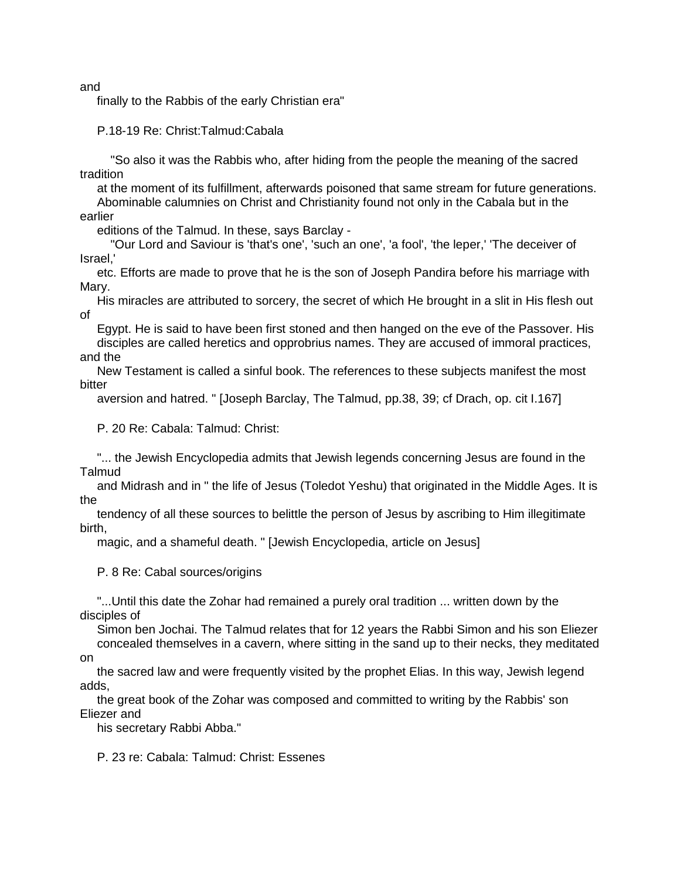and

finally to the Rabbis of the early Christian era"

P.18-19 Re: Christ:Talmud:Cabala

"So also it was the Rabbis who, after hiding from the people the meaning of the sacred tradition at the moment of its fulfillment, afterwards poisoned that same stream for future generations. Abominable calumnies on Christ and Christianity found not only in the Cabala but in the earlier editions of the Talmud. In these, says Barclay -

"Our Lord and Saviour is 'that's one', 'such an one', 'a fool', 'the leper,' 'The deceiver of Israel,' etc. Efforts are made to prove that he is the son of Joseph Pandira before his marriage with Mary. His miracles are attributed to sorcery, the secret of which He brought in a slit in His flesh out of Egypt. He is said to have been first stoned and then hanged on the eve of the Passover. His disciples are called heretics and opprobrius names. They are accused of immoral practices, and the New Testament is called a sinful book. The references to these subjects manifest the most bitter aversion and hatred. " [Joseph Barclay, The Talmud, pp.38, 39; cf Drach, op. cit I.167]

P. 20 Re: Cabala: Talmud: Christ:

"... the Jewish Encyclopedia admits that Jewish legends concerning Jesus are found in the Talmud and Midrash and in " the life of Jesus (Toledot Yeshu) that originated in the Middle Ages. It is the tendency of all these sources to belittle the person of Jesus by ascribing to Him illegitimate birth, magic, and a shameful death. " [Jewish Encyclopedia, article on Jesus]

P. 8 Re: Cabal sources/origins

"...Until this date the Zohar had remained a purely oral tradition ... written down by the disciples of Simon ben Jochai. The Talmud relates that for 12 years the Rabbi Simon and his son Eliezer concealed themselves in a cavern, where sitting in the sand up to their necks, they meditated on the sacred law and were frequently visited by the prophet Elias. In this way, Jewish legend adds, the great book of the Zohar was composed and committed to writing by the Rabbis' son Eliezer and his secretary Rabbi Abba."

P. 23 re: Cabala: Talmud: Christ: Essenes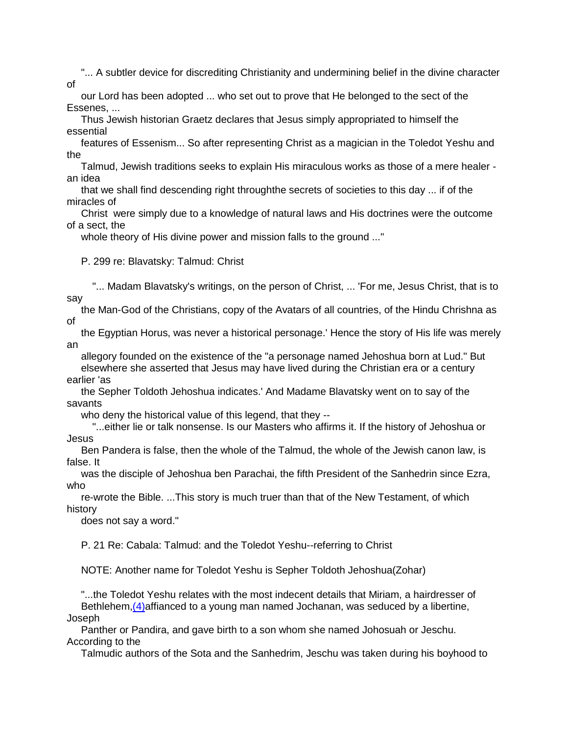"... A subtler device for discrediting Christianity and undermining belief in the divine character of our Lord has been adopted ... who set out to prove that He belonged to the sect of the Essenes, ... Thus Jewish historian Graetz declares that Jesus simply appropriated to himself the essential features of Essenism... So after representing Christ as a magician in the Toledot Yeshu and the Talmud, Jewish traditions seeks to explain His miraculous works as those of a mere healer - an idea that we shall find descending right throughthe secrets of societies to this day ... if of the miracles of Christ were simply due to a knowledge of natural laws and His doctrines were the outcome of a sect, the whole theory of His divine power and mission falls to the ground ..."

P. 299 re: Blavatsky: Talmud: Christ

"... Madam Blavatsky's writings, on the person of Christ, ... 'For me, Jesus Christ, that is to say the Man-God of the Christians, copy of the Avatars of all countries, of the Hindu Chrishna as of the Egyptian Horus, was never a historical personage.' Hence the story of His life was merely an allegory founded on the existence of the "a personage named Jehoshua born at Lud." But elsewhere she asserted that Jesus may have lived during the Christian era or a century earlier 'as the Sepher Toldoth Jehoshua indicates.' And Madame Blavatsky went on to say of the savants who deny the historical value of this legend, that they --

"...either lie or talk nonsense. Is our Masters who affirms it. If the history of Jehoshua or Jesus Ben Pandera is false, then the whole of the Talmud, the whole of the Jewish canon law, is false. It was the disciple of Jehoshua ben Parachai, the fifth President of the Sanhedrin since Ezra, who re-wrote the Bible. ...This story is much truer than that of the New Testament, of which history does not say a word."

P. 21 Re: Cabala: Talmud: and the Toledot Yeshu--referring to Christ

NOTE: Another name for Toledot Yeshu is Sepher Toldoth Jehoshua(Zohar)

"...the Toledot Yeshu relates with the most indecent details that Miriam, a hairdresser of Bethlehem,(4)affianced to a young man named Jochanan, was seduced by a libertine, Joseph Panther or Pandira, and gave birth to a son whom she named Johosuah or Jeschu. According to the Talmudic authors of the Sota and the Sanhedrim, Jeschu was taken during his boyhood to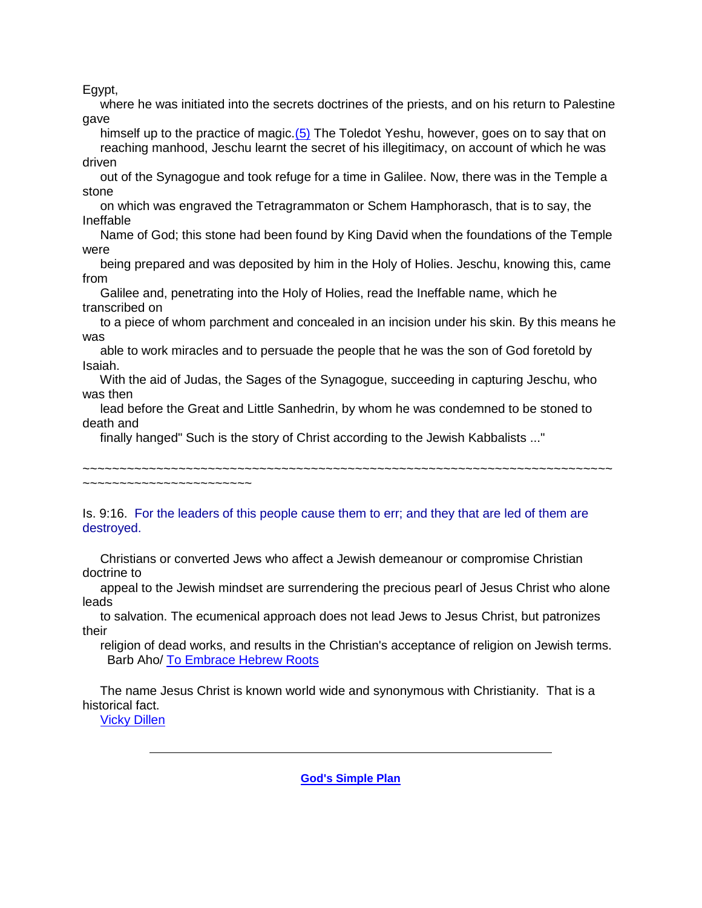Egypt, where he was initiated into the secrets doctrines of the priests, and on his return to Palestine gave himself up to the practice of magic.(5) The Toledot Yeshu, however, goes on to say that on reaching manhood, Jeschu learnt the secret of his illegitimacy, on account of which he was driven out of the Synagogue and took refuge for a time in Galilee. Now, there was in the Temple a stone on which was engraved the Tetragrammaton or Schem Hamphorasch, that is to say, the Ineffable Name of God; this stone had been found by King David when the foundations of the Temple were being prepared and was deposited by him in the Holy of Holies. Jeschu, knowing this, came from Galilee and, penetrating into the Holy of Holies, read the Ineffable name, which he transcribed on to a piece of whom parchment and concealed in an incision under his skin. By this means he was able to work miracles and to persuade the people that he was the son of God foretold by Isaiah.

With the aid of Judas, the Sages of the Synagogue, succeeding in capturing Jeschu, who was then lead before the Great and Little Sanhedrin, by whom he was condemned to be stoned to death and finally hanged" Such is the story of Christ according to the Jewish Kabbalists ..."

~~~~~~~~~~~~~~~~~~~~~~~~~~~~~~~~~~~~~~~~~~~~~~~~~~~~~~~~~~~~~~~~~~~~~~~~~~~~~~~~~~~~~~~~~~~~~~

Is. 9:16. For the leaders of this people cause them to err; and they that are led of them are destroyed.

Christians or converted Jews who affect a Jewish demeanour or compromise Christian doctrine to appeal to the Jewish mindset are surrendering the precious pearl of Jesus Christ who alone leads to salvation. The ecumenical approach does not lead Jews to Jesus Christ, but patronizes their religion of dead works, and results in the Christian's acceptance of religion on Jewish terms.
Barb Aho/ To Embrace Hebrew Roots

The name Jesus Christ is known world wide and synonymous with Christianity. That is a historical fact.
Vicky Dillen

---

**God's Simple Plan**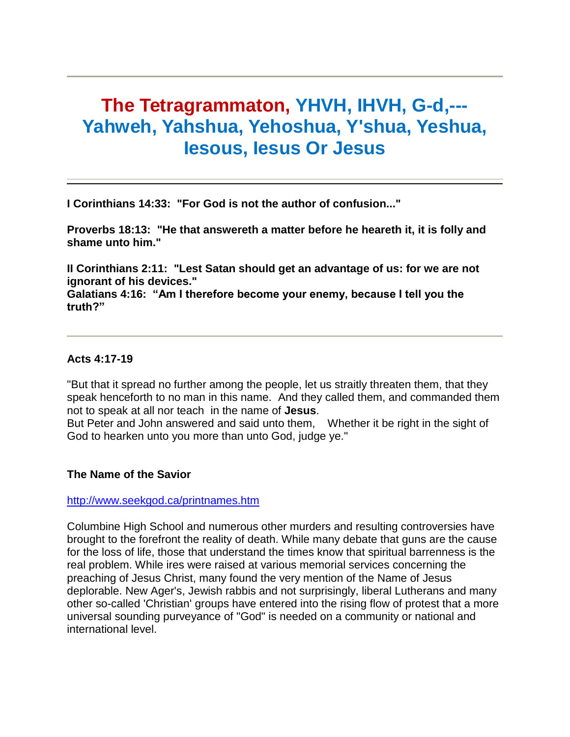---

# The Tetragrammaton, YHVH, IHVH, G-d,--- Yahweh, Yahshua, Yehoshua, Y'shua, Yeshua, Iesous, Iesus Or Jesus

---

**I Corinthians 14:33: "For God is not the author of confusion..."**

**Proverbs 18:13: "He that answereth a matter before he heareth it, it is folly and shame unto him."**

**II Corinthians 2:11: "Lest Satan should get an advantage of us: for we are not ignorant of his devices."**
**Galatians 4:16: "Am I therefore become your enemy, because I tell you the truth?"**

---

**Acts 4:17-19**

"But that it spread no further among the people, let us straitly threaten them, that they speak henceforth to no man in this name. And they called them, and commanded them not to speak at all nor teach in the name of **Jesus**.
But Peter and John answered and said unto them, Whether it be right in the sight of God to hearken unto you more than unto God, judge ye."

**The Name of the Savior**

http://www.seekgod.ca/printnames.htm

Columbine High School and numerous other murders and resulting controversies have brought to the forefront the reality of death. While many debate that guns are the cause for the loss of life, those that understand the times know that spiritual barrenness is the real problem. While ires were raised at various memorial services concerning the preaching of Jesus Christ, many found the very mention of the Name of Jesus deplorable. New Ager's, Jewish rabbis and not surprisingly, liberal Lutherans and many other so-called 'Christian' groups have entered into the rising flow of protest that a more universal sounding purveyance of "God" is needed on a community or national and international level.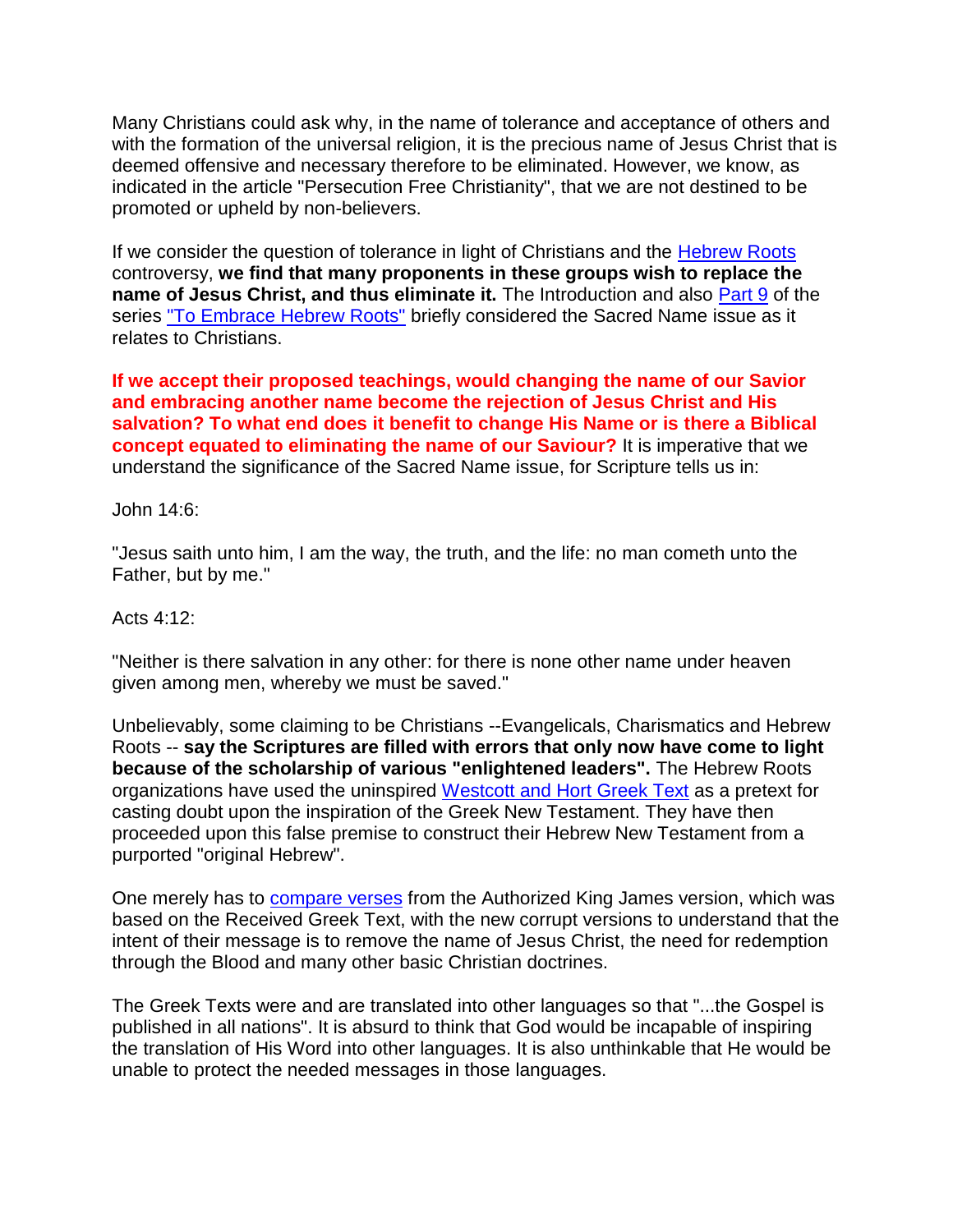Many Christians could ask why, in the name of tolerance and acceptance of others and with the formation of the universal religion, it is the precious name of Jesus Christ that is deemed offensive and necessary therefore to be eliminated. However, we know, as indicated in the article "Persecution Free Christianity", that we are not destined to be promoted or upheld by non-believers.

If we consider the question of tolerance in light of Christians and the Hebrew Roots controversy, **we find that many proponents in these groups wish to replace the name of Jesus Christ, and thus eliminate it.** The Introduction and also Part 9 of the series "To Embrace Hebrew Roots" briefly considered the Sacred Name issue as it relates to Christians.

**If we accept their proposed teachings, would changing the name of our Savior and embracing another name become the rejection of Jesus Christ and His salvation? To what end does it benefit to change His Name or is there a Biblical concept equated to eliminating the name of our Saviour?** It is imperative that we understand the significance of the Sacred Name issue, for Scripture tells us in:

John 14:6:

"Jesus saith unto him, I am the way, the truth, and the life: no man cometh unto the Father, but by me."

Acts 4:12:

"Neither is there salvation in any other: for there is none other name under heaven given among men, whereby we must be saved."

Unbelievably, some claiming to be Christians --Evangelicals, Charismatics and Hebrew Roots -- **say the Scriptures are filled with errors that only now have come to light because of the scholarship of various "enlightened leaders".** The Hebrew Roots organizations have used the uninspired Westcott and Hort Greek Text as a pretext for casting doubt upon the inspiration of the Greek New Testament. They have then proceeded upon this false premise to construct their Hebrew New Testament from a purported "original Hebrew".

One merely has to compare verses from the Authorized King James version, which was based on the Received Greek Text, with the new corrupt versions to understand that the intent of their message is to remove the name of Jesus Christ, the need for redemption through the Blood and many other basic Christian doctrines.

The Greek Texts were and are translated into other languages so that "...the Gospel is published in all nations". It is absurd to think that God would be incapable of inspiring the translation of His Word into other languages. It is also unthinkable that He would be unable to protect the needed messages in those languages.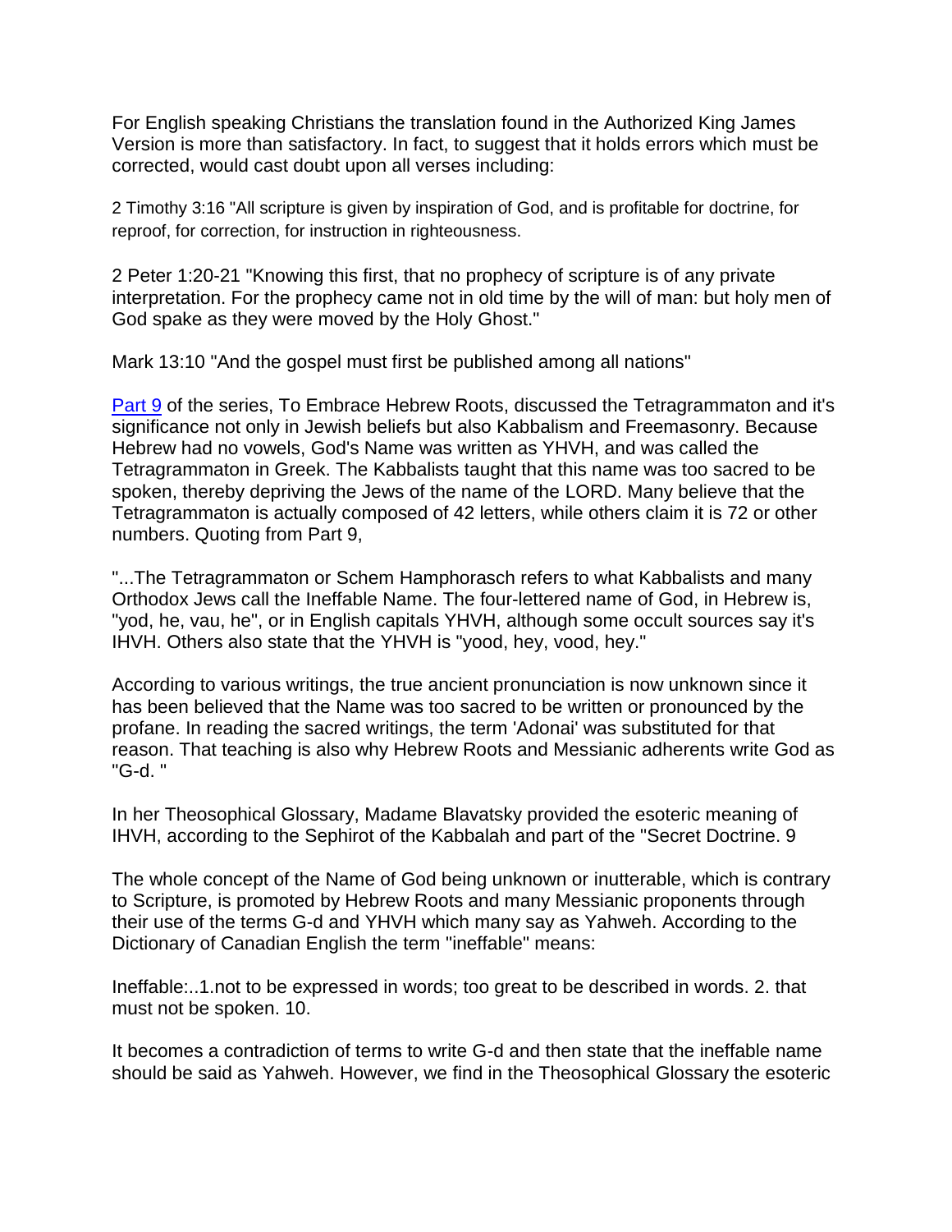For English speaking Christians the translation found in the Authorized King James Version is more than satisfactory. In fact, to suggest that it holds errors which must be corrected, would cast doubt upon all verses including:

2 Timothy 3:16 "All scripture is given by inspiration of God, and is profitable for doctrine, for reproof, for correction, for instruction in righteousness.

2 Peter 1:20-21 "Knowing this first, that no prophecy of scripture is of any private interpretation. For the prophecy came not in old time by the will of man: but holy men of God spake as they were moved by the Holy Ghost."

Mark 13:10 "And the gospel must first be published among all nations"

Part 9 of the series, To Embrace Hebrew Roots, discussed the Tetragrammaton and it's significance not only in Jewish beliefs but also Kabbalism and Freemasonry. Because Hebrew had no vowels, God's Name was written as YHVH, and was called the Tetragrammaton in Greek. The Kabbalists taught that this name was too sacred to be spoken, thereby depriving the Jews of the name of the LORD. Many believe that the Tetragrammaton is actually composed of 42 letters, while others claim it is 72 or other numbers. Quoting from Part 9,

"...The Tetragrammaton or Schem Hamphorasch refers to what Kabbalists and many Orthodox Jews call the Ineffable Name. The four-lettered name of God, in Hebrew is, "yod, he, vau, he", or in English capitals YHVH, although some occult sources say it's IHVH. Others also state that the YHVH is "yood, hey, vood, hey."

According to various writings, the true ancient pronunciation is now unknown since it has been believed that the Name was too sacred to be written or pronounced by the profane. In reading the sacred writings, the term 'Adonai' was substituted for that reason. That teaching is also why Hebrew Roots and Messianic adherents write God as "G-d. "

In her Theosophical Glossary, Madame Blavatsky provided the esoteric meaning of IHVH, according to the Sephirot of the Kabbalah and part of the "Secret Doctrine. 9

The whole concept of the Name of God being unknown or inutterable, which is contrary to Scripture, is promoted by Hebrew Roots and many Messianic proponents through their use of the terms G-d and YHVH which many say as Yahweh. According to the Dictionary of Canadian English the term "ineffable" means:

Ineffable:..1.not to be expressed in words; too great to be described in words. 2. that must not be spoken. 10.

It becomes a contradiction of terms to write G-d and then state that the ineffable name should be said as Yahweh. However, we find in the Theosophical Glossary the esoteric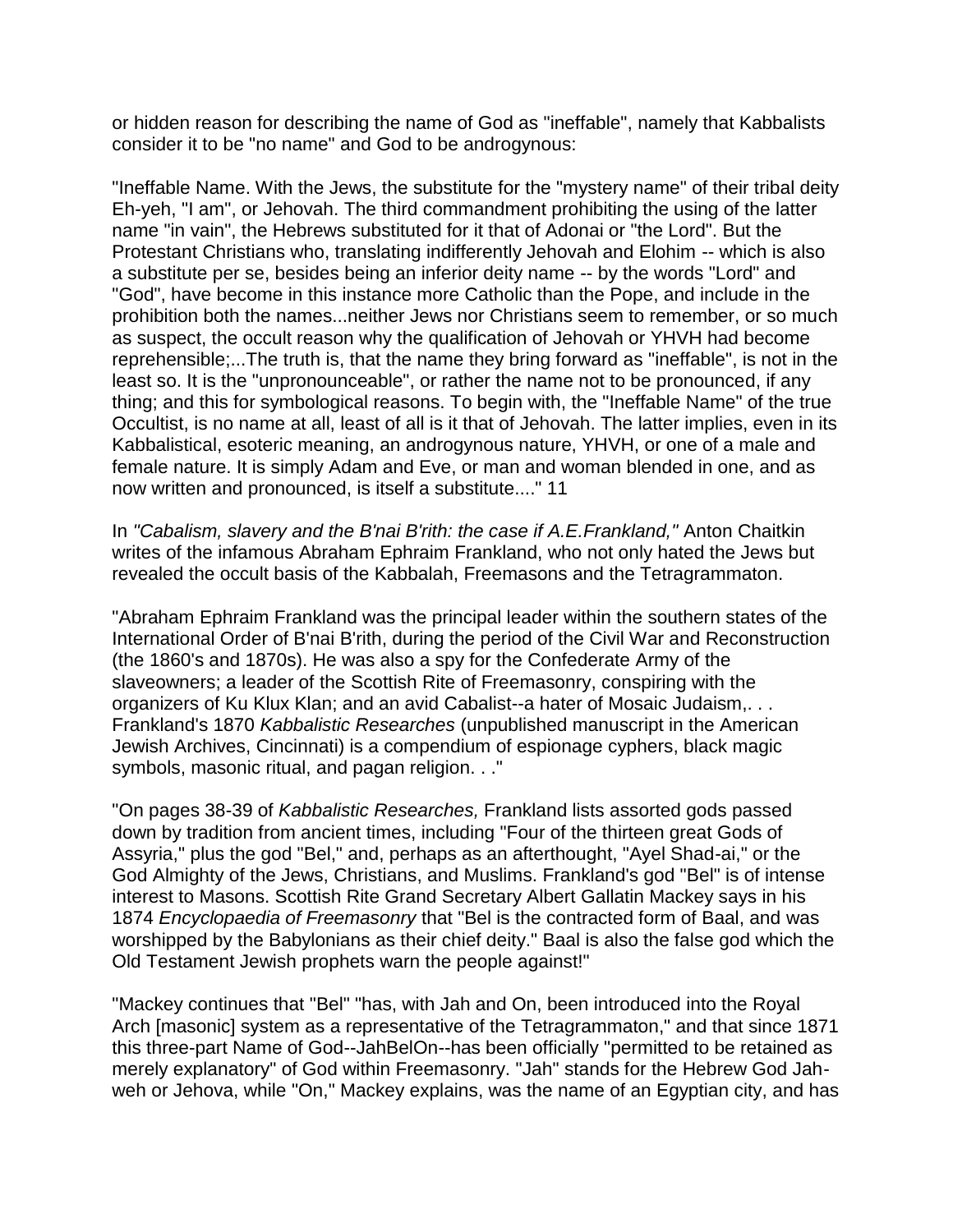or hidden reason for describing the name of God as "ineffable", namely that Kabbalists consider it to be "no name" and God to be androgynous:

"Ineffable Name. With the Jews, the substitute for the "mystery name" of their tribal deity Eh-yeh, "I am", or Jehovah. The third commandment prohibiting the using of the latter name "in vain", the Hebrews substituted for it that of Adonai or "the Lord". But the Protestant Christians who, translating indifferently Jehovah and Elohim -- which is also a substitute per se, besides being an inferior deity name -- by the words "Lord" and "God", have become in this instance more Catholic than the Pope, and include in the prohibition both the names...neither Jews nor Christians seem to remember, or so much as suspect, the occult reason why the qualification of Jehovah or YHVH had become reprehensible;...The truth is, that the name they bring forward as "ineffable", is not in the least so. It is the "unpronounceable", or rather the name not to be pronounced, if any thing; and this for symbological reasons. To begin with, the "Ineffable Name" of the true Occultist, is no name at all, least of all is it that of Jehovah. The latter implies, even in its Kabbalistical, esoteric meaning, an androgynous nature, YHVH, or one of a male and female nature. It is simply Adam and Eve, or man and woman blended in one, and as now written and pronounced, is itself a substitute...." 11

In *"Cabalism, slavery and the B'nai B'rith: the case if A.E.Frankland,"* Anton Chaitkin writes of the infamous Abraham Ephraim Frankland, who not only hated the Jews but revealed the occult basis of the Kabbalah, Freemasons and the Tetragrammaton.

"Abraham Ephraim Frankland was the principal leader within the southern states of the International Order of B'nai B'rith, during the period of the Civil War and Reconstruction (the 1860's and 1870s). He was also a spy for the Confederate Army of the slaveowners; a leader of the Scottish Rite of Freemasonry, conspiring with the organizers of Ku Klux Klan; and an avid Cabalist--a hater of Mosaic Judaism,. . . Frankland's 1870 *Kabbalistic Researches* (unpublished manuscript in the American Jewish Archives, Cincinnati) is a compendium of espionage cyphers, black magic symbols, masonic ritual, and pagan religion. . ."

"On pages 38-39 of *Kabbalistic Researches,* Frankland lists assorted gods passed down by tradition from ancient times, including "Four of the thirteen great Gods of Assyria," plus the god "Bel," and, perhaps as an afterthought, "Ayel Shad-ai," or the God Almighty of the Jews, Christians, and Muslims. Frankland's god "Bel" is of intense interest to Masons. Scottish Rite Grand Secretary Albert Gallatin Mackey says in his 1874 *Encyclopaedia of Freemasonry* that "Bel is the contracted form of Baal, and was worshipped by the Babylonians as their chief deity." Baal is also the false god which the Old Testament Jewish prophets warn the people against!"

"Mackey continues that "Bel" "has, with Jah and On, been introduced into the Royal Arch [masonic] system as a representative of the Tetragrammaton," and that since 1871 this three-part Name of God--JahBelOn--has been officially "permitted to be retained as merely explanatory" of God within Freemasonry. "Jah" stands for the Hebrew God Jah-weh or Jehova, while "On," Mackey explains, was the name of an Egyptian city, and has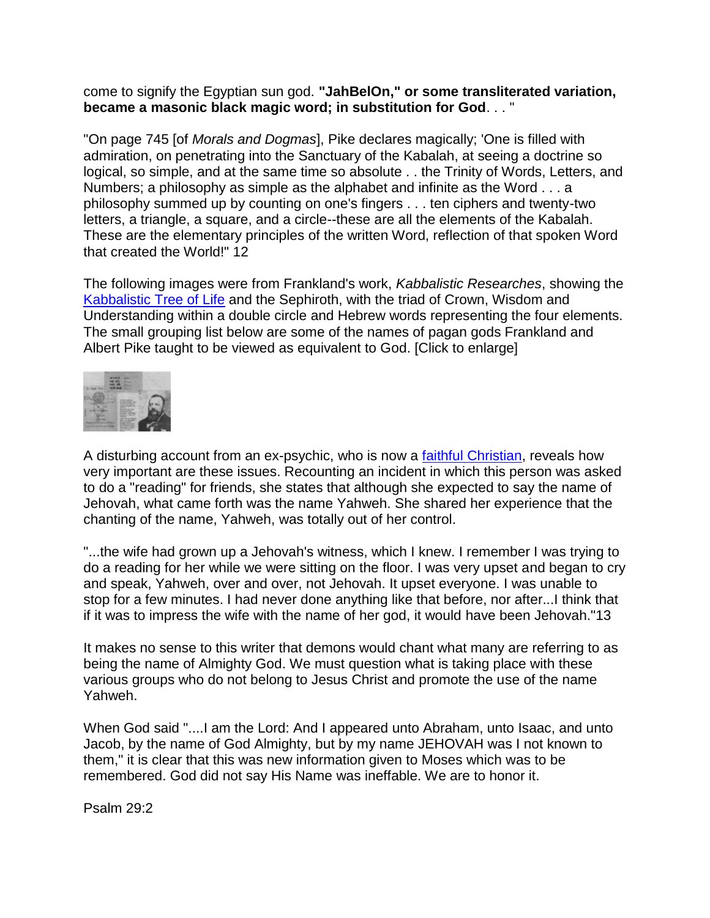come to signify the Egyptian sun god. **"JahBelOn," or some transliterated variation, became a masonic black magic word; in substitution for God**. . . "

"On page 745 [of *Morals and Dogmas*], Pike declares magically; 'One is filled with admiration, on penetrating into the Sanctuary of the Kabalah, at seeing a doctrine so logical, so simple, and at the same time so absolute . . the Trinity of Words, Letters, and Numbers; a philosophy as simple as the alphabet and infinite as the Word . . . a philosophy summed up by counting on one's fingers . . . ten ciphers and twenty-two letters, a triangle, a square, and a circle--these are all the elements of the Kabalah. These are the elementary principles of the written Word, reflection of that spoken Word that created the World!" 12

The following images were from Frankland's work, *Kabbalistic Researches*, showing the Kabbalistic Tree of Life and the Sephiroth, with the triad of Crown, Wisdom and Understanding within a double circle and Hebrew words representing the four elements. The small grouping list below are some of the names of pagan gods Frankland and Albert Pike taught to be viewed as equivalent to God. [Click to enlarge]

A disturbing account from an ex-psychic, who is now a faithful Christian, reveals how very important are these issues. Recounting an incident in which this person was asked to do a "reading" for friends, she states that although she expected to say the name of Jehovah, what came forth was the name Yahweh. She shared her experience that the chanting of the name, Yahweh, was totally out of her control.

"...the wife had grown up a Jehovah's witness, which I knew. I remember I was trying to do a reading for her while we were sitting on the floor. I was very upset and began to cry and speak, Yahweh, over and over, not Jehovah. It upset everyone. I was unable to stop for a few minutes. I had never done anything like that before, nor after...I think that if it was to impress the wife with the name of her god, it would have been Jehovah."13

It makes no sense to this writer that demons would chant what many are referring to as being the name of Almighty God. We must question what is taking place with these various groups who do not belong to Jesus Christ and promote the use of the name Yahweh.

When God said "....I am the Lord: And I appeared unto Abraham, unto Isaac, and unto Jacob, by the name of God Almighty, but by my name JEHOVAH was I not known to them," it is clear that this was new information given to Moses which was to be remembered. God did not say His Name was ineffable. We are to honor it.

Psalm 29:2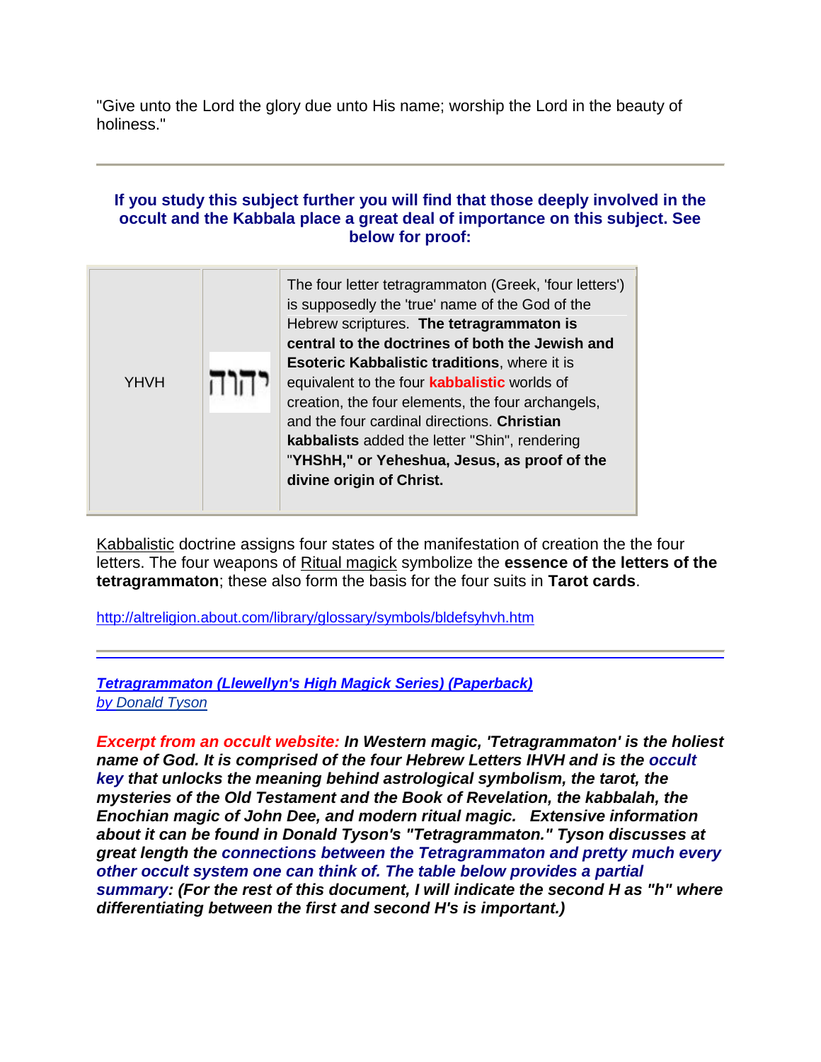"Give unto the Lord the glory due unto His name; worship the Lord in the beauty of holiness."

---

**If you study this subject further you will find that those deeply involved in the occult and the Kabbala place a great deal of importance on this subject. See below for proof:**

| | | |
|---|---|---|
| YHVH | יהוה | The four letter tetragrammaton (Greek, 'four letters') is supposedly the 'true' name of the God of the Hebrew scriptures. **The tetragrammaton is central to the doctrines of both the Jewish and Esoteric Kabbalistic traditions**, where it is equivalent to the four **kabbalistic** worlds of creation, the four elements, the four archangels, and the four cardinal directions. **Christian kabbalists** added the letter "Shin", rendering "**YHShH," or Yeheshua, Jesus, as proof of the divine origin of Christ.** |

Kabbalistic doctrine assigns four states of the manifestation of creation the the four letters. The four weapons of Ritual magick symbolize the **essence of the letters of the tetragrammaton**; these also form the basis for the four suits in **Tarot cards**.

http://altreligion.about.com/library/glossary/symbols/bldefsyhvh.htm

---

***Tetragrammaton (Llewellyn's High Magick Series) (Paperback)***
*by Donald Tyson*

***Excerpt from an occult website:* In Western magic, 'Tetragrammaton' is the holiest name of God. It is comprised of the four Hebrew Letters IHVH and is the occult key that unlocks the meaning behind astrological symbolism, the tarot, the mysteries of the Old Testament and the Book of Revelation, the kabbalah, the Enochian magic of John Dee, and modern ritual magic. Extensive information about it can be found in Donald Tyson's "Tetragrammaton." Tyson discusses at great length the connections between the Tetragrammaton and pretty much every other occult system one can think of. The table below provides a partial summary: (For the rest of this document, I will indicate the second H as "h" where differentiating between the first and second H's is important.)***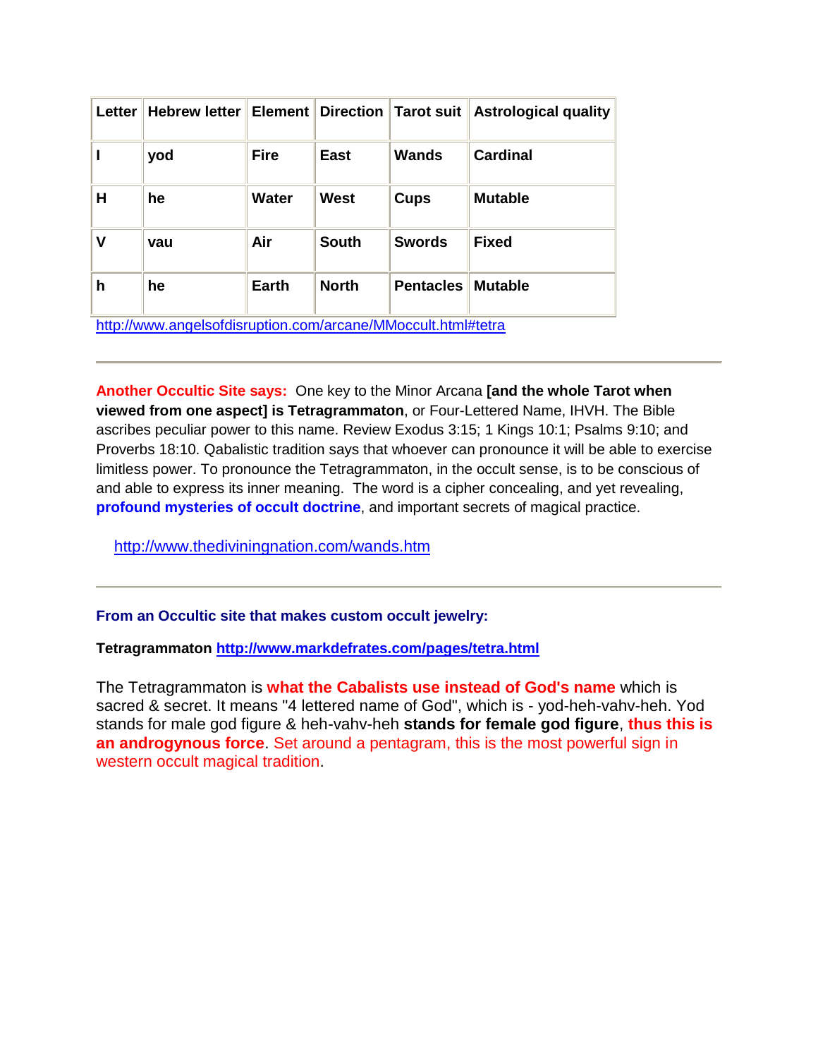| Letter | Hebrew letter | Element | Direction | Tarot suit | Astrological quality |
|---|---|---|---|---|---|
| **I** | **yod** | **Fire** | **East** | **Wands** | **Cardinal** |
| **H** | **he** | **Water** | **West** | **Cups** | **Mutable** |
| **V** | **vau** | **Air** | **South** | **Swords** | **Fixed** |
| **h** | **he** | **Earth** | **North** | **Pentacles** | **Mutable** |

http://www.angelsofdisruption.com/arcane/MMoccult.html#tetra

---

**Another Occultic Site says:** One key to the Minor Arcana **[and the whole Tarot when viewed from one aspect] is Tetragrammaton**, or Four-Lettered Name, IHVH. The Bible ascribes peculiar power to this name. Review Exodus 3:15; 1 Kings 10:1; Psalms 9:10; and Proverbs 18:10. Qabalistic tradition says that whoever can pronounce it will be able to exercise limitless power. To pronounce the Tetragrammaton, in the occult sense, is to be conscious of and able to express its inner meaning. The word is a cipher concealing, and yet revealing, **profound mysteries of occult doctrine**, and important secrets of magical practice.

http://www.thediviningnation.com/wands.htm

---

**From an Occultic site that makes custom occult jewelry:**

**Tetragrammaton** **http://www.markdefrates.com/pages/tetra.html**

The Tetragrammaton is **what the Cabalists use instead of God's name** which is sacred & secret. It means "4 lettered name of God", which is - yod-heh-vahv-heh. Yod stands for male god figure & heh-vahv-heh **stands for female god figure**, **thus this is an androgynous force**. Set around a pentagram, this is the most powerful sign in western occult magical tradition.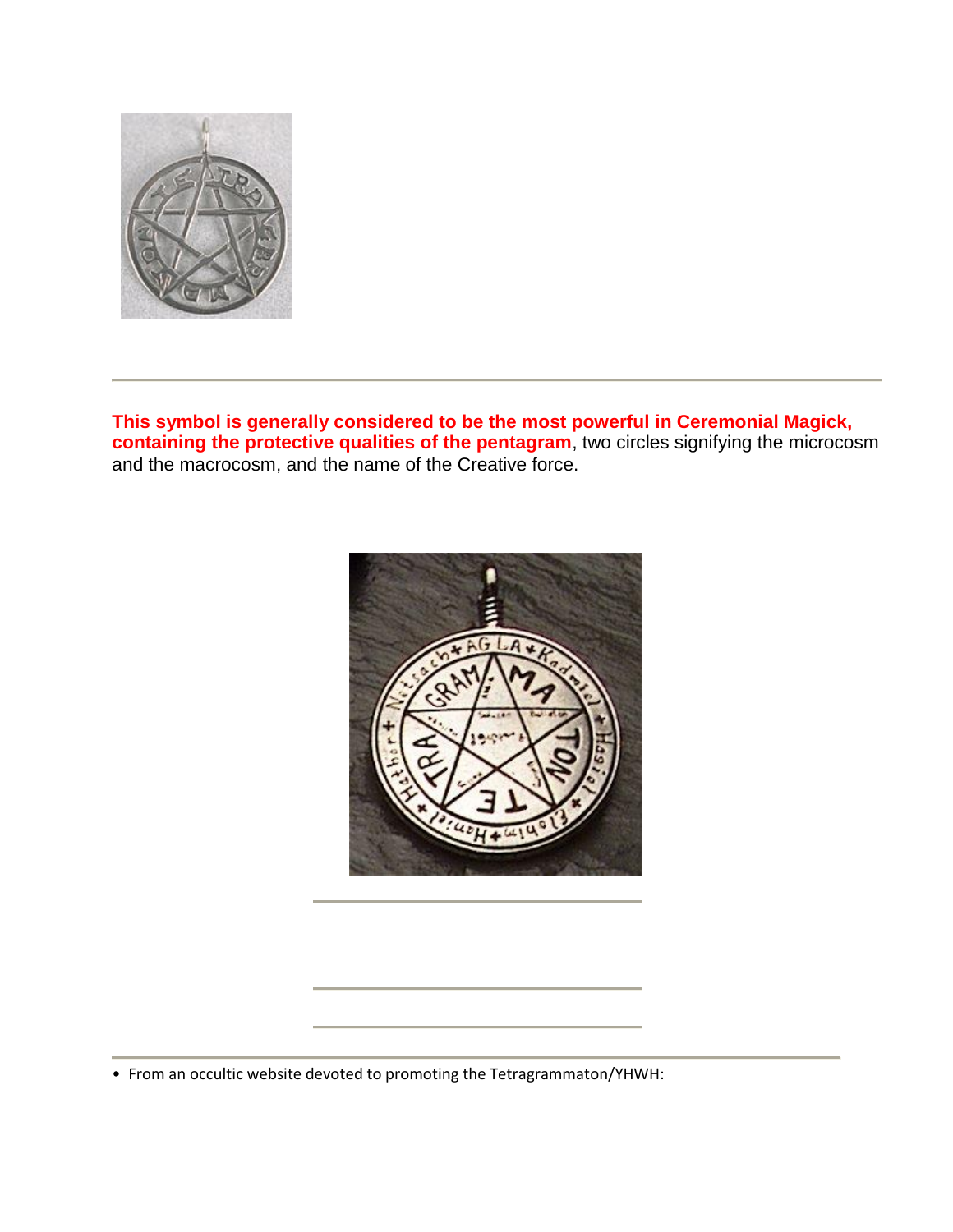---

**This symbol is generally considered to be the most powerful in Ceremonial Magick, containing the protective qualities of the pentagram**, two circles signifying the microcosm and the macrocosm, and the name of the Creative force.

---

---

---

---

- From an occultic website devoted to promoting the Tetragrammaton/YHWH: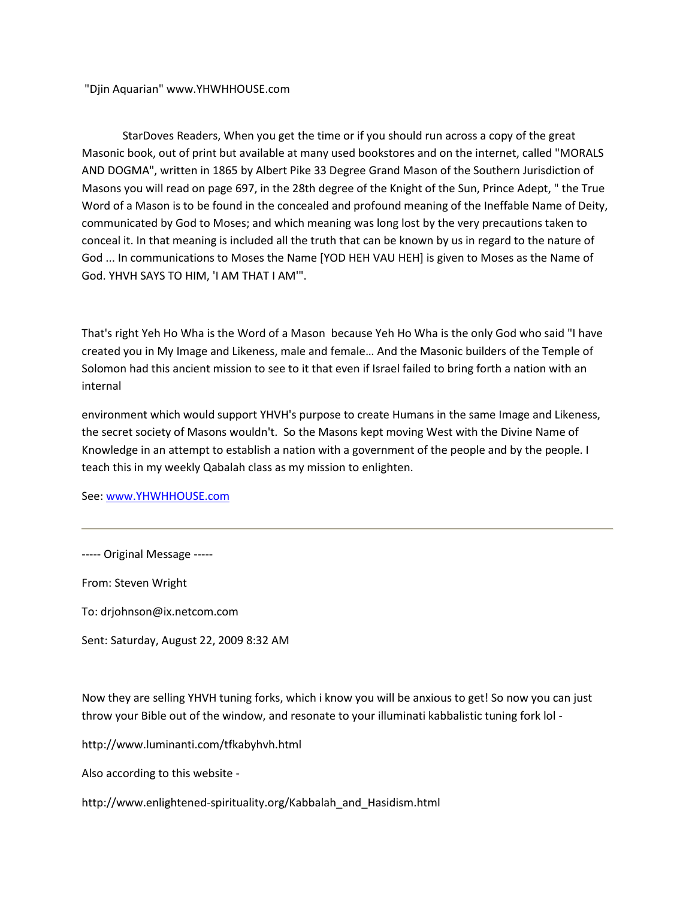"Djin Aquarian" www.YHWHHOUSE.com

StarDoves Readers, When you get the time or if you should run across a copy of the great Masonic book, out of print but available at many used bookstores and on the internet, called "MORALS AND DOGMA", written in 1865 by Albert Pike 33 Degree Grand Mason of the Southern Jurisdiction of Masons you will read on page 697, in the 28th degree of the Knight of the Sun, Prince Adept, " the True Word of a Mason is to be found in the concealed and profound meaning of the Ineffable Name of Deity, communicated by God to Moses; and which meaning was long lost by the very precautions taken to conceal it. In that meaning is included all the truth that can be known by us in regard to the nature of God ... In communications to Moses the Name [YOD HEH VAU HEH] is given to Moses as the Name of God. YHVH SAYS TO HIM, 'I AM THAT I AM'".

That's right Yeh Ho Wha is the Word of a Mason because Yeh Ho Wha is the only God who said "I have created you in My Image and Likeness, male and female… And the Masonic builders of the Temple of Solomon had this ancient mission to see to it that even if Israel failed to bring forth a nation with an internal

environment which would support YHVH's purpose to create Humans in the same Image and Likeness, the secret society of Masons wouldn't. So the Masons kept moving West with the Divine Name of Knowledge in an attempt to establish a nation with a government of the people and by the people. I teach this in my weekly Qabalah class as my mission to enlighten.

See: www.YHWHHOUSE.com

---

----- Original Message -----

From: Steven Wright

To: drjohnson@ix.netcom.com

Sent: Saturday, August 22, 2009 8:32 AM

Now they are selling YHVH tuning forks, which i know you will be anxious to get! So now you can just throw your Bible out of the window, and resonate to your illuminati kabbalistic tuning fork lol -

http://www.luminanti.com/tfkabyhvh.html

Also according to this website -

http://www.enlightened-spirituality.org/Kabbalah_and_Hasidism.html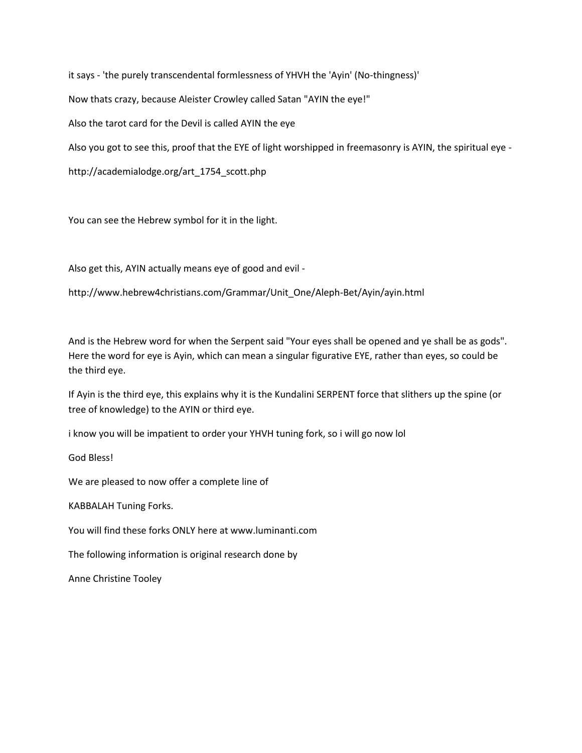it says - 'the purely transcendental formlessness of YHVH the 'Ayin' (No-thingness)'

Now thats crazy, because Aleister Crowley called Satan "AYIN the eye!"

Also the tarot card for the Devil is called AYIN the eye

Also you got to see this, proof that the EYE of light worshipped in freemasonry is AYIN, the spiritual eye -

http://academialodge.org/art_1754_scott.php

You can see the Hebrew symbol for it in the light.

Also get this, AYIN actually means eye of good and evil -

http://www.hebrew4christians.com/Grammar/Unit_One/Aleph-Bet/Ayin/ayin.html

And is the Hebrew word for when the Serpent said "Your eyes shall be opened and ye shall be as gods". Here the word for eye is Ayin, which can mean a singular figurative EYE, rather than eyes, so could be the third eye.

If Ayin is the third eye, this explains why it is the Kundalini SERPENT force that slithers up the spine (or tree of knowledge) to the AYIN or third eye.

i know you will be impatient to order your YHVH tuning fork, so i will go now lol

God Bless!

We are pleased to now offer a complete line of

KABBALAH Tuning Forks.

You will find these forks ONLY here at www.luminanti.com

The following information is original research done by

Anne Christine Tooley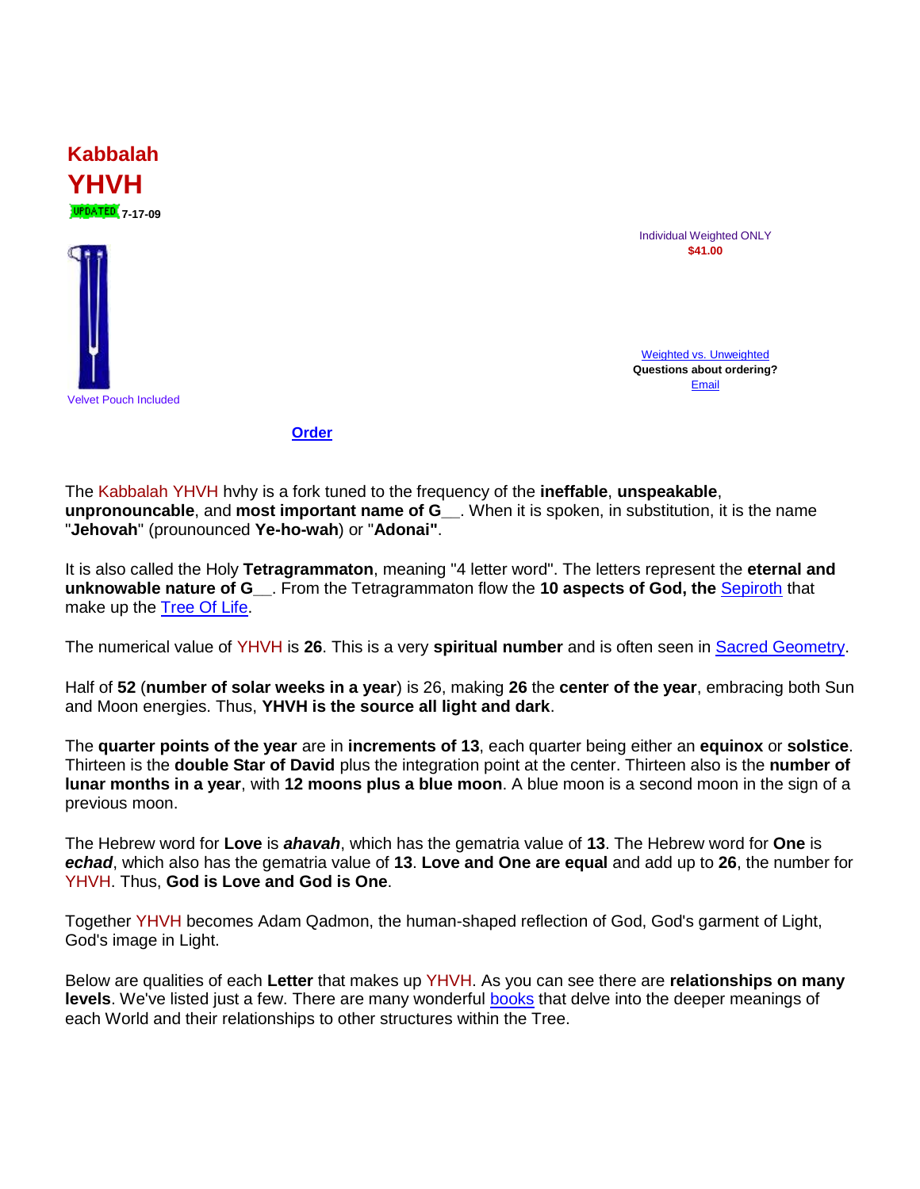# Kabbalah YHVH

UPDATED 7-17-09

Individual Weighted ONLY
**$41.00**

Weighted vs. Unweighted
**Questions about ordering?**
Email

Velvet Pouch Included

**Order**

The Kabbalah YHVH hvhy is a fork tuned to the frequency of the **ineffable**, **unspeakable**, **unpronouncable**, and **most important name of G__**. When it is spoken, in substitution, it is the name "**Jehovah**" (prounounced **Ye-ho-wah**) or "**Adonai"**.

It is also called the Holy **Tetragrammaton**, meaning "4 letter word". The letters represent the **eternal and unknowable nature of G__**. From the Tetragrammaton flow the **10 aspects of God, the** Sepiroth that make up the Tree Of Life.

The numerical value of YHVH is **26**. This is a very **spiritual number** and is often seen in Sacred Geometry.

Half of **52** (**number of solar weeks in a year**) is 26, making **26** the **center of the year**, embracing both Sun and Moon energies. Thus, **YHVH is the source all light and dark**.

The **quarter points of the year** are in **increments of 13**, each quarter being either an **equinox** or **solstice**. Thirteen is the **double Star of David** plus the integration point at the center. Thirteen also is the **number of lunar months in a year**, with **12 moons plus a blue moon**. A blue moon is a second moon in the sign of a previous moon.

The Hebrew word for **Love** is ***ahavah***, which has the gematria value of **13**. The Hebrew word for **One** is ***echad***, which also has the gematria value of **13**. **Love and One are equal** and add up to **26**, the number for YHVH. Thus, **God is Love and God is One**.

Together YHVH becomes Adam Qadmon, the human-shaped reflection of God, God's garment of Light, God's image in Light.

Below are qualities of each **Letter** that makes up YHVH. As you can see there are **relationships on many levels**. We've listed just a few. There are many wonderful books that delve into the deeper meanings of each World and their relationships to other structures within the Tree.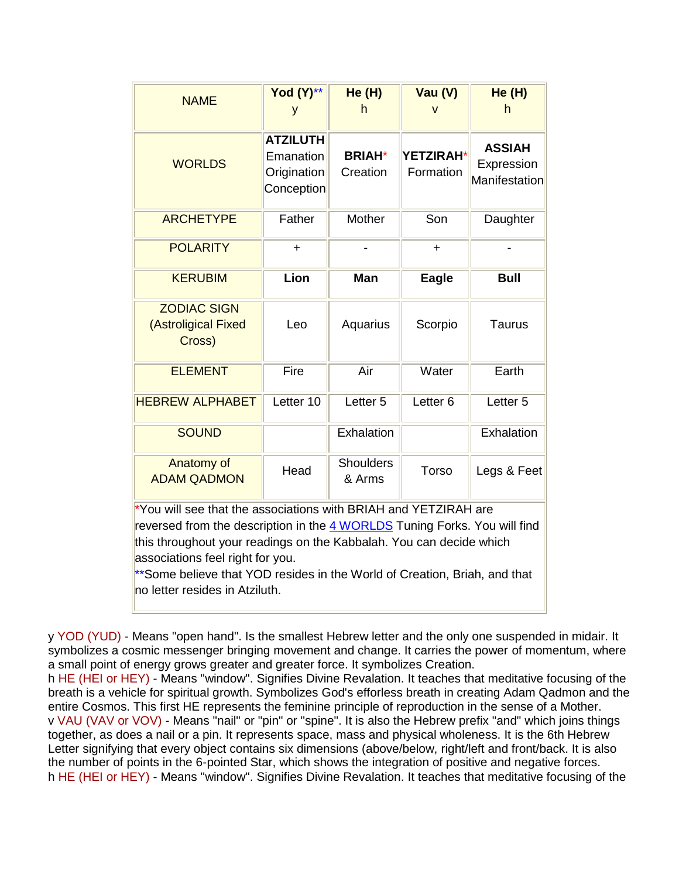| NAME | Yod (Y)** y | He (H) h | Vau (V) v | He (H) h |
|---|---|---|---|---|
| WORLDS | **ATZILUTH** Emanation Origination Conception | **BRIAH*** Creation | **YETZIRAH*** Formation | **ASSIAH** Expression Manifestation |
| ARCHETYPE | Father | Mother | Son | Daughter |
| POLARITY | + | - | + | - |
| KERUBIM | **Lion** | **Man** | **Eagle** | **Bull** |
| ZODIAC SIGN (Astroligical Fixed Cross) | Leo | Aquarius | Scorpio | Taurus |
| ELEMENT | Fire | Air | Water | Earth |
| HEBREW ALPHABET | Letter 10 | Letter 5 | Letter 6 | Letter 5 |
| SOUND | | Exhalation | | Exhalation |
| Anatomy of ADAM QADMON | Head | Shoulders & Arms | Torso | Legs & Feet |

*You will see that the associations with BRIAH and YETZIRAH are reversed from the description in the 4 WORLDS Tuning Forks. You will find this throughout your readings on the Kabbalah. You can decide which associations feel right for you.
**Some believe that YOD resides in the World of Creation, Briah, and that no letter resides in Atziluth.

y YOD (YUD) - Means "open hand". Is the smallest Hebrew letter and the only one suspended in midair. It symbolizes a cosmic messenger bringing movement and change. It carries the power of momentum, where a small point of energy grows greater and greater force. It symbolizes Creation.
h HE (HEI or HEY) - Means "window". Signifies Divine Revalation. It teaches that meditative focusing of the breath is a vehicle for spiritual growth. Symbolizes God's effortless breath in creating Adam Qadmon and the entire Cosmos. This first HE represents the feminine principle of reproduction in the sense of a Mother.
v VAU (VAV or VOV) - Means "nail" or "pin" or "spine". It is also the Hebrew prefix "and" which joins things together, as does a nail or a pin. It represents space, mass and physical wholeness. It is the 6th Hebrew Letter signifying that every object contains six dimensions (above/below, right/left and front/back. It is also the number of points in the 6-pointed Star, which shows the integration of positive and negative forces.
h HE (HEI or HEY) - Means "window". Signifies Divine Revalation. It teaches that meditative focusing of the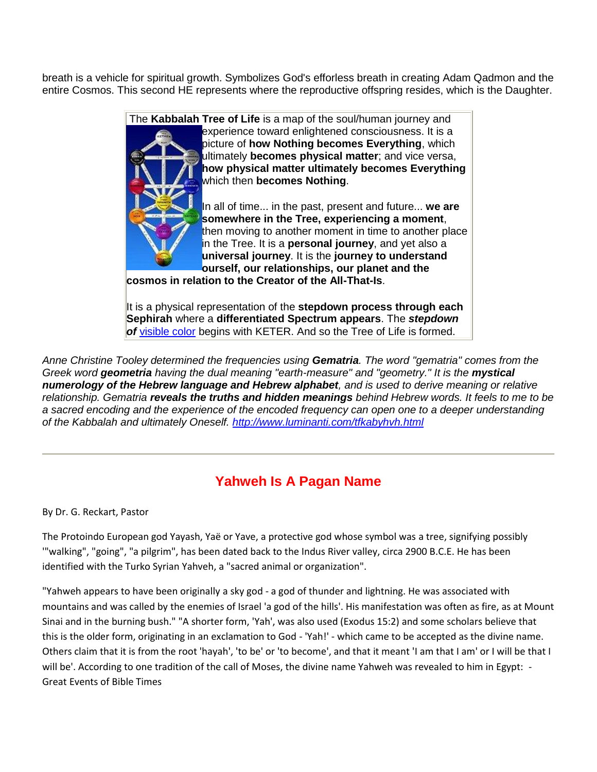breath is a vehicle for spiritual growth. Symbolizes God's effortless breath in creating Adam Qadmon and the entire Cosmos. This second HE represents where the reproductive offspring resides, which is the Daughter.

The **Kabbalah Tree of Life** is a map of the soul/human journey and experience toward enlightened consciousness. It is a picture of **how Nothing becomes Everything**, which ultimately **becomes physical matter**; and vice versa, **how physical matter ultimately becomes Everything** which then **becomes Nothing**.

In all of time... in the past, present and future... **we are somewhere in the Tree, experiencing a moment**, then moving to another moment in time to another place in the Tree. It is a **personal journey**, and yet also a **universal journey**. It is the **journey to understand ourself, our relationships, our planet and the cosmos in relation to the Creator of the All-That-Is**.

It is a physical representation of the **stepdown process through each Sephirah** where a **differentiated Spectrum appears**. The ***stepdown of*** visible color begins with KETER. And so the Tree of Life is formed.

*Anne Christine Tooley determined the frequencies using **Gematria**. The word "gematria" comes from the Greek word **geometria** having the dual meaning "earth-measure" and "geometry." It is the **mystical numerology of the Hebrew language and Hebrew alphabet**, and is used to derive meaning or relative relationship. Gematria **reveals the truths and hidden meanings** behind Hebrew words. It feels to me to be a sacred encoding and the experience of the encoded frequency can open one to a deeper understanding of the Kabbalah and ultimately Oneself. http://www.luminanti.com/tfkabyhvh.html*

---

## Yahweh Is A Pagan Name

By Dr. G. Reckart, Pastor

The Protoindo European god Yayash, Yaë or Yave, a protective god whose symbol was a tree, signifying possibly '"walking", "going", "a pilgrim", has been dated back to the Indus River valley, circa 2900 B.C.E. He has been identified with the Turko Syrian Yahveh, a "sacred animal or organization".

"Yahweh appears to have been originally a sky god - a god of thunder and lightning. He was associated with mountains and was called by the enemies of Israel 'a god of the hills'. His manifestation was often as fire, as at Mount Sinai and in the burning bush." "A shorter form, 'Yah', was also used (Exodus 15:2) and some scholars believe that this is the older form, originating in an exclamation to God - 'Yah!' - which came to be accepted as the divine name. Others claim that it is from the root 'hayah', 'to be' or 'to become', and that it meant 'I am that I am' or I will be that I will be'. According to one tradition of the call of Moses, the divine name Yahweh was revealed to him in Egypt: - Great Events of Bible Times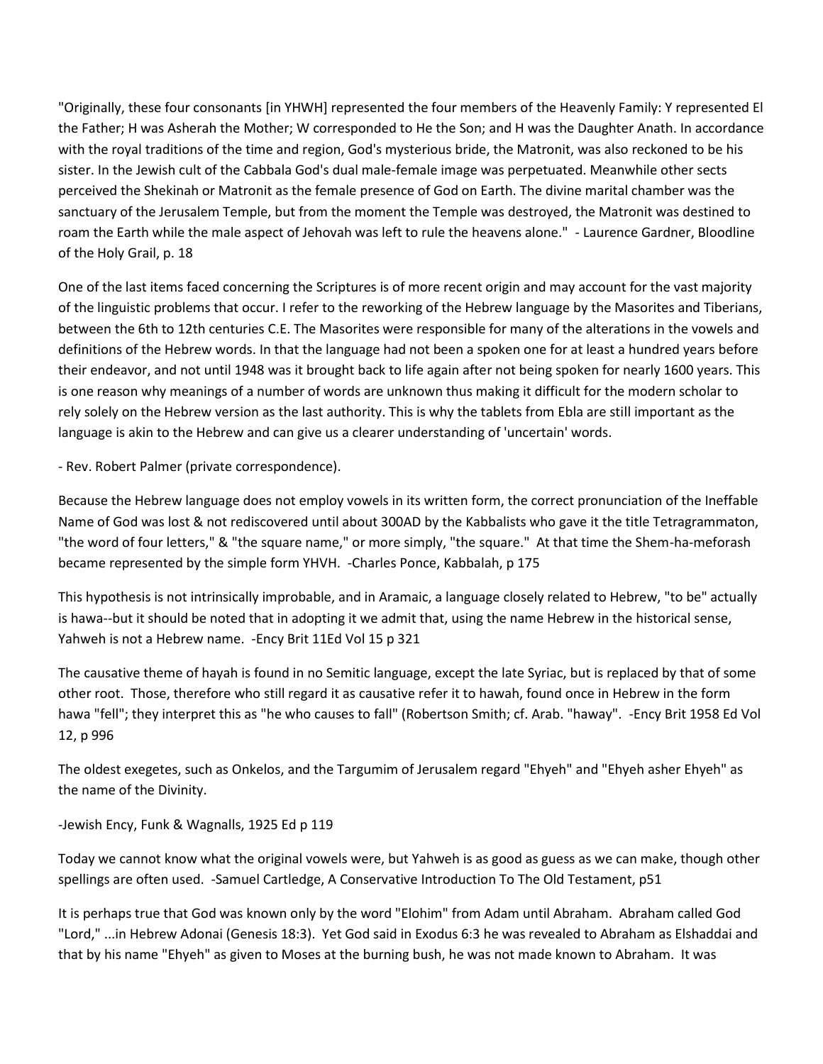"Originally, these four consonants [in YHWH] represented the four members of the Heavenly Family: Y represented El the Father; H was Asherah the Mother; W corresponded to He the Son; and H was the Daughter Anath. In accordance with the royal traditions of the time and region, God's mysterious bride, the Matronit, was also reckoned to be his sister. In the Jewish cult of the Cabbala God's dual male-female image was perpetuated. Meanwhile other sects perceived the Shekinah or Matronit as the female presence of God on Earth. The divine marital chamber was the sanctuary of the Jerusalem Temple, but from the moment the Temple was destroyed, the Matronit was destined to roam the Earth while the male aspect of Jehovah was left to rule the heavens alone." - Laurence Gardner, Bloodline of the Holy Grail, p. 18

One of the last items faced concerning the Scriptures is of more recent origin and may account for the vast majority of the linguistic problems that occur. I refer to the reworking of the Hebrew language by the Masorites and Tiberians, between the 6th to 12th centuries C.E. The Masorites were responsible for many of the alterations in the vowels and definitions of the Hebrew words. In that the language had not been a spoken one for at least a hundred years before their endeavor, and not until 1948 was it brought back to life again after not being spoken for nearly 1600 years. This is one reason why meanings of a number of words are unknown thus making it difficult for the modern scholar to rely solely on the Hebrew version as the last authority. This is why the tablets from Ebla are still important as the language is akin to the Hebrew and can give us a clearer understanding of 'uncertain' words.

- Rev. Robert Palmer (private correspondence).

Because the Hebrew language does not employ vowels in its written form, the correct pronunciation of the Ineffable Name of God was lost & not rediscovered until about 300AD by the Kabbalists who gave it the title Tetragrammaton, "the word of four letters," & "the square name," or more simply, "the square." At that time the Shem-ha-meforash became represented by the simple form YHVH. -Charles Ponce, Kabbalah, p 175

This hypothesis is not intrinsically improbable, and in Aramaic, a language closely related to Hebrew, "to be" actually is hawa--but it should be noted that in adopting it we admit that, using the name Hebrew in the historical sense, Yahweh is not a Hebrew name. -Ency Brit 11Ed Vol 15 p 321

The causative theme of hayah is found in no Semitic language, except the late Syriac, but is replaced by that of some other root. Those, therefore who still regard it as causative refer it to hawah, found once in Hebrew in the form hawa "fell"; they interpret this as "he who causes to fall" (Robertson Smith; cf. Arab. "haway". -Ency Brit 1958 Ed Vol 12, p 996

The oldest exegetes, such as Onkelos, and the Targumim of Jerusalem regard "Ehyeh" and "Ehyeh asher Ehyeh" as the name of the Divinity.

-Jewish Ency, Funk & Wagnalls, 1925 Ed p 119

Today we cannot know what the original vowels were, but Yahweh is as good as guess as we can make, though other spellings are often used. -Samuel Cartledge, A Conservative Introduction To The Old Testament, p51

It is perhaps true that God was known only by the word "Elohim" from Adam until Abraham. Abraham called God "Lord," ...in Hebrew Adonai (Genesis 18:3). Yet God said in Exodus 6:3 he was revealed to Abraham as Elshaddai and that by his name "Ehyeh" as given to Moses at the burning bush, he was not made known to Abraham. It was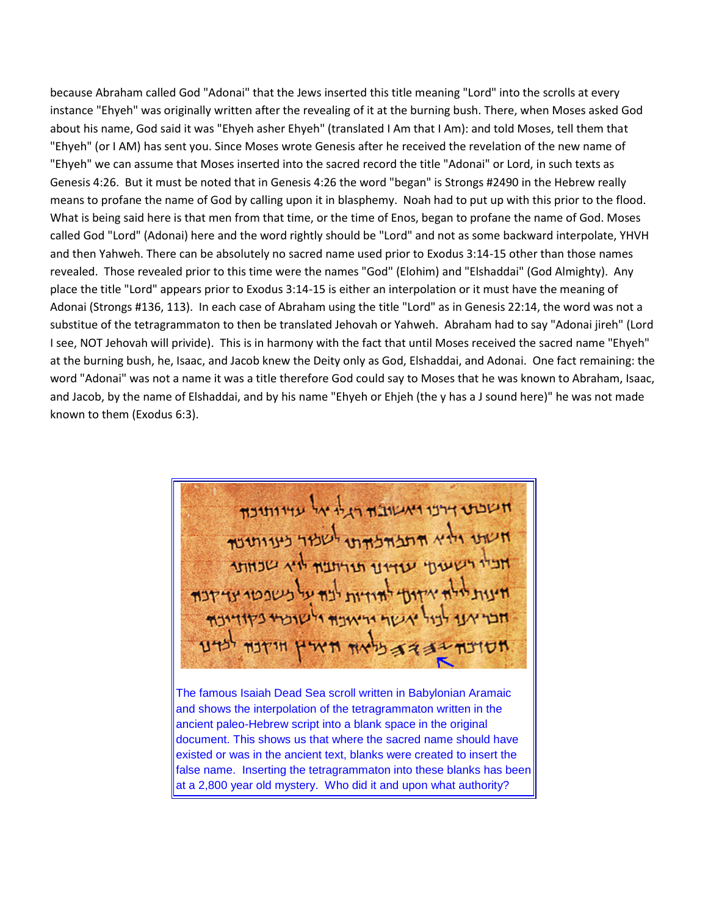because Abraham called God "Adonai" that the Jews inserted this title meaning "Lord" into the scrolls at every instance "Ehyeh" was originally written after the revealing of it at the burning bush. There, when Moses asked God about his name, God said it was "Ehyeh asher Ehyeh" (translated I Am that I Am): and told Moses, tell them that "Ehyeh" (or I AM) has sent you. Since Moses wrote Genesis after he received the revelation of the new name of "Ehyeh" we can assume that Moses inserted into the sacred record the title "Adonai" or Lord, in such texts as Genesis 4:26. But it must be noted that in Genesis 4:26 the word "began" is Strongs #2490 in the Hebrew really means to profane the name of God by calling upon it in blasphemy. Noah had to put up with this prior to the flood. What is being said here is that men from that time, or the time of Enos, began to profane the name of God. Moses called God "Lord" (Adonai) here and the word rightly should be "Lord" and not as some backward interpolate, YHVH and then Yahweh. There can be absolutely no sacred name used prior to Exodus 3:14-15 other than those names revealed. Those revealed prior to this time were the names "God" (Elohim) and "Elshaddai" (God Almighty). Any place the title "Lord" appears prior to Exodus 3:14-15 is either an interpolation or it must have the meaning of Adonai (Strongs #136, 113). In each case of Abraham using the title "Lord" as in Genesis 22:14, the word was not a substitue of the tetragrammaton to then be translated Jehovah or Yahweh. Abraham had to say "Adonai jireh" (Lord I see, NOT Jehovah will privide). This is in harmony with the fact that until Moses received the sacred name "Ehyeh" at the burning bush, he, Isaac, and Jacob knew the Deity only as God, Elshaddai, and Adonai. One fact remaining: the word "Adonai" was not a name it was a title therefore God could say to Moses that he was known to Abraham, Isaac, and Jacob, by the name of Elshaddai, and by his name "Ehyeh or Ehjeh (the y has a J sound here)" he was not made known to them (Exodus 6:3).

The famous Isaiah Dead Sea scroll written in Babylonian Aramaic and shows the interpolation of the tetragrammaton written in the ancient paleo-Hebrew script into a blank space in the original document. This shows us that where the sacred name should have existed or was in the ancient text, blanks were created to insert the false name. Inserting the tetragrammaton into these blanks has been at a 2,800 year old mystery. Who did it and upon what authority?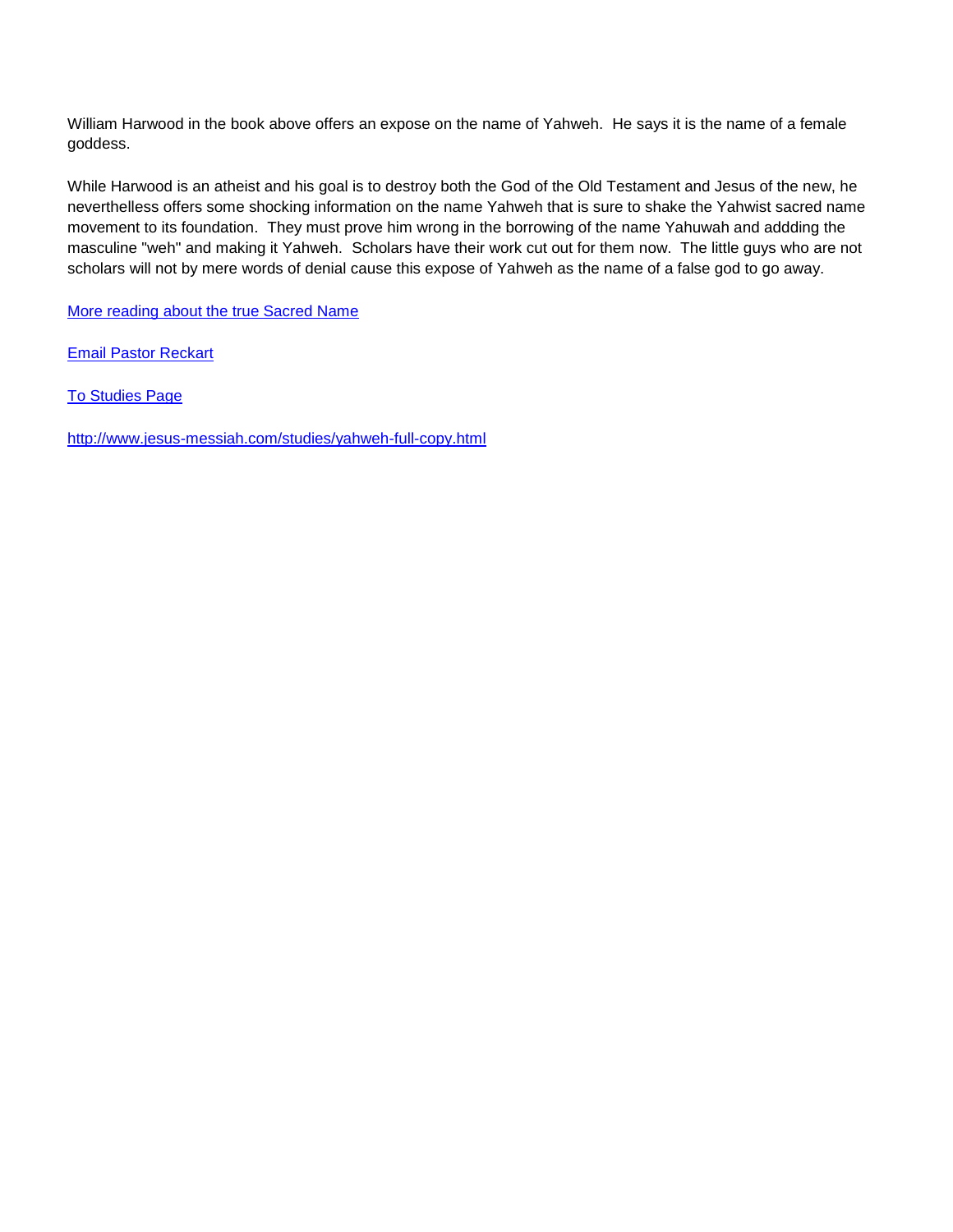William Harwood in the book above offers an expose on the name of Yahweh. He says it is the name of a female goddess.

While Harwood is an atheist and his goal is to destroy both the God of the Old Testament and Jesus of the new, he nevertheless offers some shocking information on the name Yahweh that is sure to shake the Yahwist sacred name movement to its foundation. They must prove him wrong in the borrowing of the name Yahuwah and addding the masculine "weh" and making it Yahweh. Scholars have their work cut out for them now. The little guys who are not scholars will not by mere words of denial cause this expose of Yahweh as the name of a false god to go away.

More reading about the true Sacred Name

Email Pastor Reckart

To Studies Page

http://www.jesus-messiah.com/studies/yahweh-full-copy.html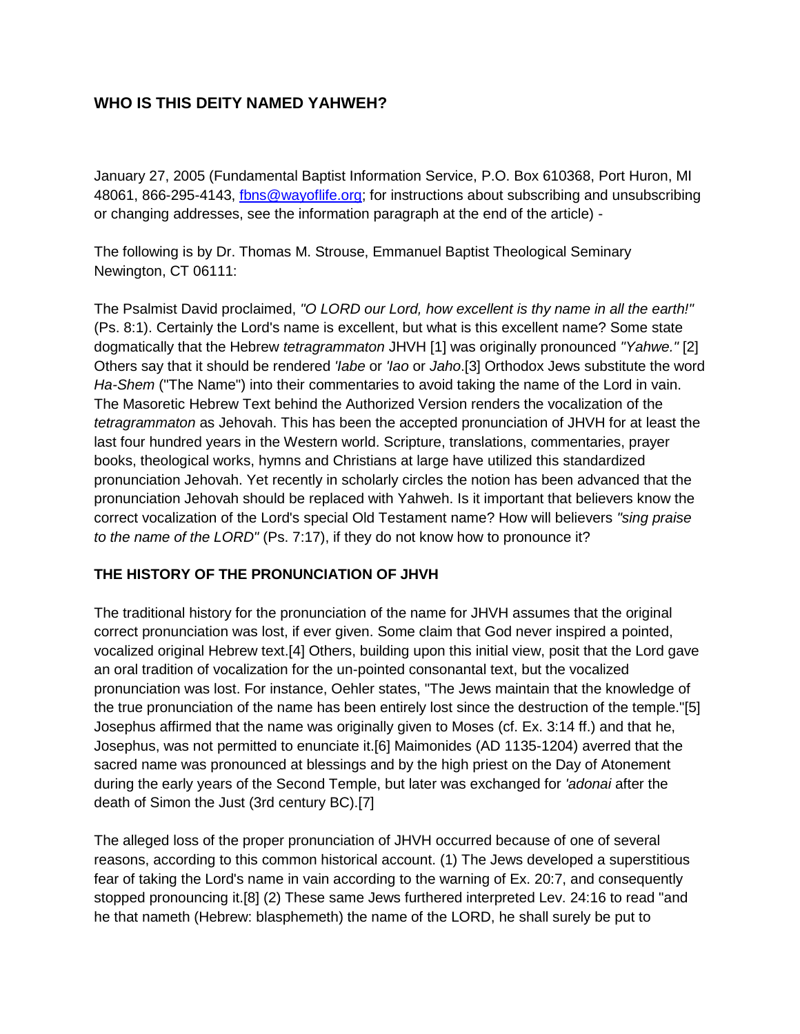## WHO IS THIS DEITY NAMED YAHWEH?

January 27, 2005 (Fundamental Baptist Information Service, P.O. Box 610368, Port Huron, MI 48061, 866-295-4143, fbns@wayoflife.org; for instructions about subscribing and unsubscribing or changing addresses, see the information paragraph at the end of the article) -

The following is by Dr. Thomas M. Strouse, Emmanuel Baptist Theological Seminary Newington, CT 06111:

The Psalmist David proclaimed, *"O LORD our Lord, how excellent is thy name in all the earth!"* (Ps. 8:1). Certainly the Lord's name is excellent, but what is this excellent name? Some state dogmatically that the Hebrew *tetragrammaton* JHVH [1] was originally pronounced *"Yahwe."* [2] Others say that it should be rendered *'Iabe* or *'Iao* or *Jaho*.[3] Orthodox Jews substitute the word *Ha-Shem* ("The Name") into their commentaries to avoid taking the name of the Lord in vain. The Masoretic Hebrew Text behind the Authorized Version renders the vocalization of the *tetragrammaton* as Jehovah. This has been the accepted pronunciation of JHVH for at least the last four hundred years in the Western world. Scripture, translations, commentaries, prayer books, theological works, hymns and Christians at large have utilized this standardized pronunciation Jehovah. Yet recently in scholarly circles the notion has been advanced that the pronunciation Jehovah should be replaced with Yahweh. Is it important that believers know the correct vocalization of the Lord's special Old Testament name? How will believers *"sing praise to the name of the LORD"* (Ps. 7:17), if they do not know how to pronounce it?

### THE HISTORY OF THE PRONUNCIATION OF JHVH

The traditional history for the pronunciation of the name for JHVH assumes that the original correct pronunciation was lost, if ever given. Some claim that God never inspired a pointed, vocalized original Hebrew text.[4] Others, building upon this initial view, posit that the Lord gave an oral tradition of vocalization for the un-pointed consonantal text, but the vocalized pronunciation was lost. For instance, Oehler states, "The Jews maintain that the knowledge of the true pronunciation of the name has been entirely lost since the destruction of the temple."[5] Josephus affirmed that the name was originally given to Moses (cf. Ex. 3:14 ff.) and that he, Josephus, was not permitted to enunciate it.[6] Maimonides (AD 1135-1204) averred that the sacred name was pronounced at blessings and by the high priest on the Day of Atonement during the early years of the Second Temple, but later was exchanged for *'adonai* after the death of Simon the Just (3rd century BC).[7]

The alleged loss of the proper pronunciation of JHVH occurred because of one of several reasons, according to this common historical account. (1) The Jews developed a superstitious fear of taking the Lord's name in vain according to the warning of Ex. 20:7, and consequently stopped pronouncing it.[8] (2) These same Jews furthered interpreted Lev. 24:16 to read "and he that nameth (Hebrew: blasphemeth) the name of the LORD, he shall surely be put to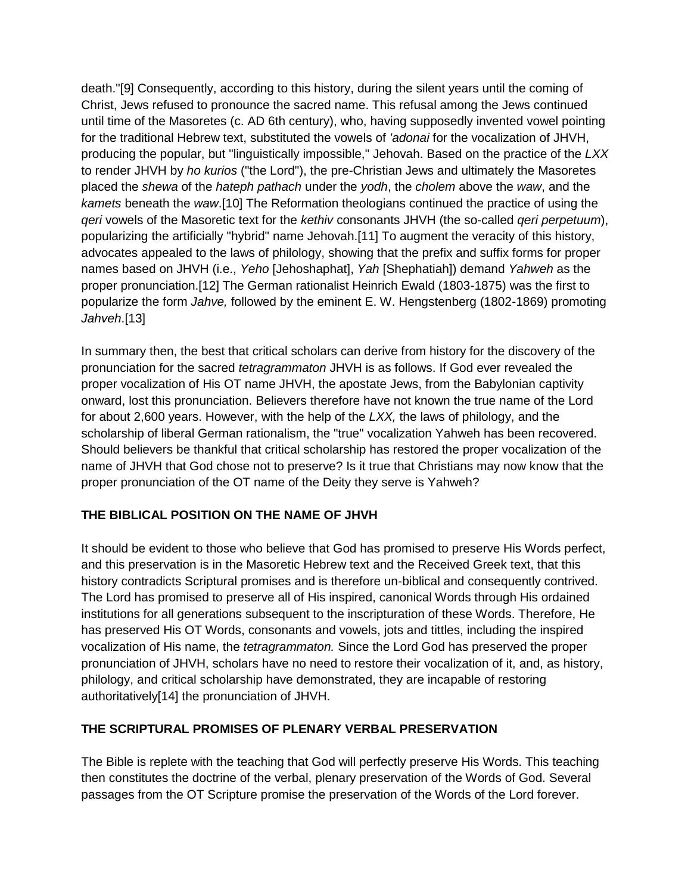death."[9] Consequently, according to this history, during the silent years until the coming of Christ, Jews refused to pronounce the sacred name. This refusal among the Jews continued until time of the Masoretes (c. AD 6th century), who, having supposedly invented vowel pointing for the traditional Hebrew text, substituted the vowels of *'adonai* for the vocalization of JHVH, producing the popular, but "linguistically impossible," Jehovah. Based on the practice of the *LXX* to render JHVH by *ho kurios* ("the Lord"), the pre-Christian Jews and ultimately the Masoretes placed the *shewa* of the *hateph pathach* under the *yodh*, the *cholem* above the *waw*, and the *kamets* beneath the *waw*.[10] The Reformation theologians continued the practice of using the *qeri* vowels of the Masoretic text for the *kethiv* consonants JHVH (the so-called *qeri perpetuum*), popularizing the artificially "hybrid" name Jehovah.[11] To augment the veracity of this history, advocates appealed to the laws of philology, showing that the prefix and suffix forms for proper names based on JHVH (i.e., *Yeho* [Jehoshaphat], *Yah* [Shephatiah]) demand *Yahweh* as the proper pronunciation.[12] The German rationalist Heinrich Ewald (1803-1875) was the first to popularize the form *Jahve,* followed by the eminent E. W. Hengstenberg (1802-1869) promoting *Jahveh*.[13]

In summary then, the best that critical scholars can derive from history for the discovery of the pronunciation for the sacred *tetragrammaton* JHVH is as follows. If God ever revealed the proper vocalization of His OT name JHVH, the apostate Jews, from the Babylonian captivity onward, lost this pronunciation. Believers therefore have not known the true name of the Lord for about 2,600 years. However, with the help of the *LXX,* the laws of philology, and the scholarship of liberal German rationalism, the "true" vocalization Yahweh has been recovered. Should believers be thankful that critical scholarship has restored the proper vocalization of the name of JHVH that God chose not to preserve? Is it true that Christians may now know that the proper pronunciation of the OT name of the Deity they serve is Yahweh?

## THE BIBLICAL POSITION ON THE NAME OF JHVH

It should be evident to those who believe that God has promised to preserve His Words perfect, and this preservation is in the Masoretic Hebrew text and the Received Greek text, that this history contradicts Scriptural promises and is therefore un-biblical and consequently contrived. The Lord has promised to preserve all of His inspired, canonical Words through His ordained institutions for all generations subsequent to the inscripturation of these Words. Therefore, He has preserved His OT Words, consonants and vowels, jots and tittles, including the inspired vocalization of His name, the *tetragrammaton.* Since the Lord God has preserved the proper pronunciation of JHVH, scholars have no need to restore their vocalization of it, and, as history, philology, and critical scholarship have demonstrated, they are incapable of restoring authoritatively[14] the pronunciation of JHVH.

## THE SCRIPTURAL PROMISES OF PLENARY VERBAL PRESERVATION

The Bible is replete with the teaching that God will perfectly preserve His Words. This teaching then constitutes the doctrine of the verbal, plenary preservation of the Words of God. Several passages from the OT Scripture promise the preservation of the Words of the Lord forever.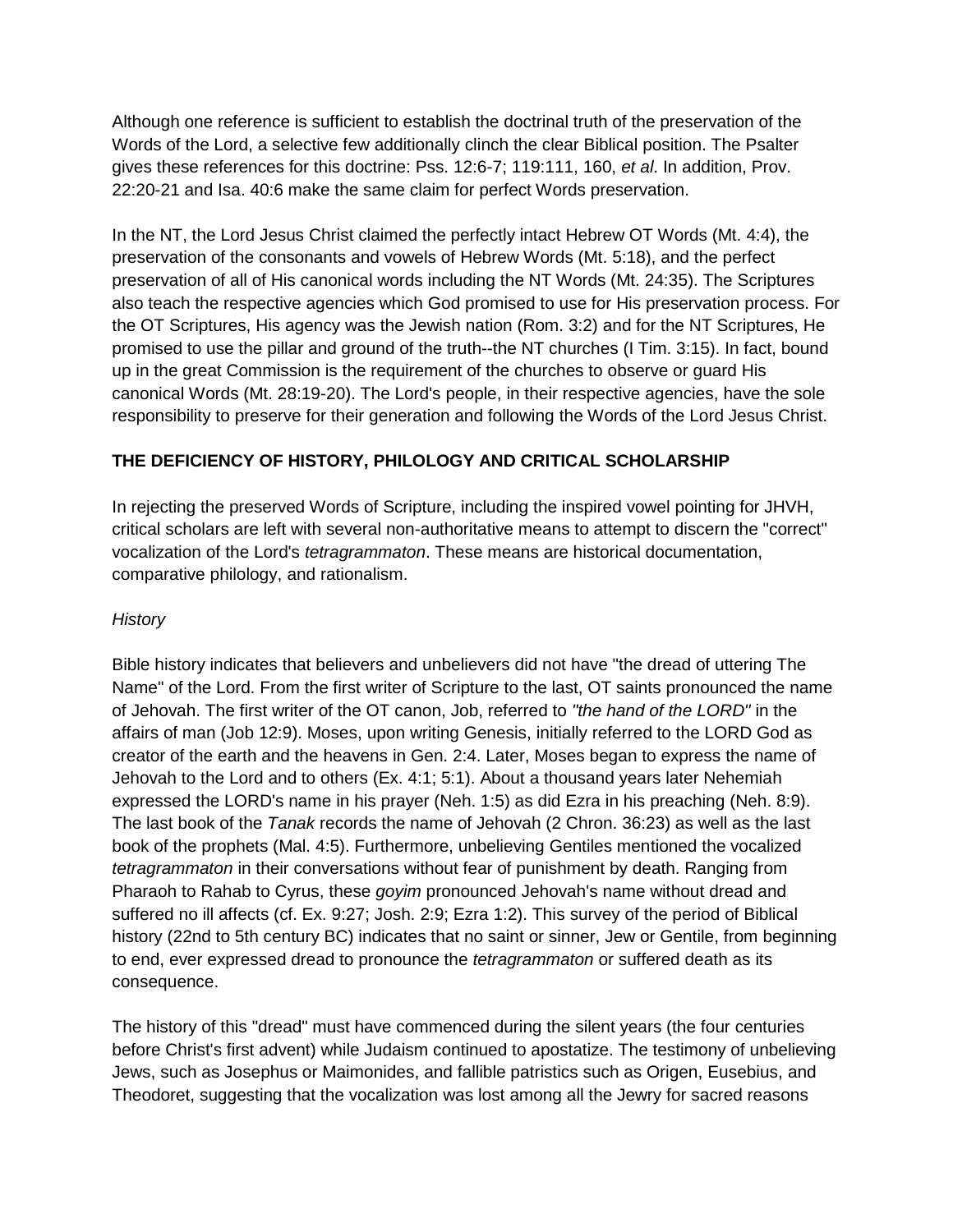Although one reference is sufficient to establish the doctrinal truth of the preservation of the Words of the Lord, a selective few additionally clinch the clear Biblical position. The Psalter gives these references for this doctrine: Pss. 12:6-7; 119:111, 160, *et al.* In addition, Prov. 22:20-21 and Isa. 40:6 make the same claim for perfect Words preservation.

In the NT, the Lord Jesus Christ claimed the perfectly intact Hebrew OT Words (Mt. 4:4), the preservation of the consonants and vowels of Hebrew Words (Mt. 5:18), and the perfect preservation of all of His canonical words including the NT Words (Mt. 24:35). The Scriptures also teach the respective agencies which God promised to use for His preservation process. For the OT Scriptures, His agency was the Jewish nation (Rom. 3:2) and for the NT Scriptures, He promised to use the pillar and ground of the truth--the NT churches (I Tim. 3:15). In fact, bound up in the great Commission is the requirement of the churches to observe or guard His canonical Words (Mt. 28:19-20). The Lord's people, in their respective agencies, have the sole responsibility to preserve for their generation and following the Words of the Lord Jesus Christ.

**THE DEFICIENCY OF HISTORY, PHILOLOGY AND CRITICAL SCHOLARSHIP**

In rejecting the preserved Words of Scripture, including the inspired vowel pointing for JHVH, critical scholars are left with several non-authoritative means to attempt to discern the "correct" vocalization of the Lord's *tetragrammaton*. These means are historical documentation, comparative philology, and rationalism.

*History*

Bible history indicates that believers and unbelievers did not have "the dread of uttering The Name" of the Lord. From the first writer of Scripture to the last, OT saints pronounced the name of Jehovah. The first writer of the OT canon, Job, referred to *"the hand of the LORD"* in the affairs of man (Job 12:9). Moses, upon writing Genesis, initially referred to the LORD God as creator of the earth and the heavens in Gen. 2:4. Later, Moses began to express the name of Jehovah to the Lord and to others (Ex. 4:1; 5:1). About a thousand years later Nehemiah expressed the LORD's name in his prayer (Neh. 1:5) as did Ezra in his preaching (Neh. 8:9). The last book of the *Tanak* records the name of Jehovah (2 Chron. 36:23) as well as the last book of the prophets (Mal. 4:5). Furthermore, unbelieving Gentiles mentioned the vocalized *tetragrammaton* in their conversations without fear of punishment by death. Ranging from Pharaoh to Rahab to Cyrus, these *goyim* pronounced Jehovah's name without dread and suffered no ill affects (cf. Ex. 9:27; Josh. 2:9; Ezra 1:2). This survey of the period of Biblical history (22nd to 5th century BC) indicates that no saint or sinner, Jew or Gentile, from beginning to end, ever expressed dread to pronounce the *tetragrammaton* or suffered death as its consequence.

The history of this "dread" must have commenced during the silent years (the four centuries before Christ's first advent) while Judaism continued to apostatize. The testimony of unbelieving Jews, such as Josephus or Maimonides, and fallible patristics such as Origen, Eusebius, and Theodoret, suggesting that the vocalization was lost among all the Jewry for sacred reasons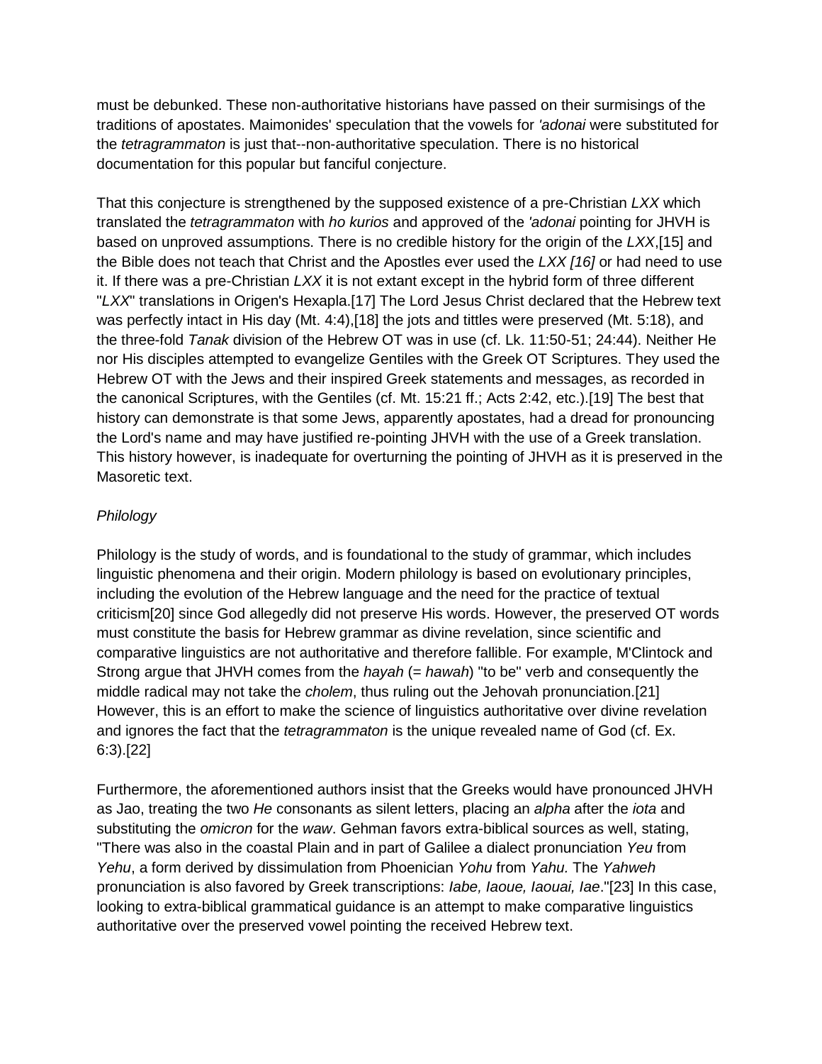must be debunked. These non-authoritative historians have passed on their surmisings of the traditions of apostates. Maimonides' speculation that the vowels for *'adonai* were substituted for the *tetragrammaton* is just that--non-authoritative speculation. There is no historical documentation for this popular but fanciful conjecture.

That this conjecture is strengthened by the supposed existence of a pre-Christian *LXX* which translated the *tetragrammaton* with *ho kurios* and approved of the *'adonai* pointing for JHVH is based on unproved assumptions. There is no credible history for the origin of the *LXX*,[15] and the Bible does not teach that Christ and the Apostles ever used the *LXX [16]* or had need to use it. If there was a pre-Christian *LXX* it is not extant except in the hybrid form of three different "*LXX*" translations in Origen's Hexapla.[17] The Lord Jesus Christ declared that the Hebrew text was perfectly intact in His day (Mt. 4:4),[18] the jots and tittles were preserved (Mt. 5:18), and the three-fold *Tanak* division of the Hebrew OT was in use (cf. Lk. 11:50-51; 24:44). Neither He nor His disciples attempted to evangelize Gentiles with the Greek OT Scriptures. They used the Hebrew OT with the Jews and their inspired Greek statements and messages, as recorded in the canonical Scriptures, with the Gentiles (cf. Mt. 15:21 ff.; Acts 2:42, etc.).[19] The best that history can demonstrate is that some Jews, apparently apostates, had a dread for pronouncing the Lord's name and may have justified re-pointing JHVH with the use of a Greek translation. This history however, is inadequate for overturning the pointing of JHVH as it is preserved in the Masoretic text.

*Philology*

Philology is the study of words, and is foundational to the study of grammar, which includes linguistic phenomena and their origin. Modern philology is based on evolutionary principles, including the evolution of the Hebrew language and the need for the practice of textual criticism[20] since God allegedly did not preserve His words. However, the preserved OT words must constitute the basis for Hebrew grammar as divine revelation, since scientific and comparative linguistics are not authoritative and therefore fallible. For example, M'Clintock and Strong argue that JHVH comes from the *hayah* (= *hawah*) "to be" verb and consequently the middle radical may not take the *cholem*, thus ruling out the Jehovah pronunciation.[21] However, this is an effort to make the science of linguistics authoritative over divine revelation and ignores the fact that the *tetragrammaton* is the unique revealed name of God (cf. Ex. 6:3).[22]

Furthermore, the aforementioned authors insist that the Greeks would have pronounced JHVH as Jao, treating the two *He* consonants as silent letters, placing an *alpha* after the *iota* and substituting the *omicron* for the *waw*. Gehman favors extra-biblical sources as well, stating, "There was also in the coastal Plain and in part of Galilee a dialect pronunciation *Yeu* from *Yehu*, a form derived by dissimulation from Phoenician *Yohu* from *Yahu.* The *Yahweh* pronunciation is also favored by Greek transcriptions: *Iabe, Iaoue, Iaouai, Iae*."[23] In this case, looking to extra-biblical grammatical guidance is an attempt to make comparative linguistics authoritative over the preserved vowel pointing the received Hebrew text.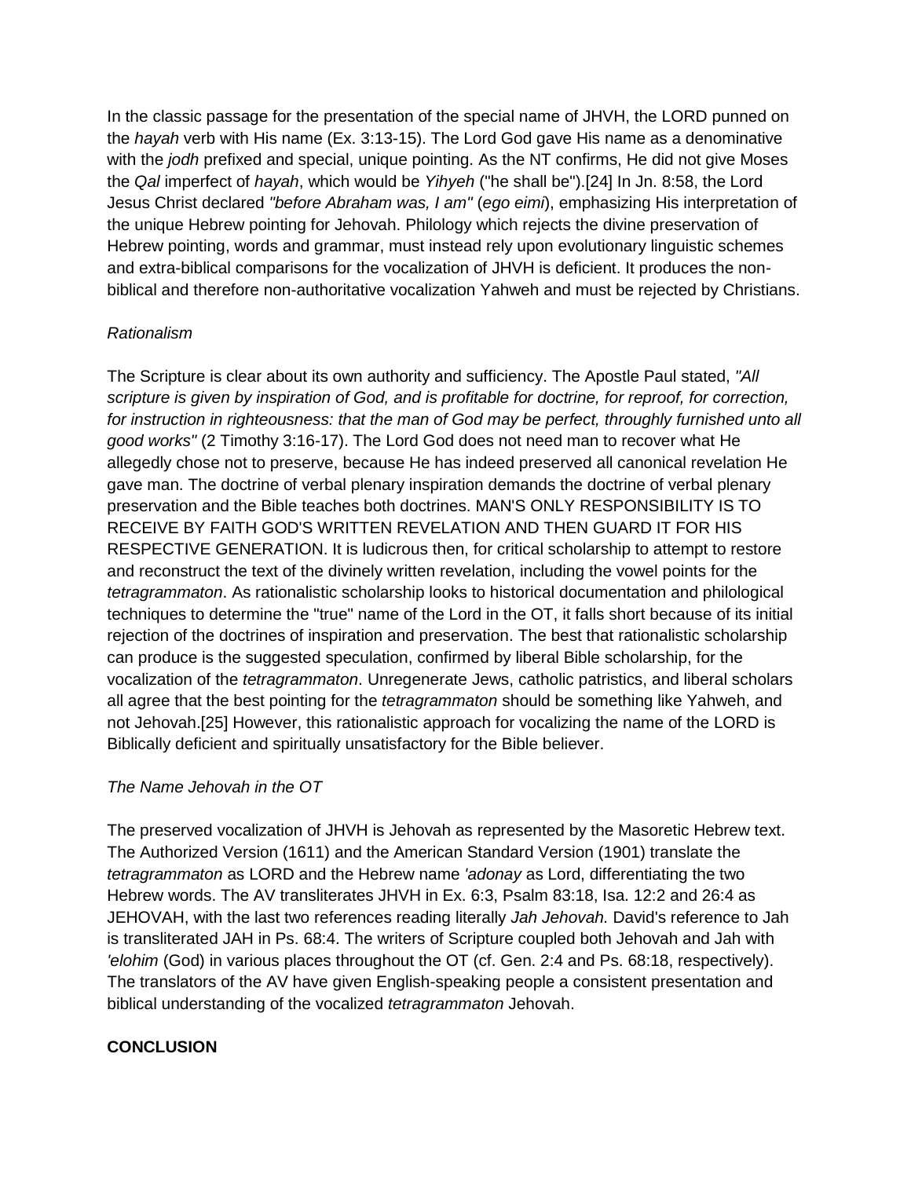In the classic passage for the presentation of the special name of JHVH, the LORD punned on the *hayah* verb with His name (Ex. 3:13-15). The Lord God gave His name as a denominative with the *jodh* prefixed and special, unique pointing. As the NT confirms, He did not give Moses the *Qal* imperfect of *hayah*, which would be *Yihyeh* ("he shall be").[24] In Jn. 8:58, the Lord Jesus Christ declared *"before Abraham was, I am"* (*ego eimi*), emphasizing His interpretation of the unique Hebrew pointing for Jehovah. Philology which rejects the divine preservation of Hebrew pointing, words and grammar, must instead rely upon evolutionary linguistic schemes and extra-biblical comparisons for the vocalization of JHVH is deficient. It produces the non-biblical and therefore non-authoritative vocalization Yahweh and must be rejected by Christians.

*Rationalism*

The Scripture is clear about its own authority and sufficiency. The Apostle Paul stated, *"All scripture is given by inspiration of God, and is profitable for doctrine, for reproof, for correction, for instruction in righteousness: that the man of God may be perfect, throughly furnished unto all good works"* (2 Timothy 3:16-17). The Lord God does not need man to recover what He allegedly chose not to preserve, because He has indeed preserved all canonical revelation He gave man. The doctrine of verbal plenary inspiration demands the doctrine of verbal plenary preservation and the Bible teaches both doctrines. MAN'S ONLY RESPONSIBILITY IS TO RECEIVE BY FAITH GOD'S WRITTEN REVELATION AND THEN GUARD IT FOR HIS RESPECTIVE GENERATION. It is ludicrous then, for critical scholarship to attempt to restore and reconstruct the text of the divinely written revelation, including the vowel points for the *tetragrammaton*. As rationalistic scholarship looks to historical documentation and philological techniques to determine the "true" name of the Lord in the OT, it falls short because of its initial rejection of the doctrines of inspiration and preservation. The best that rationalistic scholarship can produce is the suggested speculation, confirmed by liberal Bible scholarship, for the vocalization of the *tetragrammaton*. Unregenerate Jews, catholic patristics, and liberal scholars all agree that the best pointing for the *tetragrammaton* should be something like Yahweh, and not Jehovah.[25] However, this rationalistic approach for vocalizing the name of the LORD is Biblically deficient and spiritually unsatisfactory for the Bible believer.

*The Name Jehovah in the OT*

The preserved vocalization of JHVH is Jehovah as represented by the Masoretic Hebrew text. The Authorized Version (1611) and the American Standard Version (1901) translate the *tetragrammaton* as LORD and the Hebrew name *'adonay* as Lord, differentiating the two Hebrew words. The AV transliterates JHVH in Ex. 6:3, Psalm 83:18, Isa. 12:2 and 26:4 as JEHOVAH, with the last two references reading literally *Jah Jehovah.* David's reference to Jah is transliterated JAH in Ps. 68:4. The writers of Scripture coupled both Jehovah and Jah with *'elohim* (God) in various places throughout the OT (cf. Gen. 2:4 and Ps. 68:18, respectively). The translators of the AV have given English-speaking people a consistent presentation and biblical understanding of the vocalized *tetragrammaton* Jehovah.

**CONCLUSION**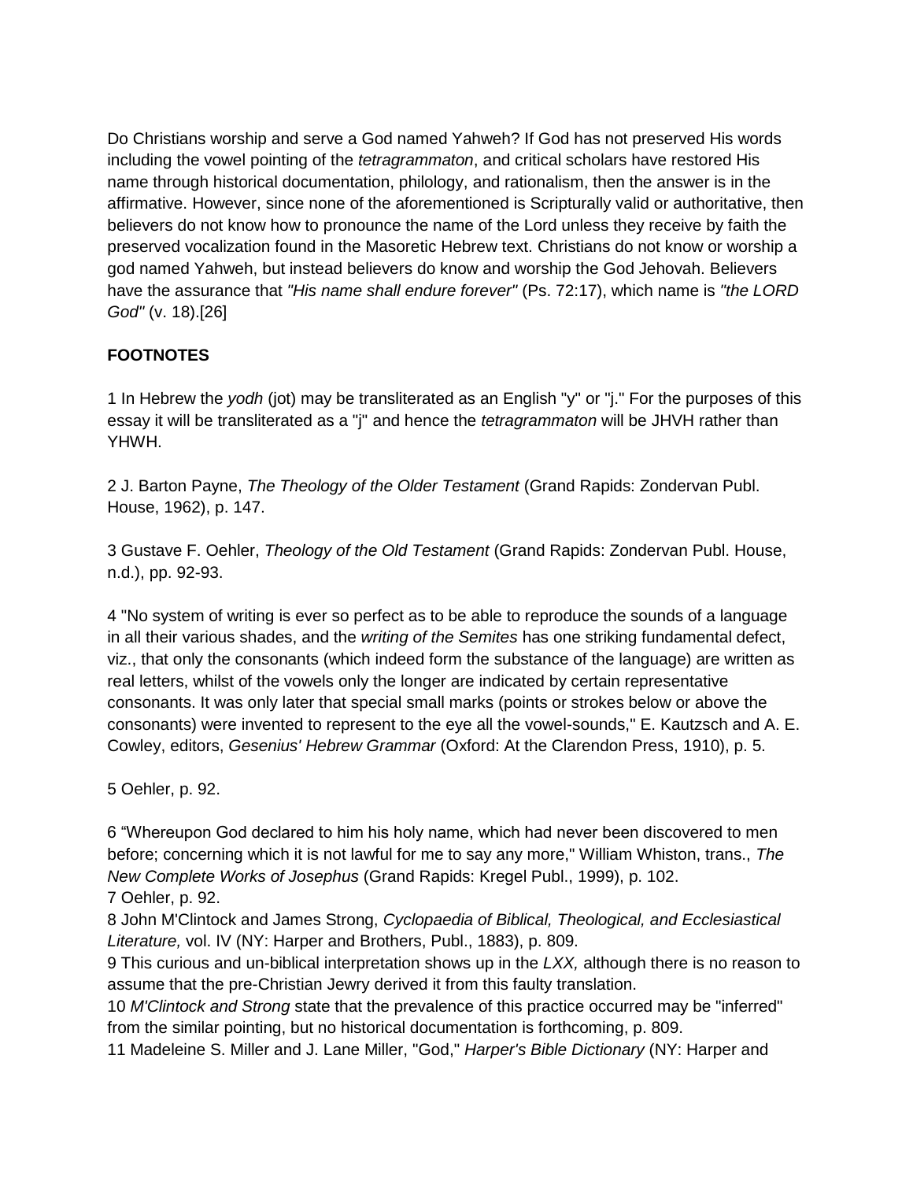Do Christians worship and serve a God named Yahweh? If God has not preserved His words including the vowel pointing of the *tetragrammaton*, and critical scholars have restored His name through historical documentation, philology, and rationalism, then the answer is in the affirmative. However, since none of the aforementioned is Scripturally valid or authoritative, then believers do not know how to pronounce the name of the Lord unless they receive by faith the preserved vocalization found in the Masoretic Hebrew text. Christians do not know or worship a god named Yahweh, but instead believers do know and worship the God Jehovah. Believers have the assurance that *"His name shall endure forever"* (Ps. 72:17), which name is *"the LORD God"* (v. 18).[26]

**FOOTNOTES**

1 In Hebrew the *yodh* (jot) may be transliterated as an English "y" or "j." For the purposes of this essay it will be transliterated as a "j" and hence the *tetragrammaton* will be JHVH rather than YHWH.

2 J. Barton Payne, *The Theology of the Older Testament* (Grand Rapids: Zondervan Publ. House, 1962), p. 147.

3 Gustave F. Oehler, *Theology of the Old Testament* (Grand Rapids: Zondervan Publ. House, n.d.), pp. 92-93.

4 "No system of writing is ever so perfect as to be able to reproduce the sounds of a language in all their various shades, and the *writing of the Semites* has one striking fundamental defect, viz., that only the consonants (which indeed form the substance of the language) are written as real letters, whilst of the vowels only the longer are indicated by certain representative consonants. It was only later that special small marks (points or strokes below or above the consonants) were invented to represent to the eye all the vowel-sounds," E. Kautzsch and A. E. Cowley, editors, *Gesenius' Hebrew Grammar* (Oxford: At the Clarendon Press, 1910), p. 5.

5 Oehler, p. 92.

6 "Whereupon God declared to him his holy name, which had never been discovered to men before; concerning which it is not lawful for me to say any more," William Whiston, trans., *The New Complete Works of Josephus* (Grand Rapids: Kregel Publ., 1999), p. 102.
7 Oehler, p. 92.
8 John M'Clintock and James Strong, *Cyclopaedia of Biblical, Theological, and Ecclesiastical Literature,* vol. IV (NY: Harper and Brothers, Publ., 1883), p. 809.
9 This curious and un-biblical interpretation shows up in the *LXX,* although there is no reason to assume that the pre-Christian Jewry derived it from this faulty translation.
10 *M'Clintock and Strong* state that the prevalence of this practice occurred may be "inferred" from the similar pointing, but no historical documentation is forthcoming, p. 809.
11 Madeleine S. Miller and J. Lane Miller, "God," *Harper's Bible Dictionary* (NY: Harper and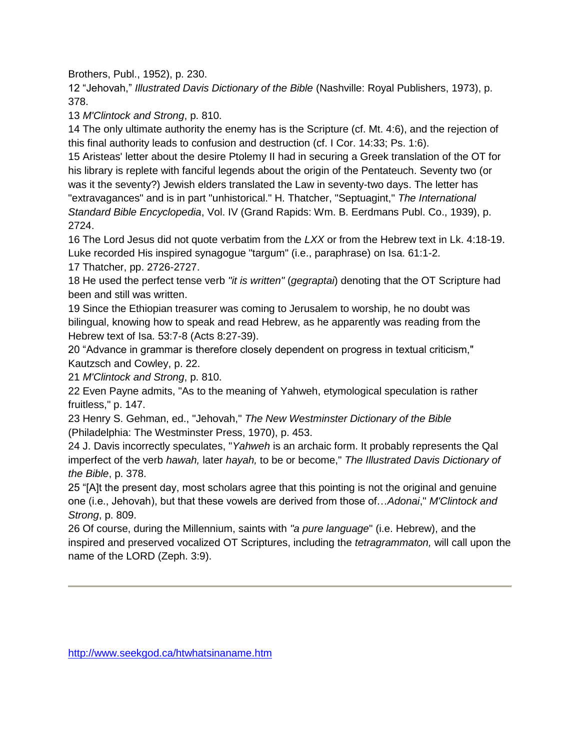Brothers, Publ., 1952), p. 230.

12 "Jehovah," *Illustrated Davis Dictionary of the Bible* (Nashville: Royal Publishers, 1973), p. 378.

13 *M'Clintock and Strong*, p. 810.

14 The only ultimate authority the enemy has is the Scripture (cf. Mt. 4:6), and the rejection of this final authority leads to confusion and destruction (cf. I Cor. 14:33; Ps. 1:6).

15 Aristeas' letter about the desire Ptolemy II had in securing a Greek translation of the OT for his library is replete with fanciful legends about the origin of the Pentateuch. Seventy two (or was it the seventy?) Jewish elders translated the Law in seventy-two days. The letter has "extravagances" and is in part "unhistorical." H. Thatcher, "Septuagint," *The International Standard Bible Encyclopedia*, Vol. IV (Grand Rapids: Wm. B. Eerdmans Publ. Co., 1939), p. 2724.

16 The Lord Jesus did not quote verbatim from the *LXX* or from the Hebrew text in Lk. 4:18-19. Luke recorded His inspired synagogue "targum" (i.e., paraphrase) on Isa. 61:1-2.

17 Thatcher, pp. 2726-2727.

18 He used the perfect tense verb *"it is written"* (*gegraptai*) denoting that the OT Scripture had been and still was written.

19 Since the Ethiopian treasurer was coming to Jerusalem to worship, he no doubt was bilingual, knowing how to speak and read Hebrew, as he apparently was reading from the Hebrew text of Isa. 53:7-8 (Acts 8:27-39).

20 "Advance in grammar is therefore closely dependent on progress in textual criticism," Kautzsch and Cowley, p. 22.

21 *M'Clintock and Strong*, p. 810.

22 Even Payne admits, "As to the meaning of Yahweh, etymological speculation is rather fruitless," p. 147.

23 Henry S. Gehman, ed., "Jehovah," *The New Westminster Dictionary of the Bible* (Philadelphia: The Westminster Press, 1970), p. 453.

24 J. Davis incorrectly speculates, "*Yahweh* is an archaic form. It probably represents the Qal imperfect of the verb *hawah,* later *hayah,* to be or become," *The Illustrated Davis Dictionary of the Bible*, p. 378.

25 "[A]t the present day, most scholars agree that this pointing is not the original and genuine one (i.e., Jehovah), but that these vowels are derived from those of…*Adonai*," *M'Clintock and Strong*, p. 809.

26 Of course, during the Millennium, saints with *"a pure language*" (i.e. Hebrew), and the inspired and preserved vocalized OT Scriptures, including the *tetragrammaton,* will call upon the name of the LORD (Zeph. 3:9).

---

http://www.seekgod.ca/htwhatsinaname.htm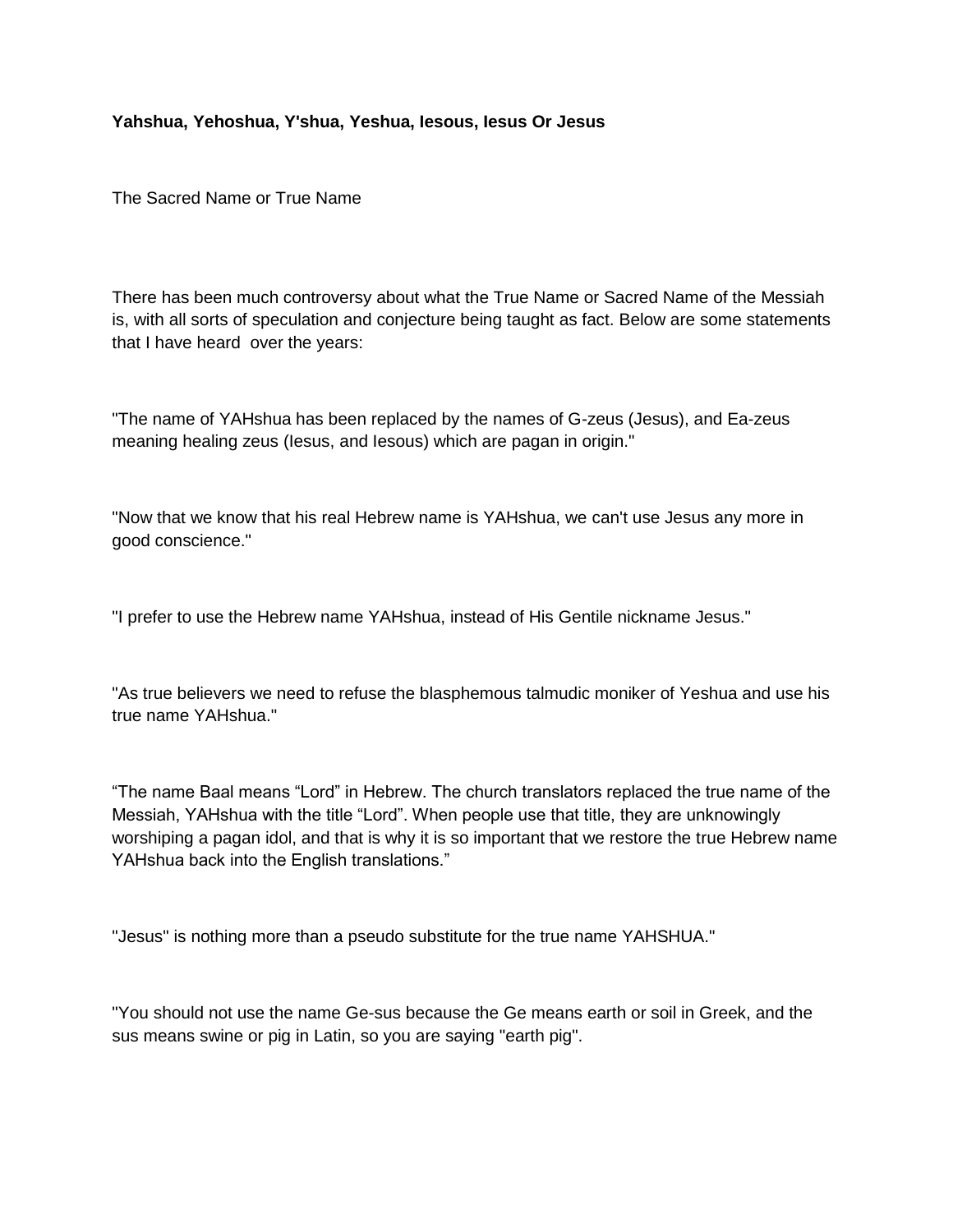**Yahshua, Yehoshua, Y'shua, Yeshua, Iesous, Iesus Or Jesus**

The Sacred Name or True Name

There has been much controversy about what the True Name or Sacred Name of the Messiah is, with all sorts of speculation and conjecture being taught as fact. Below are some statements that I have heard over the years:

"The name of YAHshua has been replaced by the names of G-zeus (Jesus), and Ea-zeus meaning healing zeus (Iesus, and Iesous) which are pagan in origin."

"Now that we know that his real Hebrew name is YAHshua, we can't use Jesus any more in good conscience."

"I prefer to use the Hebrew name YAHshua, instead of His Gentile nickname Jesus."

"As true believers we need to refuse the blasphemous talmudic moniker of Yeshua and use his true name YAHshua."

“The name Baal means “Lord” in Hebrew. The church translators replaced the true name of the Messiah, YAHshua with the title “Lord”. When people use that title, they are unknowingly worshiping a pagan idol, and that is why it is so important that we restore the true Hebrew name YAHshua back into the English translations.”

"Jesus" is nothing more than a pseudo substitute for the true name YAHSHUA."

"You should not use the name Ge-sus because the Ge means earth or soil in Greek, and the sus means swine or pig in Latin, so you are saying "earth pig".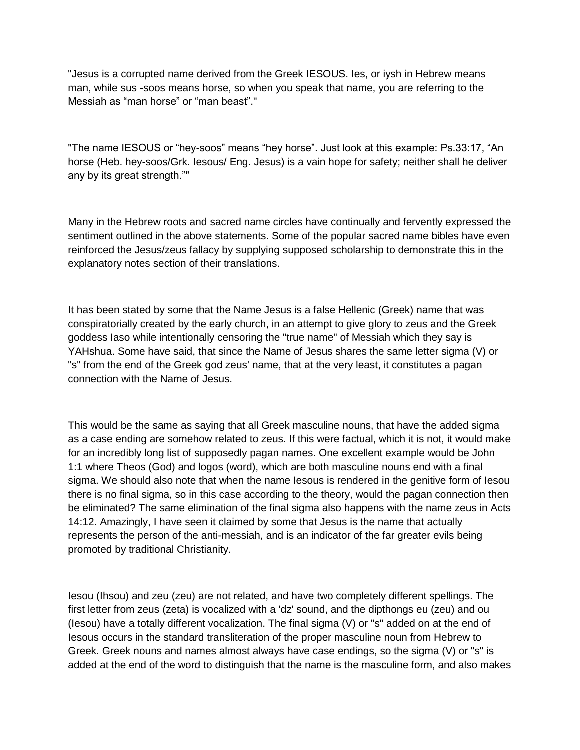"Jesus is a corrupted name derived from the Greek IESOUS. Ies, or iysh in Hebrew means man, while sus -soos means horse, so when you speak that name, you are referring to the Messiah as "man horse" or "man beast"."

"The name IESOUS or "hey-soos" means "hey horse". Just look at this example: Ps.33:17, "An horse (Heb. hey-soos/Grk. Iesous/ Eng. Jesus) is a vain hope for safety; neither shall he deliver any by its great strength.""

Many in the Hebrew roots and sacred name circles have continually and fervently expressed the sentiment outlined in the above statements. Some of the popular sacred name bibles have even reinforced the Jesus/zeus fallacy by supplying supposed scholarship to demonstrate this in the explanatory notes section of their translations.

It has been stated by some that the Name Jesus is a false Hellenic (Greek) name that was conspiratorially created by the early church, in an attempt to give glory to zeus and the Greek goddess Iaso while intentionally censoring the "true name" of Messiah which they say is YAHshua. Some have said, that since the Name of Jesus shares the same letter sigma (V) or "s" from the end of the Greek god zeus' name, that at the very least, it constitutes a pagan connection with the Name of Jesus.

This would be the same as saying that all Greek masculine nouns, that have the added sigma as a case ending are somehow related to zeus. If this were factual, which it is not, it would make for an incredibly long list of supposedly pagan names. One excellent example would be John 1:1 where Theos (God) and logos (word), which are both masculine nouns end with a final sigma. We should also note that when the name Iesous is rendered in the genitive form of Iesou there is no final sigma, so in this case according to the theory, would the pagan connection then be eliminated? The same elimination of the final sigma also happens with the name zeus in Acts 14:12. Amazingly, I have seen it claimed by some that Jesus is the name that actually represents the person of the anti-messiah, and is an indicator of the far greater evils being promoted by traditional Christianity.

Iesou (Ihsou) and zeu (zeu) are not related, and have two completely different spellings. The first letter from zeus (zeta) is vocalized with a 'dz' sound, and the dipthongs eu (zeu) and ou (Iesou) have a totally different vocalization. The final sigma (V) or "s" added on at the end of Iesous occurs in the standard transliteration of the proper masculine noun from Hebrew to Greek. Greek nouns and names almost always have case endings, so the sigma (V) or "s" is added at the end of the word to distinguish that the name is the masculine form, and also makes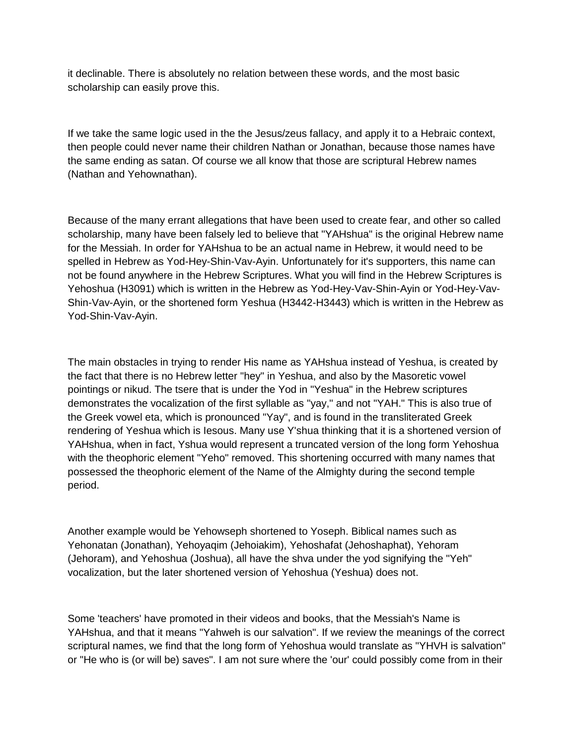it declinable. There is absolutely no relation between these words, and the most basic scholarship can easily prove this.

If we take the same logic used in the the Jesus/zeus fallacy, and apply it to a Hebraic context, then people could never name their children Nathan or Jonathan, because those names have the same ending as satan. Of course we all know that those are scriptural Hebrew names (Nathan and Yehownathan).

Because of the many errant allegations that have been used to create fear, and other so called scholarship, many have been falsely led to believe that "YAHshua" is the original Hebrew name for the Messiah. In order for YAHshua to be an actual name in Hebrew, it would need to be spelled in Hebrew as Yod-Hey-Shin-Vav-Ayin. Unfortunately for it's supporters, this name can not be found anywhere in the Hebrew Scriptures. What you will find in the Hebrew Scriptures is Yehoshua (H3091) which is written in the Hebrew as Yod-Hey-Vav-Shin-Ayin or Yod-Hey-Vav-Shin-Vav-Ayin, or the shortened form Yeshua (H3442-H3443) which is written in the Hebrew as Yod-Shin-Vav-Ayin.

The main obstacles in trying to render His name as YAHshua instead of Yeshua, is created by the fact that there is no Hebrew letter "hey" in Yeshua, and also by the Masoretic vowel pointings or nikud. The tsere that is under the Yod in "Yeshua" in the Hebrew scriptures demonstrates the vocalization of the first syllable as "yay," and not "YAH." This is also true of the Greek vowel eta, which is pronounced "Yay", and is found in the transliterated Greek rendering of Yeshua which is Iesous. Many use Y'shua thinking that it is a shortened version of YAHshua, when in fact, Yshua would represent a truncated version of the long form Yehoshua with the theophoric element "Yeho" removed. This shortening occurred with many names that possessed the theophoric element of the Name of the Almighty during the second temple period.

Another example would be Yehowseph shortened to Yoseph. Biblical names such as Yehonatan (Jonathan), Yehoyaqim (Jehoiakim), Yehoshafat (Jehoshaphat), Yehoram (Jehoram), and Yehoshua (Joshua), all have the shva under the yod signifying the "Yeh" vocalization, but the later shortened version of Yehoshua (Yeshua) does not.

Some 'teachers' have promoted in their videos and books, that the Messiah's Name is YAHshua, and that it means "Yahweh is our salvation". If we review the meanings of the correct scriptural names, we find that the long form of Yehoshua would translate as "YHVH is salvation" or "He who is (or will be) saves". I am not sure where the 'our' could possibly come from in their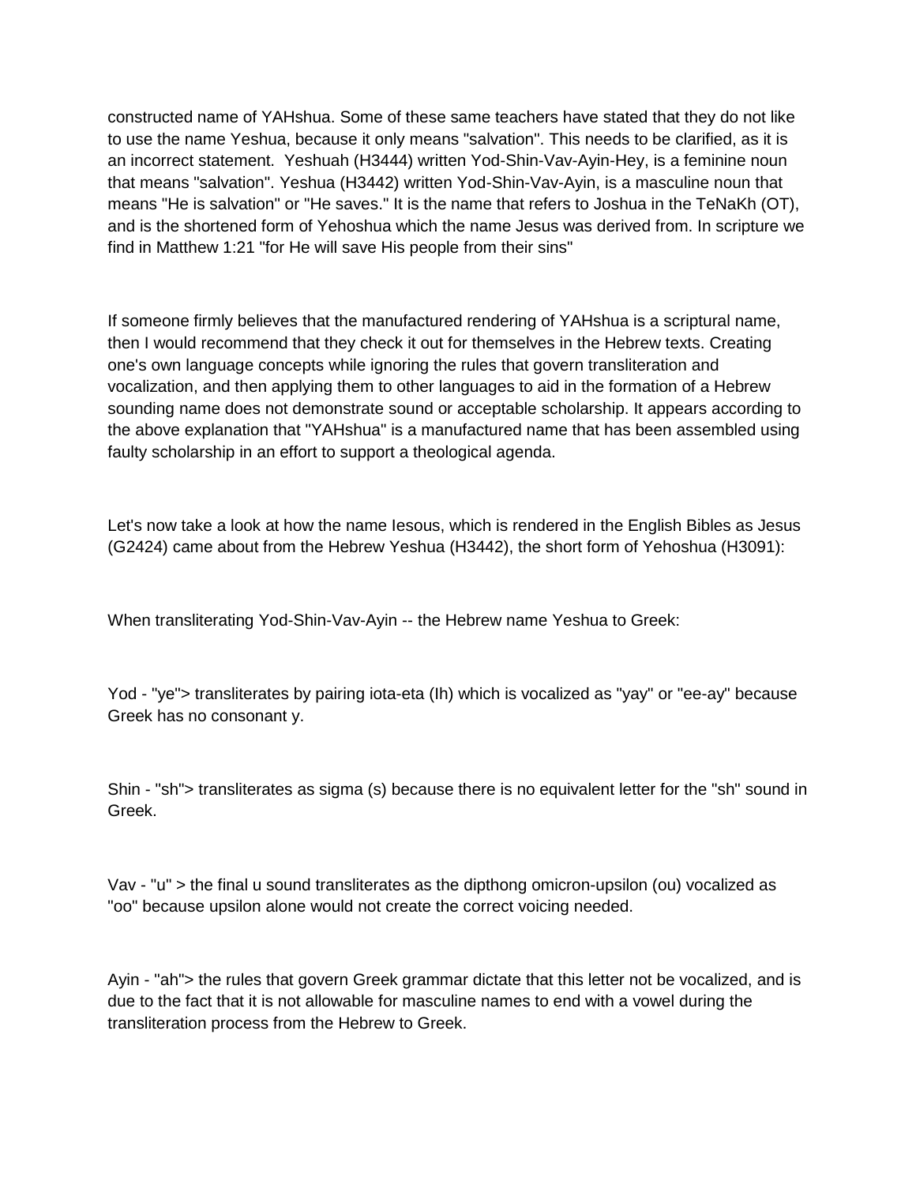constructed name of YAHshua. Some of these same teachers have stated that they do not like to use the name Yeshua, because it only means "salvation". This needs to be clarified, as it is an incorrect statement.  Yeshuah (H3444) written Yod-Shin-Vav-Ayin-Hey, is a feminine noun that means "salvation". Yeshua (H3442) written Yod-Shin-Vav-Ayin, is a masculine noun that means "He is salvation" or "He saves." It is the name that refers to Joshua in the TeNaKh (OT), and is the shortened form of Yehoshua which the name Jesus was derived from. In scripture we find in Matthew 1:21 "for He will save His people from their sins"

If someone firmly believes that the manufactured rendering of YAHshua is a scriptural name, then I would recommend that they check it out for themselves in the Hebrew texts. Creating one's own language concepts while ignoring the rules that govern transliteration and vocalization, and then applying them to other languages to aid in the formation of a Hebrew sounding name does not demonstrate sound or acceptable scholarship. It appears according to the above explanation that "YAHshua" is a manufactured name that has been assembled using faulty scholarship in an effort to support a theological agenda.

Let's now take a look at how the name Iesous, which is rendered in the English Bibles as Jesus (G2424) came about from the Hebrew Yeshua (H3442), the short form of Yehoshua (H3091):

When transliterating Yod-Shin-Vav-Ayin -- the Hebrew name Yeshua to Greek:

Yod - "ye"> transliterates by pairing iota-eta (Ih) which is vocalized as "yay" or "ee-ay" because Greek has no consonant y.

Shin - "sh"> transliterates as sigma (s) because there is no equivalent letter for the "sh" sound in Greek.

Vav - "u" > the final u sound transliterates as the dipthong omicron-upsilon (ou) vocalized as "oo" because upsilon alone would not create the correct voicing needed.

Ayin - "ah"> the rules that govern Greek grammar dictate that this letter not be vocalized, and is due to the fact that it is not allowable for masculine names to end with a vowel during the transliteration process from the Hebrew to Greek.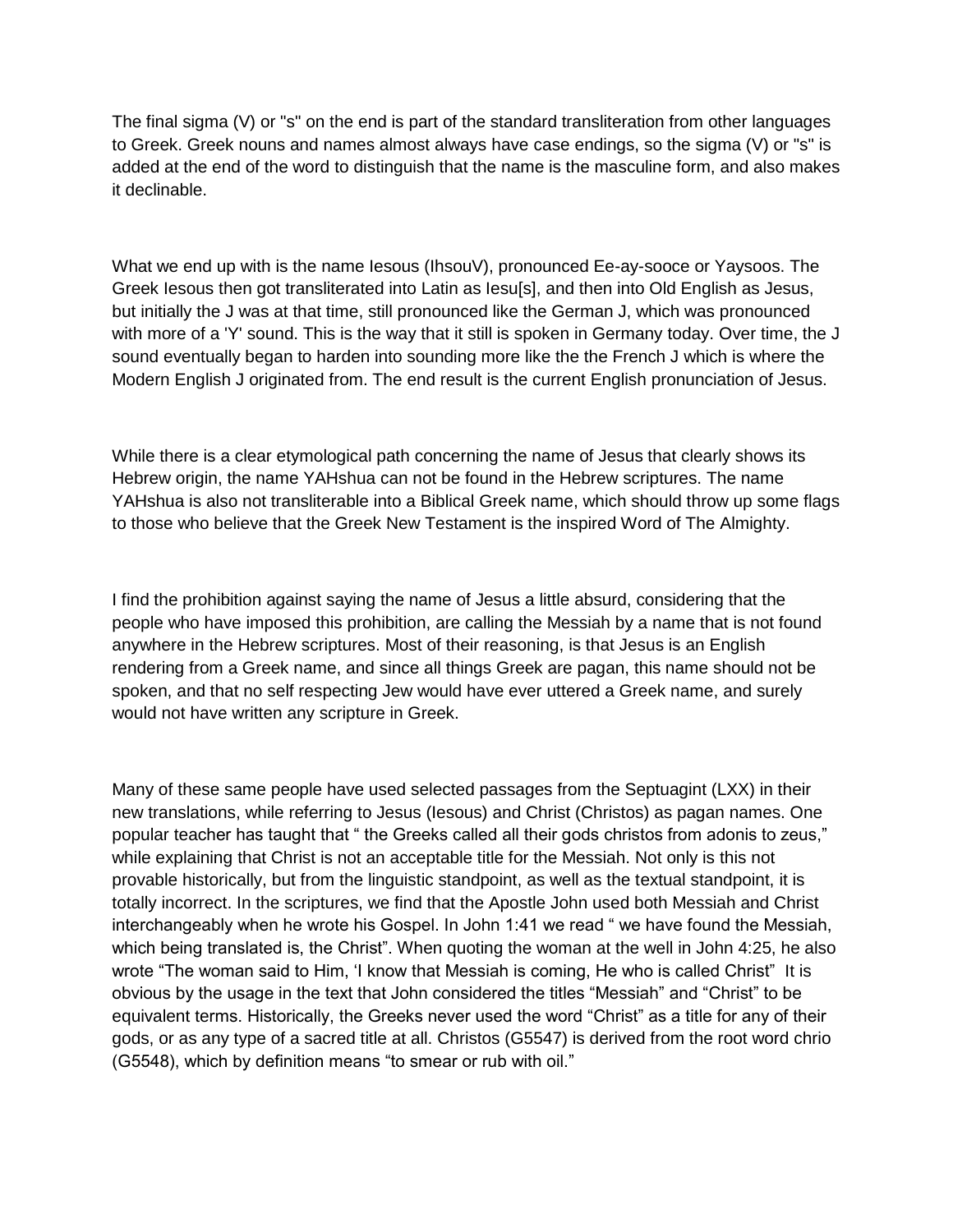The final sigma (V) or "s" on the end is part of the standard transliteration from other languages to Greek. Greek nouns and names almost always have case endings, so the sigma (V) or "s" is added at the end of the word to distinguish that the name is the masculine form, and also makes it declinable.

What we end up with is the name Iesous (IhsouV), pronounced Ee-ay-sooce or Yaysoos. The Greek Iesous then got transliterated into Latin as Iesu[s], and then into Old English as Jesus, but initially the J was at that time, still pronounced like the German J, which was pronounced with more of a 'Y' sound. This is the way that it still is spoken in Germany today. Over time, the J sound eventually began to harden into sounding more like the the French J which is where the Modern English J originated from. The end result is the current English pronunciation of Jesus.

While there is a clear etymological path concerning the name of Jesus that clearly shows its Hebrew origin, the name YAHshua can not be found in the Hebrew scriptures. The name YAHshua is also not transliterable into a Biblical Greek name, which should throw up some flags to those who believe that the Greek New Testament is the inspired Word of The Almighty.

I find the prohibition against saying the name of Jesus a little absurd, considering that the people who have imposed this prohibition, are calling the Messiah by a name that is not found anywhere in the Hebrew scriptures. Most of their reasoning, is that Jesus is an English rendering from a Greek name, and since all things Greek are pagan, this name should not be spoken, and that no self respecting Jew would have ever uttered a Greek name, and surely would not have written any scripture in Greek.

Many of these same people have used selected passages from the Septuagint (LXX) in their new translations, while referring to Jesus (Iesous) and Christ (Christos) as pagan names. One popular teacher has taught that " the Greeks called all their gods christos from adonis to zeus," while explaining that Christ is not an acceptable title for the Messiah. Not only is this not provable historically, but from the linguistic standpoint, as well as the textual standpoint, it is totally incorrect. In the scriptures, we find that the Apostle John used both Messiah and Christ interchangeably when he wrote his Gospel. In John 1:41 we read " we have found the Messiah, which being translated is, the Christ". When quoting the woman at the well in John 4:25, he also wrote "The woman said to Him, 'I know that Messiah is coming, He who is called Christ" It is obvious by the usage in the text that John considered the titles "Messiah" and "Christ" to be equivalent terms. Historically, the Greeks never used the word "Christ" as a title for any of their gods, or as any type of a sacred title at all. Christos (G5547) is derived from the root word chrio (G5548), which by definition means "to smear or rub with oil."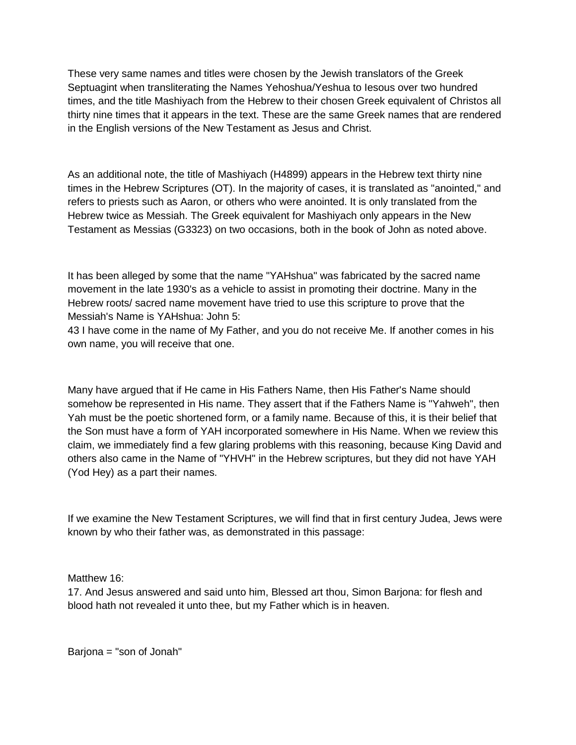These very same names and titles were chosen by the Jewish translators of the Greek Septuagint when transliterating the Names Yehoshua/Yeshua to Iesous over two hundred times, and the title Mashiyach from the Hebrew to their chosen Greek equivalent of Christos all thirty nine times that it appears in the text. These are the same Greek names that are rendered in the English versions of the New Testament as Jesus and Christ.

As an additional note, the title of Mashiyach (H4899) appears in the Hebrew text thirty nine times in the Hebrew Scriptures (OT). In the majority of cases, it is translated as "anointed," and refers to priests such as Aaron, or others who were anointed. It is only translated from the Hebrew twice as Messiah. The Greek equivalent for Mashiyach only appears in the New Testament as Messias (G3323) on two occasions, both in the book of John as noted above.

It has been alleged by some that the name "YAHshua" was fabricated by the sacred name movement in the late 1930's as a vehicle to assist in promoting their doctrine. Many in the Hebrew roots/ sacred name movement have tried to use this scripture to prove that the Messiah's Name is YAHshua: John 5:
43 I have come in the name of My Father, and you do not receive Me. If another comes in his own name, you will receive that one.

Many have argued that if He came in His Fathers Name, then His Father's Name should somehow be represented in His name. They assert that if the Fathers Name is "Yahweh", then Yah must be the poetic shortened form, or a family name. Because of this, it is their belief that the Son must have a form of YAH incorporated somewhere in His Name. When we review this claim, we immediately find a few glaring problems with this reasoning, because King David and others also came in the Name of "YHVH" in the Hebrew scriptures, but they did not have YAH (Yod Hey) as a part their names.

If we examine the New Testament Scriptures, we will find that in first century Judea, Jews were known by who their father was, as demonstrated in this passage:

Matthew 16:
17. And Jesus answered and said unto him, Blessed art thou, Simon Barjona: for flesh and blood hath not revealed it unto thee, but my Father which is in heaven.

Barjona = "son of Jonah"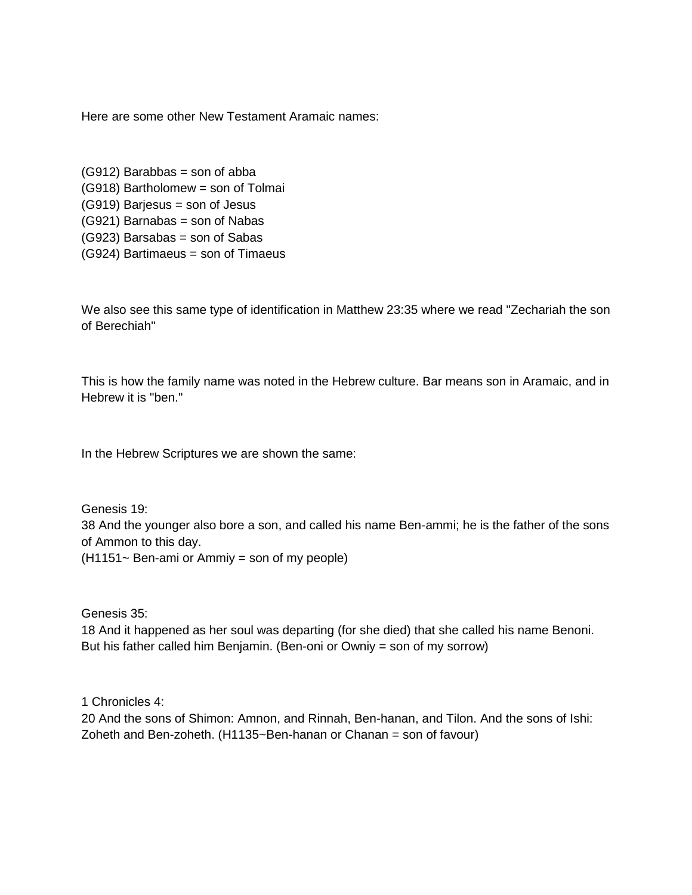Here are some other New Testament Aramaic names:

(G912) Barabbas = son of abba
(G918) Bartholomew = son of Tolmai
(G919) Barjesus = son of Jesus
(G921) Barnabas = son of Nabas
(G923) Barsabas = son of Sabas
(G924) Bartimaeus = son of Timaeus

We also see this same type of identification in Matthew 23:35 where we read "Zechariah the son of Berechiah"

This is how the family name was noted in the Hebrew culture. Bar means son in Aramaic, and in Hebrew it is "ben."

In the Hebrew Scriptures we are shown the same:

Genesis 19:
38 And the younger also bore a son, and called his name Ben-ammi; he is the father of the sons of Ammon to this day.
(H1151~ Ben-ami or Ammiy = son of my people)

Genesis 35:
18 And it happened as her soul was departing (for she died) that she called his name Benoni. But his father called him Benjamin. (Ben-oni or Owniy = son of my sorrow)

1 Chronicles 4:
20 And the sons of Shimon: Amnon, and Rinnah, Ben-hanan, and Tilon. And the sons of Ishi: Zoheth and Ben-zoheth. (H1135~Ben-hanan or Chanan = son of favour)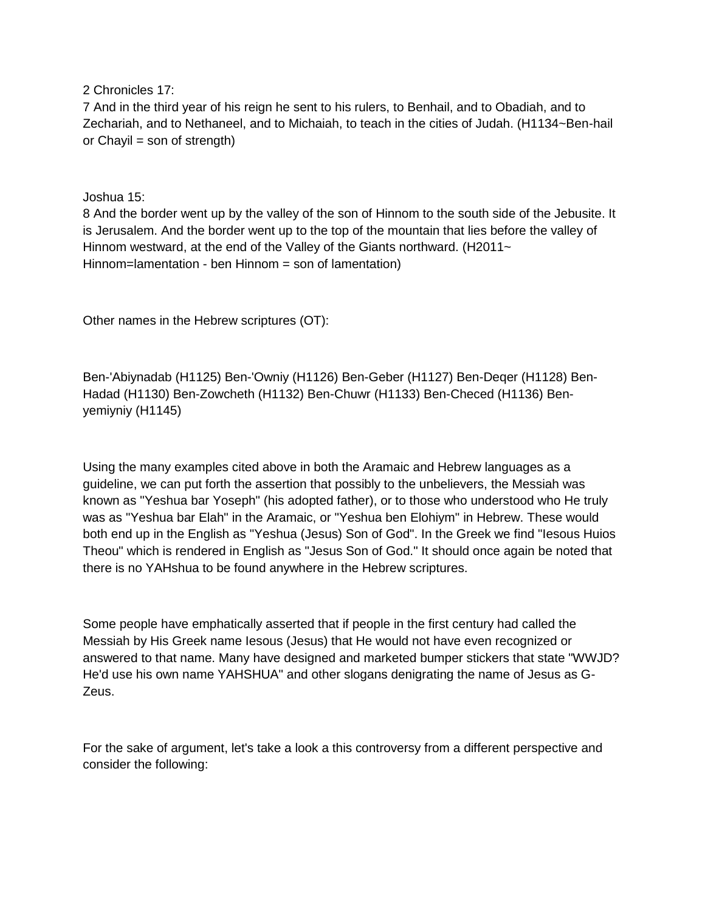2 Chronicles 17:
7 And in the third year of his reign he sent to his rulers, to Benhail, and to Obadiah, and to Zechariah, and to Nethaneel, and to Michaiah, to teach in the cities of Judah. (H1134~Ben-hail or Chayil = son of strength)

Joshua 15:
8 And the border went up by the valley of the son of Hinnom to the south side of the Jebusite. It is Jerusalem. And the border went up to the top of the mountain that lies before the valley of Hinnom westward, at the end of the Valley of the Giants northward. (H2011~ Hinnom=lamentation - ben Hinnom = son of lamentation)

Other names in the Hebrew scriptures (OT):

Ben-'Abiynadab (H1125) Ben-'Owniy (H1126) Ben-Geber (H1127) Ben-Deqer (H1128) Ben-Hadad (H1130) Ben-Zowcheth (H1132) Ben-Chuwr (H1133) Ben-Checed (H1136) Ben-yemiyniy (H1145)

Using the many examples cited above in both the Aramaic and Hebrew languages as a guideline, we can put forth the assertion that possibly to the unbelievers, the Messiah was known as "Yeshua bar Yoseph" (his adopted father), or to those who understood who He truly was as "Yeshua bar Elah" in the Aramaic, or "Yeshua ben Elohiym" in Hebrew. These would both end up in the English as "Yeshua (Jesus) Son of God". In the Greek we find "Iesous Huios Theou" which is rendered in English as "Jesus Son of God." It should once again be noted that there is no YAHshua to be found anywhere in the Hebrew scriptures.

Some people have emphatically asserted that if people in the first century had called the Messiah by His Greek name Iesous (Jesus) that He would not have even recognized or answered to that name. Many have designed and marketed bumper stickers that state "WWJD? He'd use his own name YAHSHUA" and other slogans denigrating the name of Jesus as G-Zeus.

For the sake of argument, let's take a look a this controversy from a different perspective and consider the following: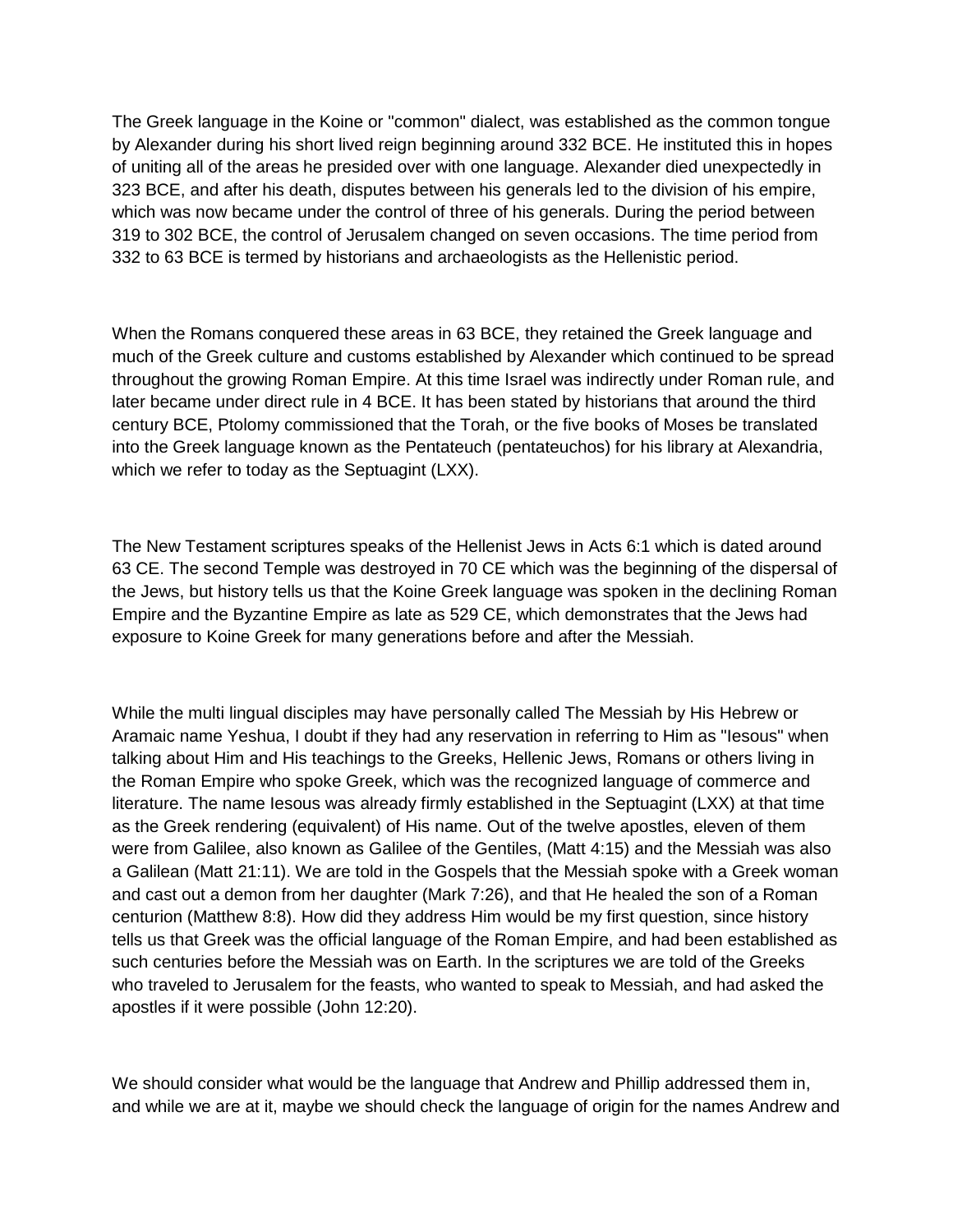The Greek language in the Koine or "common" dialect, was established as the common tongue by Alexander during his short lived reign beginning around 332 BCE. He instituted this in hopes of uniting all of the areas he presided over with one language. Alexander died unexpectedly in 323 BCE, and after his death, disputes between his generals led to the division of his empire, which was now became under the control of three of his generals. During the period between 319 to 302 BCE, the control of Jerusalem changed on seven occasions. The time period from 332 to 63 BCE is termed by historians and archaeologists as the Hellenistic period.

When the Romans conquered these areas in 63 BCE, they retained the Greek language and much of the Greek culture and customs established by Alexander which continued to be spread throughout the growing Roman Empire. At this time Israel was indirectly under Roman rule, and later became under direct rule in 4 BCE. It has been stated by historians that around the third century BCE, Ptolomy commissioned that the Torah, or the five books of Moses be translated into the Greek language known as the Pentateuch (pentateuchos) for his library at Alexandria, which we refer to today as the Septuagint (LXX).

The New Testament scriptures speaks of the Hellenist Jews in Acts 6:1 which is dated around 63 CE. The second Temple was destroyed in 70 CE which was the beginning of the dispersal of the Jews, but history tells us that the Koine Greek language was spoken in the declining Roman Empire and the Byzantine Empire as late as 529 CE, which demonstrates that the Jews had exposure to Koine Greek for many generations before and after the Messiah.

While the multi lingual disciples may have personally called The Messiah by His Hebrew or Aramaic name Yeshua, I doubt if they had any reservation in referring to Him as "Iesous" when talking about Him and His teachings to the Greeks, Hellenic Jews, Romans or others living in the Roman Empire who spoke Greek, which was the recognized language of commerce and literature. The name Iesous was already firmly established in the Septuagint (LXX) at that time as the Greek rendering (equivalent) of His name. Out of the twelve apostles, eleven of them were from Galilee, also known as Galilee of the Gentiles, (Matt 4:15) and the Messiah was also a Galilean (Matt 21:11). We are told in the Gospels that the Messiah spoke with a Greek woman and cast out a demon from her daughter (Mark 7:26), and that He healed the son of a Roman centurion (Matthew 8:8). How did they address Him would be my first question, since history tells us that Greek was the official language of the Roman Empire, and had been established as such centuries before the Messiah was on Earth. In the scriptures we are told of the Greeks who traveled to Jerusalem for the feasts, who wanted to speak to Messiah, and had asked the apostles if it were possible (John 12:20).

We should consider what would be the language that Andrew and Phillip addressed them in, and while we are at it, maybe we should check the language of origin for the names Andrew and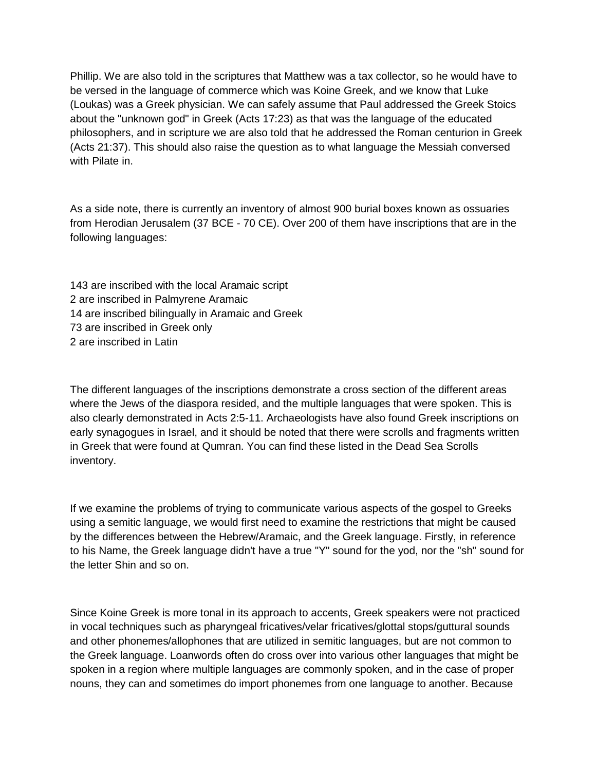Phillip. We are also told in the scriptures that Matthew was a tax collector, so he would have to be versed in the language of commerce which was Koine Greek, and we know that Luke (Loukas) was a Greek physician. We can safely assume that Paul addressed the Greek Stoics about the "unknown god" in Greek (Acts 17:23) as that was the language of the educated philosophers, and in scripture we are also told that he addressed the Roman centurion in Greek (Acts 21:37). This should also raise the question as to what language the Messiah conversed with Pilate in.

As a side note, there is currently an inventory of almost 900 burial boxes known as ossuaries from Herodian Jerusalem (37 BCE - 70 CE). Over 200 of them have inscriptions that are in the following languages:

143 are inscribed with the local Aramaic script
2 are inscribed in Palmyrene Aramaic
14 are inscribed bilingually in Aramaic and Greek
73 are inscribed in Greek only
2 are inscribed in Latin

The different languages of the inscriptions demonstrate a cross section of the different areas where the Jews of the diaspora resided, and the multiple languages that were spoken. This is also clearly demonstrated in Acts 2:5-11. Archaeologists have also found Greek inscriptions on early synagogues in Israel, and it should be noted that there were scrolls and fragments written in Greek that were found at Qumran. You can find these listed in the Dead Sea Scrolls inventory.

If we examine the problems of trying to communicate various aspects of the gospel to Greeks using a semitic language, we would first need to examine the restrictions that might be caused by the differences between the Hebrew/Aramaic, and the Greek language. Firstly, in reference to his Name, the Greek language didn't have a true "Y" sound for the yod, nor the "sh" sound for the letter Shin and so on.

Since Koine Greek is more tonal in its approach to accents, Greek speakers were not practiced in vocal techniques such as pharyngeal fricatives/velar fricatives/glottal stops/guttural sounds and other phonemes/allophones that are utilized in semitic languages, but are not common to the Greek language. Loanwords often do cross over into various other languages that might be spoken in a region where multiple languages are commonly spoken, and in the case of proper nouns, they can and sometimes do import phonemes from one language to another. Because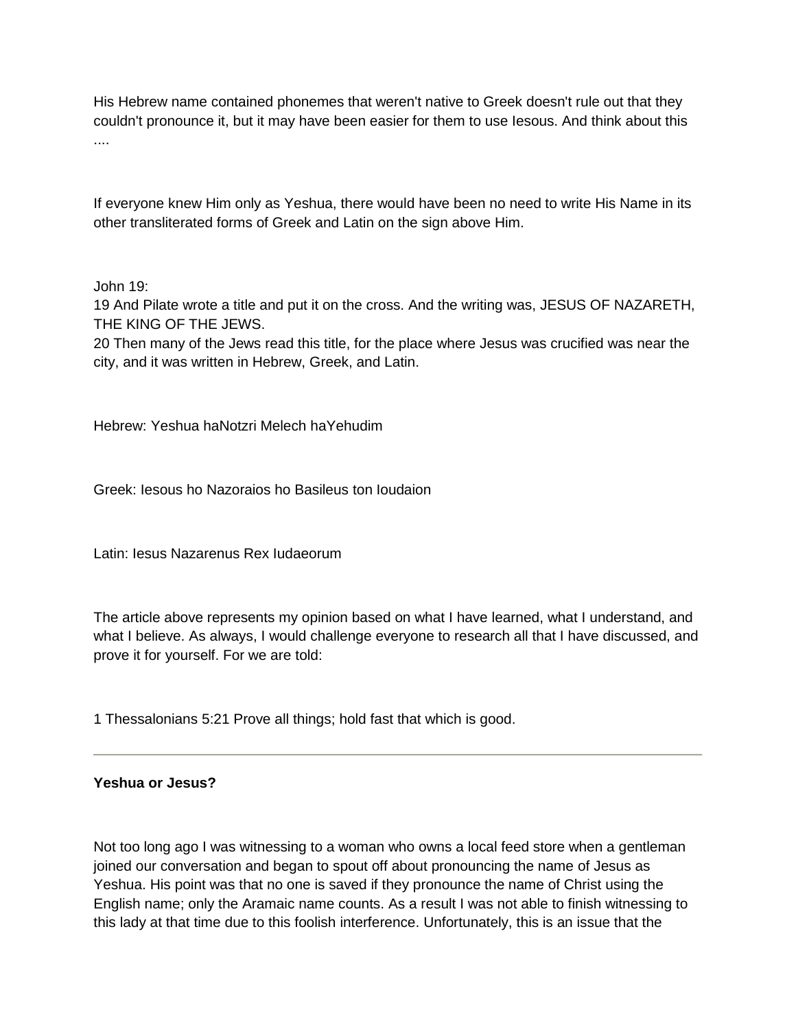His Hebrew name contained phonemes that weren't native to Greek doesn't rule out that they couldn't pronounce it, but it may have been easier for them to use Iesous. And think about this ....

If everyone knew Him only as Yeshua, there would have been no need to write His Name in its other transliterated forms of Greek and Latin on the sign above Him.

John 19:
19 And Pilate wrote a title and put it on the cross. And the writing was, JESUS OF NAZARETH, THE KING OF THE JEWS.
20 Then many of the Jews read this title, for the place where Jesus was crucified was near the city, and it was written in Hebrew, Greek, and Latin.

Hebrew: Yeshua haNotzri Melech haYehudim

Greek: Iesous ho Nazoraios ho Basileus ton Ioudaion

Latin: Iesus Nazarenus Rex Iudaeorum

The article above represents my opinion based on what I have learned, what I understand, and what I believe. As always, I would challenge everyone to research all that I have discussed, and prove it for yourself. For we are told:

1 Thessalonians 5:21 Prove all things; hold fast that which is good.

---

**Yeshua or Jesus?**

Not too long ago I was witnessing to a woman who owns a local feed store when a gentleman joined our conversation and began to spout off about pronouncing the name of Jesus as Yeshua. His point was that no one is saved if they pronounce the name of Christ using the English name; only the Aramaic name counts. As a result I was not able to finish witnessing to this lady at that time due to this foolish interference. Unfortunately, this is an issue that the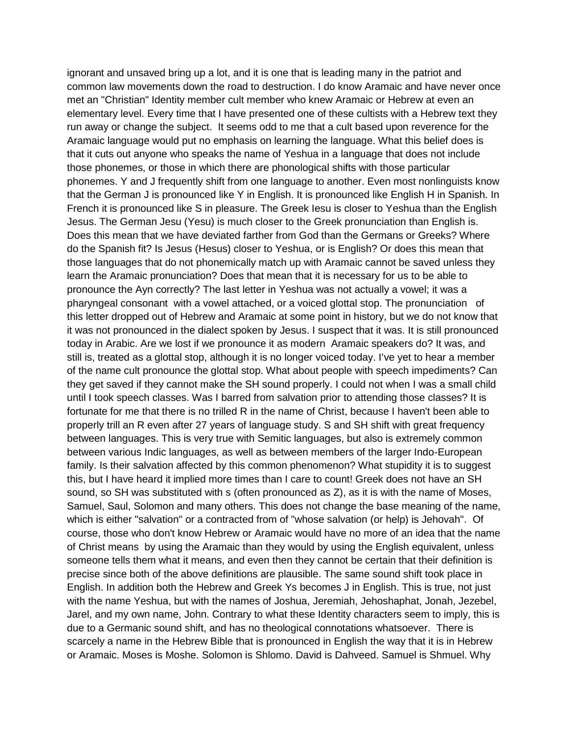ignorant and unsaved bring up a lot, and it is one that is leading many in the patriot and common law movements down the road to destruction. I do know Aramaic and have never once met an "Christian" Identity member cult member who knew Aramaic or Hebrew at even an elementary level. Every time that I have presented one of these cultists with a Hebrew text they run away or change the subject. It seems odd to me that a cult based upon reverence for the Aramaic language would put no emphasis on learning the language. What this belief does is that it cuts out anyone who speaks the name of Yeshua in a language that does not include those phonemes, or those in which there are phonological shifts with those particular phonemes. Y and J frequently shift from one language to another. Even most nonlinguists know that the German J is pronounced like Y in English. It is pronounced like English H in Spanish. In French it is pronounced like S in pleasure. The Greek Iesu is closer to Yeshua than the English Jesus. The German Jesu (Yesu) is much closer to the Greek pronunciation than English is. Does this mean that we have deviated farther from God than the Germans or Greeks? Where do the Spanish fit? Is Jesus (Hesus) closer to Yeshua, or is English? Or does this mean that those languages that do not phonemically match up with Aramaic cannot be saved unless they learn the Aramaic pronunciation? Does that mean that it is necessary for us to be able to pronounce the Ayn correctly? The last letter in Yeshua was not actually a vowel; it was a pharyngeal consonant with a vowel attached, or a voiced glottal stop. The pronunciation of this letter dropped out of Hebrew and Aramaic at some point in history, but we do not know that it was not pronounced in the dialect spoken by Jesus. I suspect that it was. It is still pronounced today in Arabic. Are we lost if we pronounce it as modern Aramaic speakers do? It was, and still is, treated as a glottal stop, although it is no longer voiced today. I've yet to hear a member of the name cult pronounce the glottal stop. What about people with speech impediments? Can they get saved if they cannot make the SH sound properly. I could not when I was a small child until I took speech classes. Was I barred from salvation prior to attending those classes? It is fortunate for me that there is no trilled R in the name of Christ, because I haven't been able to properly trill an R even after 27 years of language study. S and SH shift with great frequency between languages. This is very true with Semitic languages, but also is extremely common between various Indic languages, as well as between members of the larger Indo-European family. Is their salvation affected by this common phenomenon? What stupidity it is to suggest this, but I have heard it implied more times than I care to count! Greek does not have an SH sound, so SH was substituted with s (often pronounced as Z), as it is with the name of Moses, Samuel, Saul, Solomon and many others. This does not change the base meaning of the name, which is either "salvation" or a contracted from of "whose salvation (or help) is Jehovah". Of course, those who don't know Hebrew or Aramaic would have no more of an idea that the name of Christ means by using the Aramaic than they would by using the English equivalent, unless someone tells them what it means, and even then they cannot be certain that their definition is precise since both of the above definitions are plausible. The same sound shift took place in English. In addition both the Hebrew and Greek Ys becomes J in English. This is true, not just with the name Yeshua, but with the names of Joshua, Jeremiah, Jehoshaphat, Jonah, Jezebel, Jarel, and my own name, John. Contrary to what these Identity characters seem to imply, this is due to a Germanic sound shift, and has no theological connotations whatsoever. There is scarcely a name in the Hebrew Bible that is pronounced in English the way that it is in Hebrew or Aramaic. Moses is Moshe. Solomon is Shlomo. David is Dahveed. Samuel is Shmuel. Why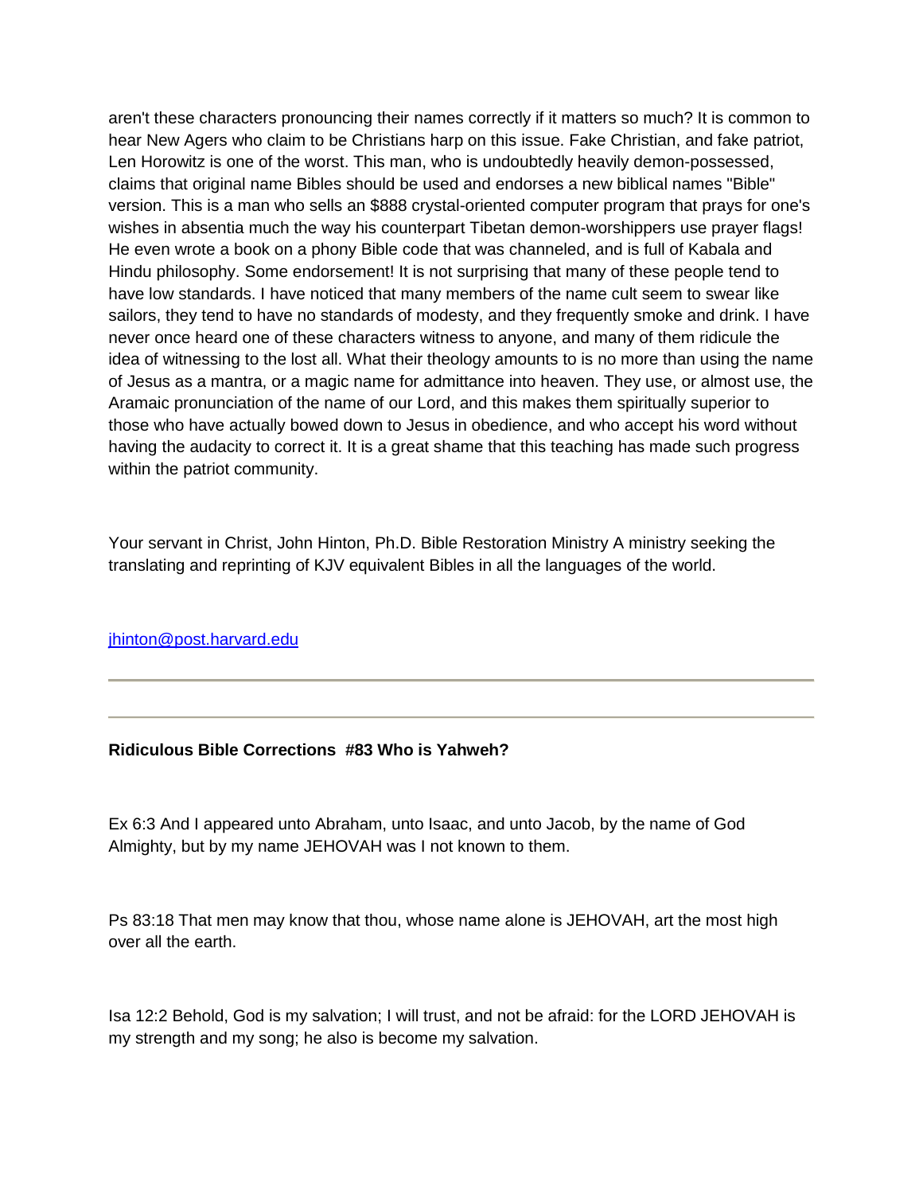aren't these characters pronouncing their names correctly if it matters so much? It is common to hear New Agers who claim to be Christians harp on this issue. Fake Christian, and fake patriot, Len Horowitz is one of the worst. This man, who is undoubtedly heavily demon-possessed, claims that original name Bibles should be used and endorses a new biblical names "Bible" version. This is a man who sells an $888 crystal-oriented computer program that prays for one's wishes in absentia much the way his counterpart Tibetan demon-worshippers use prayer flags! He even wrote a book on a phony Bible code that was channeled, and is full of Kabala and Hindu philosophy. Some endorsement! It is not surprising that many of these people tend to have low standards. I have noticed that many members of the name cult seem to swear like sailors, they tend to have no standards of modesty, and they frequently smoke and drink. I have never once heard one of these characters witness to anyone, and many of them ridicule the idea of witnessing to the lost all. What their theology amounts to is no more than using the name of Jesus as a mantra, or a magic name for admittance into heaven. They use, or almost use, the Aramaic pronunciation of the name of our Lord, and this makes them spiritually superior to those who have actually bowed down to Jesus in obedience, and who accept his word without having the audacity to correct it. It is a great shame that this teaching has made such progress within the patriot community.

Your servant in Christ, John Hinton, Ph.D. Bible Restoration Ministry A ministry seeking the translating and reprinting of KJV equivalent Bibles in all the languages of the world.

jhinton@post.harvard.edu

---

---

**Ridiculous Bible Corrections #83 Who is Yahweh?**

Ex 6:3 And I appeared unto Abraham, unto Isaac, and unto Jacob, by the name of God Almighty, but by my name JEHOVAH was I not known to them.

Ps 83:18 That men may know that thou, whose name alone is JEHOVAH, art the most high over all the earth.

Isa 12:2 Behold, God is my salvation; I will trust, and not be afraid: for the LORD JEHOVAH is my strength and my song; he also is become my salvation.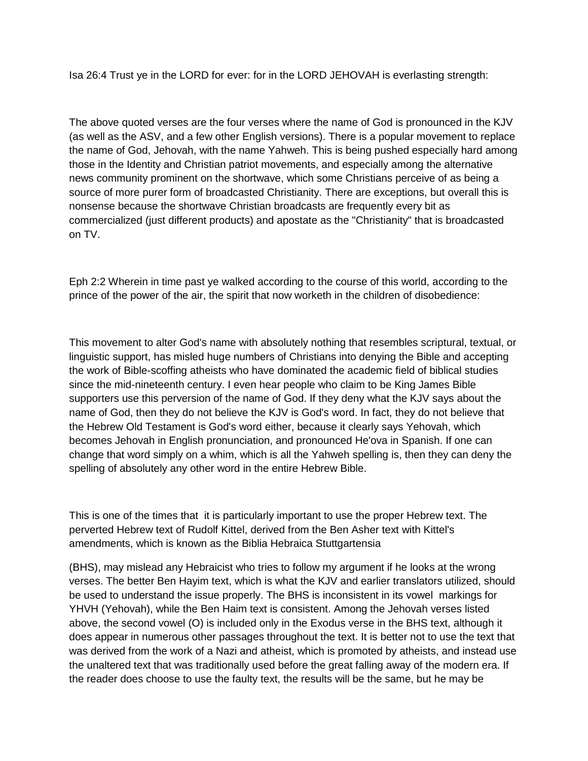Isa 26:4 Trust ye in the LORD for ever: for in the LORD JEHOVAH is everlasting strength:

The above quoted verses are the four verses where the name of God is pronounced in the KJV (as well as the ASV, and a few other English versions). There is a popular movement to replace the name of God, Jehovah, with the name Yahweh. This is being pushed especially hard among those in the Identity and Christian patriot movements, and especially among the alternative news community prominent on the shortwave, which some Christians perceive of as being a source of more purer form of broadcasted Christianity. There are exceptions, but overall this is nonsense because the shortwave Christian broadcasts are frequently every bit as commercialized (just different products) and apostate as the "Christianity" that is broadcasted on TV.

Eph 2:2 Wherein in time past ye walked according to the course of this world, according to the prince of the power of the air, the spirit that now worketh in the children of disobedience:

This movement to alter God's name with absolutely nothing that resembles scriptural, textual, or linguistic support, has misled huge numbers of Christians into denying the Bible and accepting the work of Bible-scoffing atheists who have dominated the academic field of biblical studies since the mid-nineteenth century. I even hear people who claim to be King James Bible supporters use this perversion of the name of God. If they deny what the KJV says about the name of God, then they do not believe the KJV is God's word. In fact, they do not believe that the Hebrew Old Testament is God's word either, because it clearly says Yehovah, which becomes Jehovah in English pronunciation, and pronounced He'ova in Spanish. If one can change that word simply on a whim, which is all the Yahweh spelling is, then they can deny the spelling of absolutely any other word in the entire Hebrew Bible.

This is one of the times that it is particularly important to use the proper Hebrew text. The perverted Hebrew text of Rudolf Kittel, derived from the Ben Asher text with Kittel's amendments, which is known as the Biblia Hebraica Stuttgartensia

(BHS), may mislead any Hebraicist who tries to follow my argument if he looks at the wrong verses. The better Ben Hayim text, which is what the KJV and earlier translators utilized, should be used to understand the issue properly. The BHS is inconsistent in its vowel markings for YHVH (Yehovah), while the Ben Haim text is consistent. Among the Jehovah verses listed above, the second vowel (O) is included only in the Exodus verse in the BHS text, although it does appear in numerous other passages throughout the text. It is better not to use the text that was derived from the work of a Nazi and atheist, which is promoted by atheists, and instead use the unaltered text that was traditionally used before the great falling away of the modern era. If the reader does choose to use the faulty text, the results will be the same, but he may be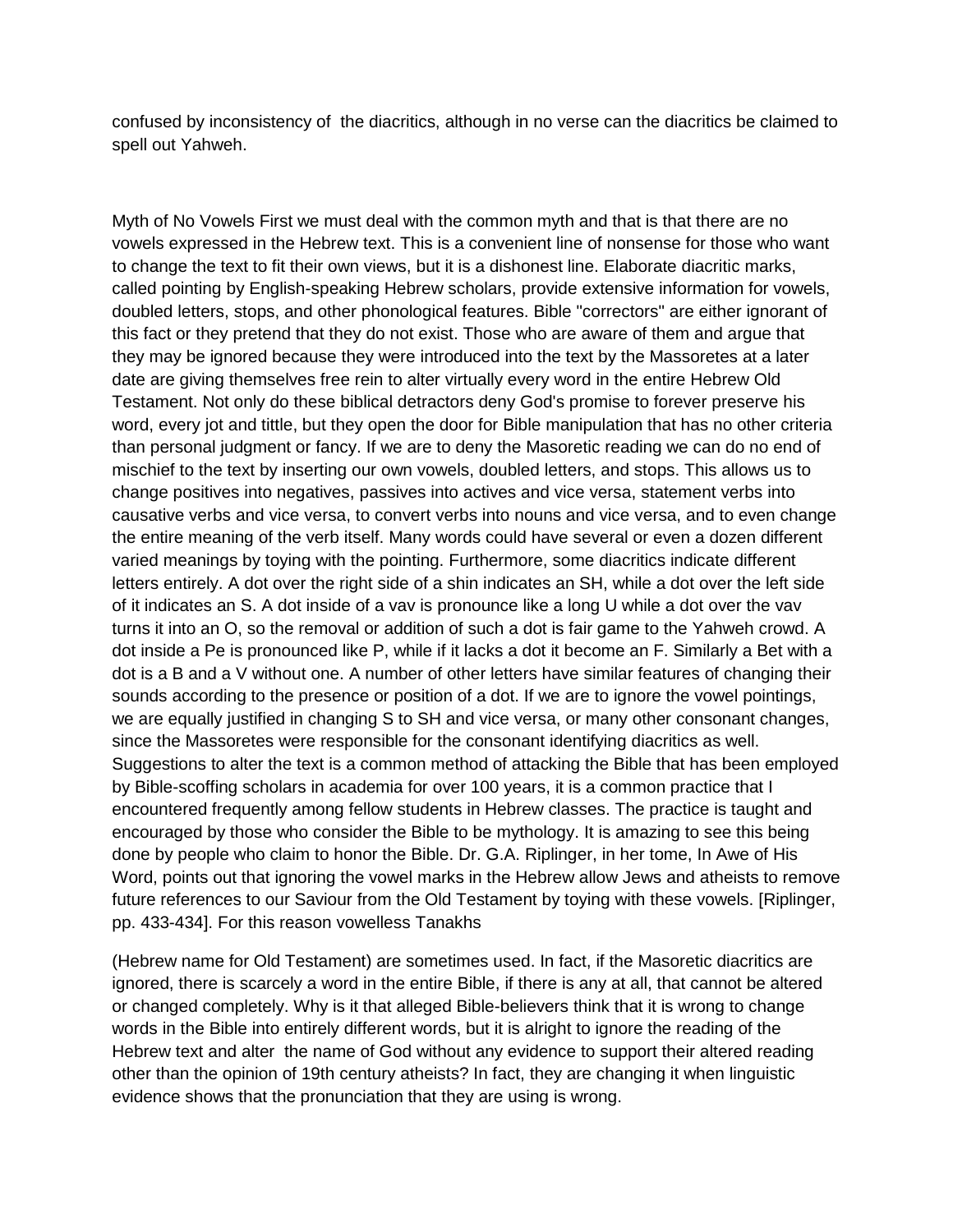confused by inconsistency of the diacritics, although in no verse can the diacritics be claimed to spell out Yahweh.

Myth of No Vowels First we must deal with the common myth and that is that there are no vowels expressed in the Hebrew text. This is a convenient line of nonsense for those who want to change the text to fit their own views, but it is a dishonest line. Elaborate diacritic marks, called pointing by English-speaking Hebrew scholars, provide extensive information for vowels, doubled letters, stops, and other phonological features. Bible "correctors" are either ignorant of this fact or they pretend that they do not exist. Those who are aware of them and argue that they may be ignored because they were introduced into the text by the Massoretes at a later date are giving themselves free rein to alter virtually every word in the entire Hebrew Old Testament. Not only do these biblical detractors deny God's promise to forever preserve his word, every jot and tittle, but they open the door for Bible manipulation that has no other criteria than personal judgment or fancy. If we are to deny the Masoretic reading we can do no end of mischief to the text by inserting our own vowels, doubled letters, and stops. This allows us to change positives into negatives, passives into actives and vice versa, statement verbs into causative verbs and vice versa, to convert verbs into nouns and vice versa, and to even change the entire meaning of the verb itself. Many words could have several or even a dozen different varied meanings by toying with the pointing. Furthermore, some diacritics indicate different letters entirely. A dot over the right side of a shin indicates an SH, while a dot over the left side of it indicates an S. A dot inside of a vav is pronounce like a long U while a dot over the vav turns it into an O, so the removal or addition of such a dot is fair game to the Yahweh crowd. A dot inside a Pe is pronounced like P, while if it lacks a dot it become an F. Similarly a Bet with a dot is a B and a V without one. A number of other letters have similar features of changing their sounds according to the presence or position of a dot. If we are to ignore the vowel pointings, we are equally justified in changing S to SH and vice versa, or many other consonant changes, since the Massoretes were responsible for the consonant identifying diacritics as well. Suggestions to alter the text is a common method of attacking the Bible that has been employed by Bible-scoffing scholars in academia for over 100 years, it is a common practice that I encountered frequently among fellow students in Hebrew classes. The practice is taught and encouraged by those who consider the Bible to be mythology. It is amazing to see this being done by people who claim to honor the Bible. Dr. G.A. Riplinger, in her tome, In Awe of His Word, points out that ignoring the vowel marks in the Hebrew allow Jews and atheists to remove future references to our Saviour from the Old Testament by toying with these vowels. [Riplinger, pp. 433-434]. For this reason vowelless Tanakhs

(Hebrew name for Old Testament) are sometimes used. In fact, if the Masoretic diacritics are ignored, there is scarcely a word in the entire Bible, if there is any at all, that cannot be altered or changed completely. Why is it that alleged Bible-believers think that it is wrong to change words in the Bible into entirely different words, but it is alright to ignore the reading of the Hebrew text and alter the name of God without any evidence to support their altered reading other than the opinion of 19th century atheists? In fact, they are changing it when linguistic evidence shows that the pronunciation that they are using is wrong.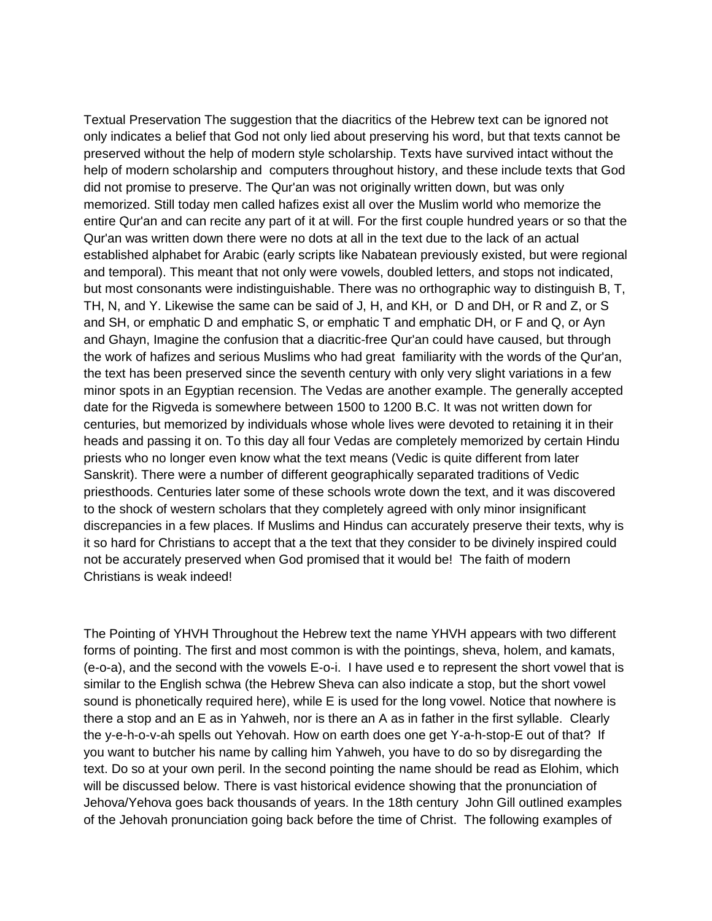Textual Preservation The suggestion that the diacritics of the Hebrew text can be ignored not only indicates a belief that God not only lied about preserving his word, but that texts cannot be preserved without the help of modern style scholarship. Texts have survived intact without the help of modern scholarship and computers throughout history, and these include texts that God did not promise to preserve. The Qur'an was not originally written down, but was only memorized. Still today men called hafizes exist all over the Muslim world who memorize the entire Qur'an and can recite any part of it at will. For the first couple hundred years or so that the Qur'an was written down there were no dots at all in the text due to the lack of an actual established alphabet for Arabic (early scripts like Nabatean previously existed, but were regional and temporal). This meant that not only were vowels, doubled letters, and stops not indicated, but most consonants were indistinguishable. There was no orthographic way to distinguish B, T, TH, N, and Y. Likewise the same can be said of J, H, and KH, or D and DH, or R and Z, or S and SH, or emphatic D and emphatic S, or emphatic T and emphatic DH, or F and Q, or Ayn and Ghayn, Imagine the confusion that a diacritic-free Qur'an could have caused, but through the work of hafizes and serious Muslims who had great familiarity with the words of the Qur'an, the text has been preserved since the seventh century with only very slight variations in a few minor spots in an Egyptian recension. The Vedas are another example. The generally accepted date for the Rigveda is somewhere between 1500 to 1200 B.C. It was not written down for centuries, but memorized by individuals whose whole lives were devoted to retaining it in their heads and passing it on. To this day all four Vedas are completely memorized by certain Hindu priests who no longer even know what the text means (Vedic is quite different from later Sanskrit). There were a number of different geographically separated traditions of Vedic priesthoods. Centuries later some of these schools wrote down the text, and it was discovered to the shock of western scholars that they completely agreed with only minor insignificant discrepancies in a few places. If Muslims and Hindus can accurately preserve their texts, why is it so hard for Christians to accept that a the text that they consider to be divinely inspired could not be accurately preserved when God promised that it would be! The faith of modern Christians is weak indeed!

The Pointing of YHVH Throughout the Hebrew text the name YHVH appears with two different forms of pointing. The first and most common is with the pointings, sheva, holem, and kamats, (e-o-a), and the second with the vowels E-o-i. I have used e to represent the short vowel that is similar to the English schwa (the Hebrew Sheva can also indicate a stop, but the short vowel sound is phonetically required here), while E is used for the long vowel. Notice that nowhere is there a stop and an E as in Yahweh, nor is there an A as in father in the first syllable. Clearly the y-e-h-o-v-ah spells out Yehovah. How on earth does one get Y-a-h-stop-E out of that? If you want to butcher his name by calling him Yahweh, you have to do so by disregarding the text. Do so at your own peril. In the second pointing the name should be read as Elohim, which will be discussed below. There is vast historical evidence showing that the pronunciation of Jehova/Yehova goes back thousands of years. In the 18th century John Gill outlined examples of the Jehovah pronunciation going back before the time of Christ. The following examples of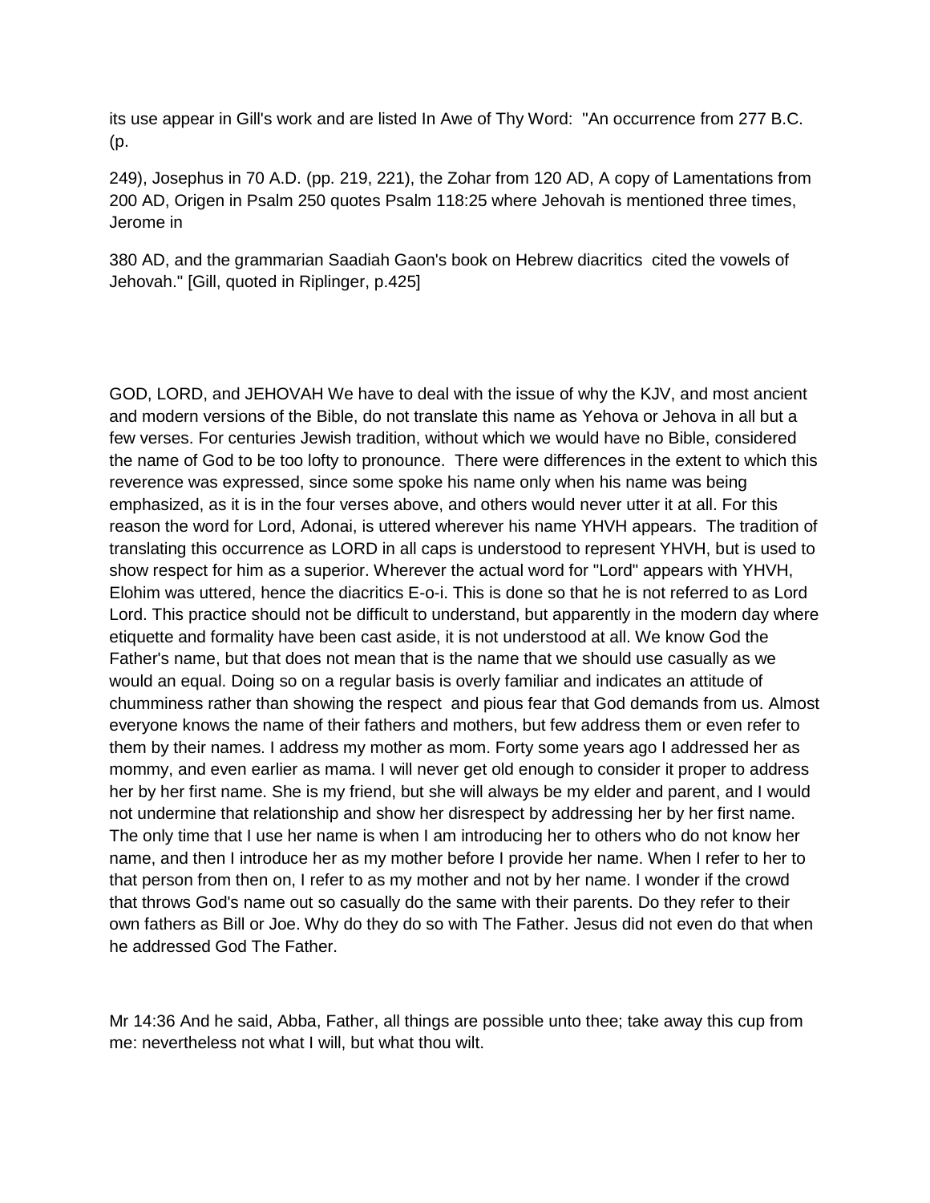its use appear in Gill's work and are listed In Awe of Thy Word: "An occurrence from 277 B.C. (p.

249), Josephus in 70 A.D. (pp. 219, 221), the Zohar from 120 AD, A copy of Lamentations from 200 AD, Origen in Psalm 250 quotes Psalm 118:25 where Jehovah is mentioned three times, Jerome in

380 AD, and the grammarian Saadiah Gaon's book on Hebrew diacritics cited the vowels of Jehovah." [Gill, quoted in Riplinger, p.425]

GOD, LORD, and JEHOVAH We have to deal with the issue of why the KJV, and most ancient and modern versions of the Bible, do not translate this name as Yehova or Jehova in all but a few verses. For centuries Jewish tradition, without which we would have no Bible, considered the name of God to be too lofty to pronounce. There were differences in the extent to which this reverence was expressed, since some spoke his name only when his name was being emphasized, as it is in the four verses above, and others would never utter it at all. For this reason the word for Lord, Adonai, is uttered wherever his name YHVH appears. The tradition of translating this occurrence as LORD in all caps is understood to represent YHVH, but is used to show respect for him as a superior. Wherever the actual word for "Lord" appears with YHVH, Elohim was uttered, hence the diacritics E-o-i. This is done so that he is not referred to as Lord Lord. This practice should not be difficult to understand, but apparently in the modern day where etiquette and formality have been cast aside, it is not understood at all. We know God the Father's name, but that does not mean that is the name that we should use casually as we would an equal. Doing so on a regular basis is overly familiar and indicates an attitude of chumminess rather than showing the respect and pious fear that God demands from us. Almost everyone knows the name of their fathers and mothers, but few address them or even refer to them by their names. I address my mother as mom. Forty some years ago I addressed her as mommy, and even earlier as mama. I will never get old enough to consider it proper to address her by her first name. She is my friend, but she will always be my elder and parent, and I would not undermine that relationship and show her disrespect by addressing her by her first name. The only time that I use her name is when I am introducing her to others who do not know her name, and then I introduce her as my mother before I provide her name. When I refer to her to that person from then on, I refer to as my mother and not by her name. I wonder if the crowd that throws God's name out so casually do the same with their parents. Do they refer to their own fathers as Bill or Joe. Why do they do so with The Father. Jesus did not even do that when he addressed God The Father.

Mr 14:36 And he said, Abba, Father, all things are possible unto thee; take away this cup from me: nevertheless not what I will, but what thou wilt.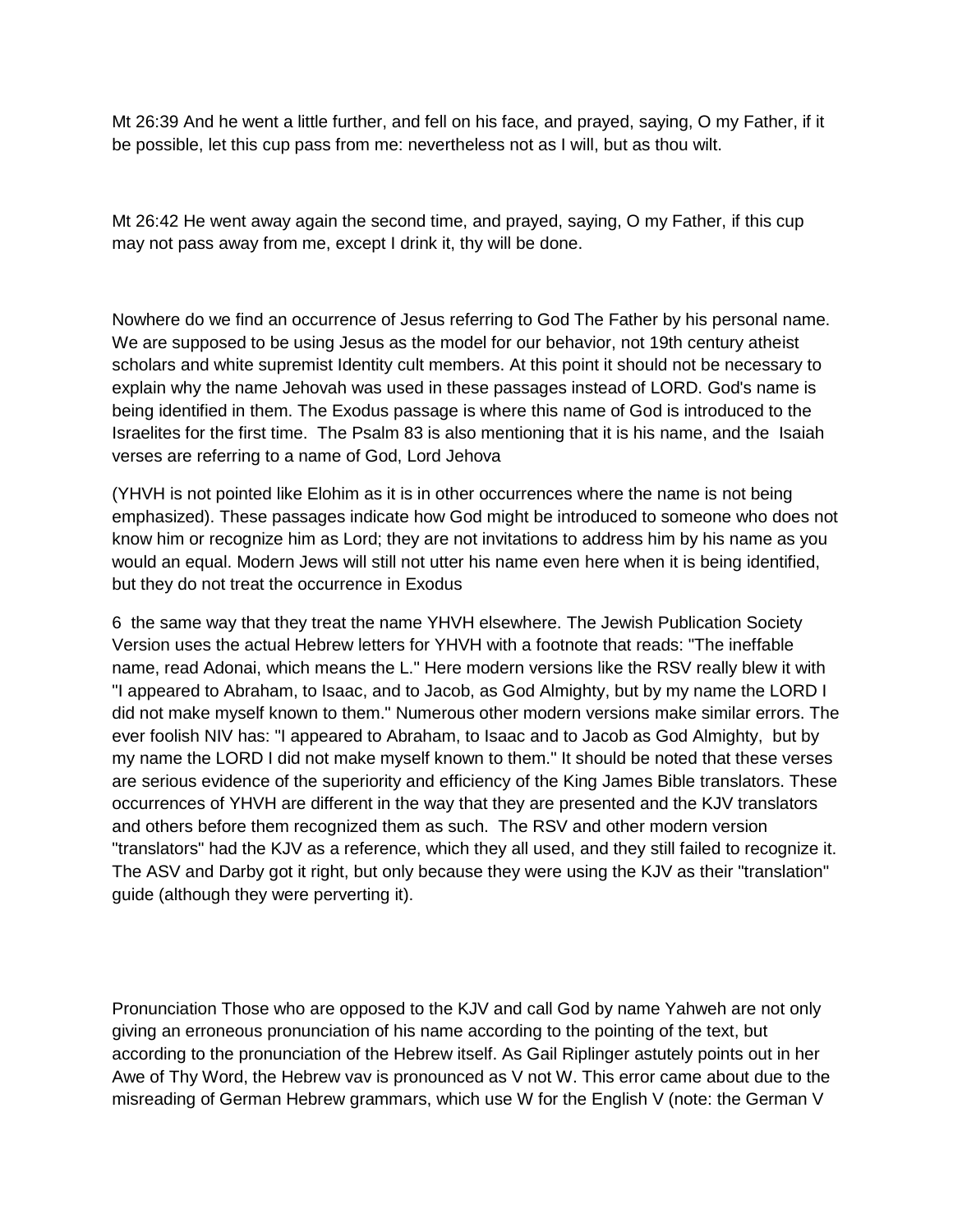Mt 26:39 And he went a little further, and fell on his face, and prayed, saying, O my Father, if it be possible, let this cup pass from me: nevertheless not as I will, but as thou wilt.

Mt 26:42 He went away again the second time, and prayed, saying, O my Father, if this cup may not pass away from me, except I drink it, thy will be done.

Nowhere do we find an occurrence of Jesus referring to God The Father by his personal name. We are supposed to be using Jesus as the model for our behavior, not 19th century atheist scholars and white supremist Identity cult members. At this point it should not be necessary to explain why the name Jehovah was used in these passages instead of LORD. God's name is being identified in them. The Exodus passage is where this name of God is introduced to the Israelites for the first time. The Psalm 83 is also mentioning that it is his name, and the Isaiah verses are referring to a name of God, Lord Jehova

(YHVH is not pointed like Elohim as it is in other occurrences where the name is not being emphasized). These passages indicate how God might be introduced to someone who does not know him or recognize him as Lord; they are not invitations to address him by his name as you would an equal. Modern Jews will still not utter his name even here when it is being identified, but they do not treat the occurrence in Exodus

6 the same way that they treat the name YHVH elsewhere. The Jewish Publication Society Version uses the actual Hebrew letters for YHVH with a footnote that reads: "The ineffable name, read Adonai, which means the L." Here modern versions like the RSV really blew it with "I appeared to Abraham, to Isaac, and to Jacob, as God Almighty, but by my name the LORD I did not make myself known to them." Numerous other modern versions make similar errors. The ever foolish NIV has: "I appeared to Abraham, to Isaac and to Jacob as God Almighty, but by my name the LORD I did not make myself known to them." It should be noted that these verses are serious evidence of the superiority and efficiency of the King James Bible translators. These occurrences of YHVH are different in the way that they are presented and the KJV translators and others before them recognized them as such. The RSV and other modern version "translators" had the KJV as a reference, which they all used, and they still failed to recognize it. The ASV and Darby got it right, but only because they were using the KJV as their "translation" guide (although they were perverting it).

Pronunciation Those who are opposed to the KJV and call God by name Yahweh are not only giving an erroneous pronunciation of his name according to the pointing of the text, but according to the pronunciation of the Hebrew itself. As Gail Riplinger astutely points out in her Awe of Thy Word, the Hebrew vav is pronounced as V not W. This error came about due to the misreading of German Hebrew grammars, which use W for the English V (note: the German V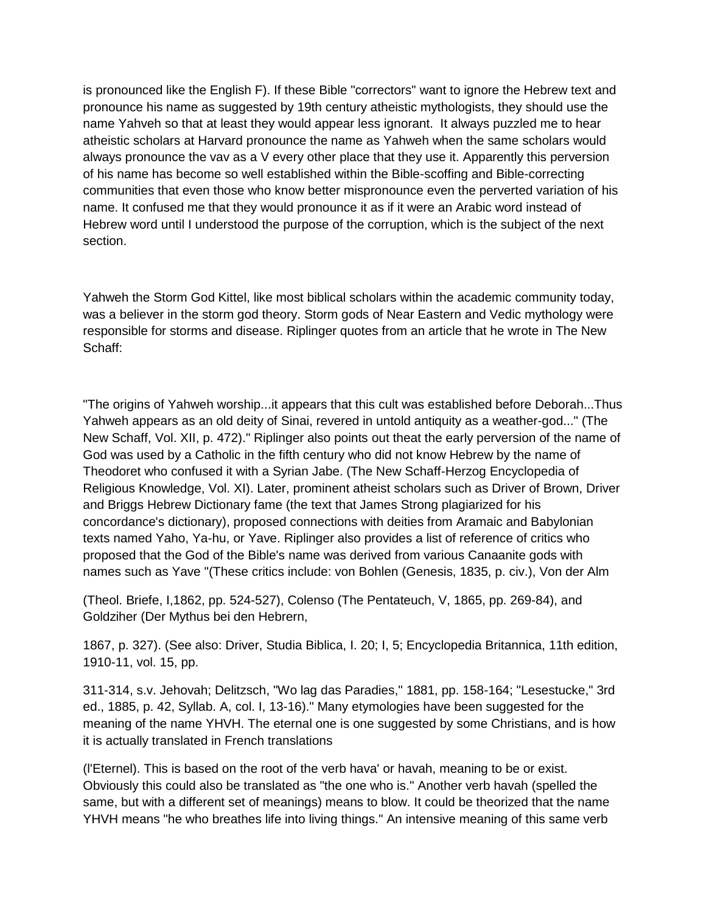is pronounced like the English F). If these Bible "correctors" want to ignore the Hebrew text and pronounce his name as suggested by 19th century atheistic mythologists, they should use the name Yahveh so that at least they would appear less ignorant. It always puzzled me to hear atheistic scholars at Harvard pronounce the name as Yahweh when the same scholars would always pronounce the vav as a V every other place that they use it. Apparently this perversion of his name has become so well established within the Bible-scoffing and Bible-correcting communities that even those who know better mispronounce even the perverted variation of his name. It confused me that they would pronounce it as if it were an Arabic word instead of Hebrew word until I understood the purpose of the corruption, which is the subject of the next section.

Yahweh the Storm God Kittel, like most biblical scholars within the academic community today, was a believer in the storm god theory. Storm gods of Near Eastern and Vedic mythology were responsible for storms and disease. Riplinger quotes from an article that he wrote in The New Schaff:

"The origins of Yahweh worship...it appears that this cult was established before Deborah...Thus Yahweh appears as an old deity of Sinai, revered in untold antiquity as a weather-god..." (The New Schaff, Vol. XII, p. 472)." Riplinger also points out theat the early perversion of the name of God was used by a Catholic in the fifth century who did not know Hebrew by the name of Theodoret who confused it with a Syrian Jabe. (The New Schaff-Herzog Encyclopedia of Religious Knowledge, Vol. XI). Later, prominent atheist scholars such as Driver of Brown, Driver and Briggs Hebrew Dictionary fame (the text that James Strong plagiarized for his concordance's dictionary), proposed connections with deities from Aramaic and Babylonian texts named Yaho, Ya-hu, or Yave. Riplinger also provides a list of reference of critics who proposed that the God of the Bible's name was derived from various Canaanite gods with names such as Yave "(These critics include: von Bohlen (Genesis, 1835, p. civ.), Von der Alm

(Theol. Briefe, I,1862, pp. 524-527), Colenso (The Pentateuch, V, 1865, pp. 269-84), and Goldziher (Der Mythus bei den Hebrern,

1867, p. 327). (See also: Driver, Studia Biblica, I. 20; I, 5; Encyclopedia Britannica, 11th edition, 1910-11, vol. 15, pp.

311-314, s.v. Jehovah; Delitzsch, "Wo lag das Paradies," 1881, pp. 158-164; "Lesestucke," 3rd ed., 1885, p. 42, Syllab. A, col. I, 13-16)." Many etymologies have been suggested for the meaning of the name YHVH. The eternal one is one suggested by some Christians, and is how it is actually translated in French translations

(l'Eternel). This is based on the root of the verb hava' or havah, meaning to be or exist. Obviously this could also be translated as "the one who is." Another verb havah (spelled the same, but with a different set of meanings) means to blow. It could be theorized that the name YHVH means "he who breathes life into living things." An intensive meaning of this same verb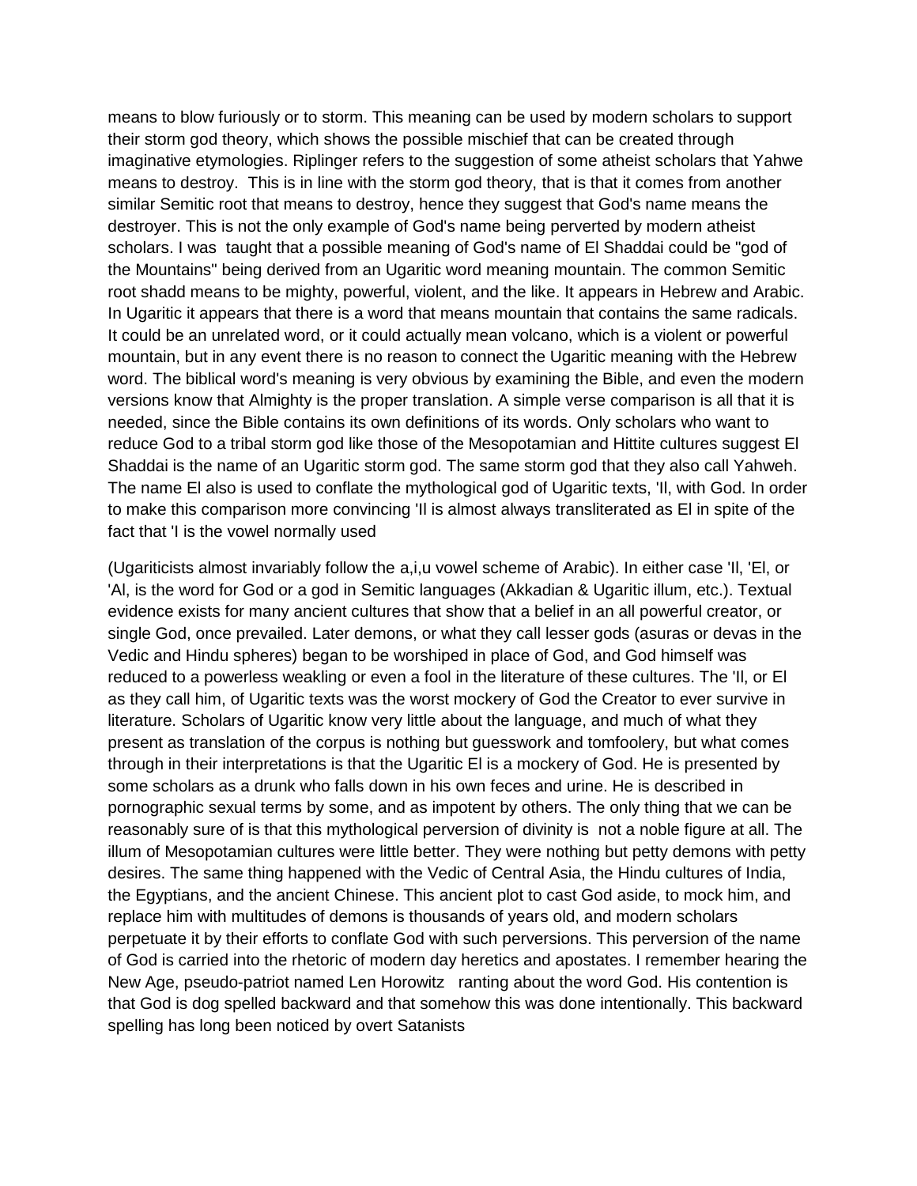means to blow furiously or to storm. This meaning can be used by modern scholars to support their storm god theory, which shows the possible mischief that can be created through imaginative etymologies. Riplinger refers to the suggestion of some atheist scholars that Yahwe means to destroy. This is in line with the storm god theory, that is that it comes from another similar Semitic root that means to destroy, hence they suggest that God's name means the destroyer. This is not the only example of God's name being perverted by modern atheist scholars. I was taught that a possible meaning of God's name of El Shaddai could be "god of the Mountains" being derived from an Ugaritic word meaning mountain. The common Semitic root shadd means to be mighty, powerful, violent, and the like. It appears in Hebrew and Arabic. In Ugaritic it appears that there is a word that means mountain that contains the same radicals. It could be an unrelated word, or it could actually mean volcano, which is a violent or powerful mountain, but in any event there is no reason to connect the Ugaritic meaning with the Hebrew word. The biblical word's meaning is very obvious by examining the Bible, and even the modern versions know that Almighty is the proper translation. A simple verse comparison is all that it is needed, since the Bible contains its own definitions of its words. Only scholars who want to reduce God to a tribal storm god like those of the Mesopotamian and Hittite cultures suggest El Shaddai is the name of an Ugaritic storm god. The same storm god that they also call Yahweh. The name El also is used to conflate the mythological god of Ugaritic texts, 'Il, with God. In order to make this comparison more convincing 'Il is almost always transliterated as El in spite of the fact that 'I is the vowel normally used

(Ugariticists almost invariably follow the a,i,u vowel scheme of Arabic). In either case 'Il, 'El, or 'Al, is the word for God or a god in Semitic languages (Akkadian & Ugaritic illum, etc.). Textual evidence exists for many ancient cultures that show that a belief in an all powerful creator, or single God, once prevailed. Later demons, or what they call lesser gods (asuras or devas in the Vedic and Hindu spheres) began to be worshiped in place of God, and God himself was reduced to a powerless weakling or even a fool in the literature of these cultures. The 'Il, or El as they call him, of Ugaritic texts was the worst mockery of God the Creator to ever survive in literature. Scholars of Ugaritic know very little about the language, and much of what they present as translation of the corpus is nothing but guesswork and tomfoolery, but what comes through in their interpretations is that the Ugaritic El is a mockery of God. He is presented by some scholars as a drunk who falls down in his own feces and urine. He is described in pornographic sexual terms by some, and as impotent by others. The only thing that we can be reasonably sure of is that this mythological perversion of divinity is not a noble figure at all. The illum of Mesopotamian cultures were little better. They were nothing but petty demons with petty desires. The same thing happened with the Vedic of Central Asia, the Hindu cultures of India, the Egyptians, and the ancient Chinese. This ancient plot to cast God aside, to mock him, and replace him with multitudes of demons is thousands of years old, and modern scholars perpetuate it by their efforts to conflate God with such perversions. This perversion of the name of God is carried into the rhetoric of modern day heretics and apostates. I remember hearing the New Age, pseudo-patriot named Len Horowitz ranting about the word God. His contention is that God is dog spelled backward and that somehow this was done intentionally. This backward spelling has long been noticed by overt Satanists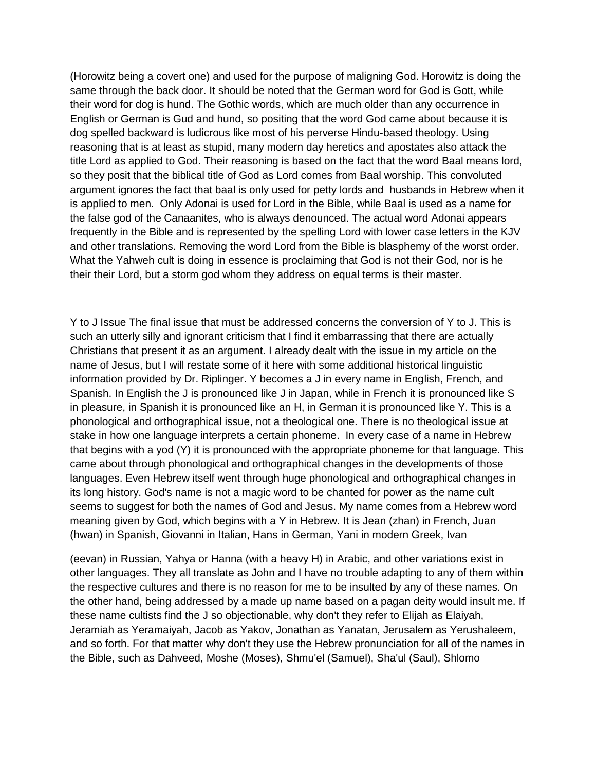(Horowitz being a covert one) and used for the purpose of maligning God. Horowitz is doing the same through the back door. It should be noted that the German word for God is Gott, while their word for dog is hund. The Gothic words, which are much older than any occurrence in English or German is Gud and hund, so positing that the word God came about because it is dog spelled backward is ludicrous like most of his perverse Hindu-based theology. Using reasoning that is at least as stupid, many modern day heretics and apostates also attack the title Lord as applied to God. Their reasoning is based on the fact that the word Baal means lord, so they posit that the biblical title of God as Lord comes from Baal worship. This convoluted argument ignores the fact that baal is only used for petty lords and  husbands in Hebrew when it is applied to men.  Only Adonai is used for Lord in the Bible, while Baal is used as a name for the false god of the Canaanites, who is always denounced. The actual word Adonai appears frequently in the Bible and is represented by the spelling Lord with lower case letters in the KJV and other translations. Removing the word Lord from the Bible is blasphemy of the worst order. What the Yahweh cult is doing in essence is proclaiming that God is not their God, nor is he their their Lord, but a storm god whom they address on equal terms is their master.

Y to J Issue The final issue that must be addressed concerns the conversion of Y to J. This is such an utterly silly and ignorant criticism that I find it embarrassing that there are actually Christians that present it as an argument. I already dealt with the issue in my article on the name of Jesus, but I will restate some of it here with some additional historical linguistic information provided by Dr. Riplinger. Y becomes a J in every name in English, French, and Spanish. In English the J is pronounced like J in Japan, while in French it is pronounced like S in pleasure, in Spanish it is pronounced like an H, in German it is pronounced like Y. This is a phonological and orthographical issue, not a theological one. There is no theological issue at stake in how one language interprets a certain phoneme.  In every case of a name in Hebrew that begins with a yod (Y) it is pronounced with the appropriate phoneme for that language. This came about through phonological and orthographical changes in the developments of those languages. Even Hebrew itself went through huge phonological and orthographical changes in its long history. God's name is not a magic word to be chanted for power as the name cult seems to suggest for both the names of God and Jesus. My name comes from a Hebrew word meaning given by God, which begins with a Y in Hebrew. It is Jean (zhan) in French, Juan (hwan) in Spanish, Giovanni in Italian, Hans in German, Yani in modern Greek, Ivan (eevan) in Russian, Yahya or Hanna (with a heavy H) in Arabic, and other variations exist in other languages. They all translate as John and I have no trouble adapting to any of them within the respective cultures and there is no reason for me to be insulted by any of these names. On the other hand, being addressed by a made up name based on a pagan deity would insult me. If these name cultists find the J so objectionable, why don't they refer to Elijah as Elaiyah, Jeramiah as Yeramaiyah, Jacob as Yakov, Jonathan as Yanatan, Jerusalem as Yerushaleem, and so forth. For that matter why don't they use the Hebrew pronunciation for all of the names in the Bible, such as Dahveed, Moshe (Moses), Shmu'el (Samuel), Sha'ul (Saul), Shlomo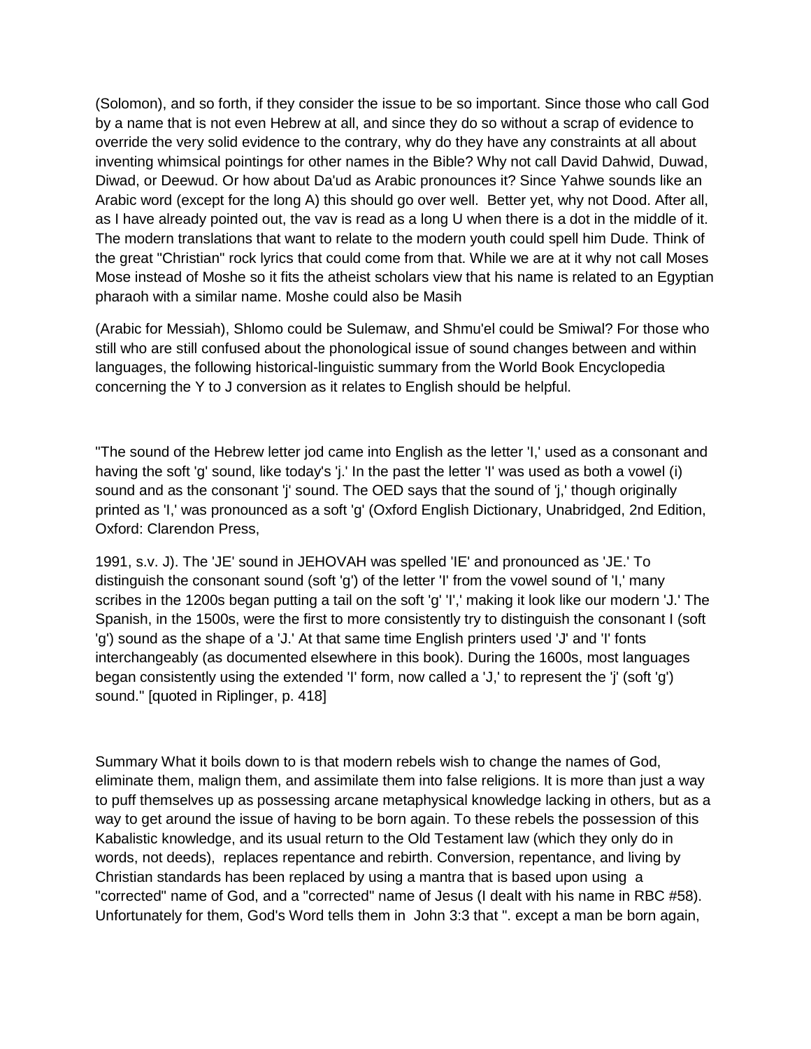(Solomon), and so forth, if they consider the issue to be so important. Since those who call God by a name that is not even Hebrew at all, and since they do so without a scrap of evidence to override the very solid evidence to the contrary, why do they have any constraints at all about inventing whimsical pointings for other names in the Bible? Why not call David Dahwid, Duwad, Diwad, or Deewud. Or how about Da'ud as Arabic pronounces it? Since Yahwe sounds like an Arabic word (except for the long A) this should go over well.  Better yet, why not Dood. After all, as I have already pointed out, the vav is read as a long U when there is a dot in the middle of it. The modern translations that want to relate to the modern youth could spell him Dude. Think of the great "Christian" rock lyrics that could come from that. While we are at it why not call Moses Mose instead of Moshe so it fits the atheist scholars view that his name is related to an Egyptian pharaoh with a similar name. Moshe could also be Masih

(Arabic for Messiah), Shlomo could be Sulemaw, and Shmu'el could be Smiwal? For those who still who are still confused about the phonological issue of sound changes between and within languages, the following historical-linguistic summary from the World Book Encyclopedia concerning the Y to J conversion as it relates to English should be helpful.

"The sound of the Hebrew letter jod came into English as the letter 'I,' used as a consonant and having the soft 'g' sound, like today's 'j.' In the past the letter 'I' was used as both a vowel (i) sound and as the consonant 'j' sound. The OED says that the sound of 'j,' though originally printed as 'I,' was pronounced as a soft 'g' (Oxford English Dictionary, Unabridged, 2nd Edition, Oxford: Clarendon Press,

1991, s.v. J). The 'JE' sound in JEHOVAH was spelled 'IE' and pronounced as 'JE.' To distinguish the consonant sound (soft 'g') of the letter 'I' from the vowel sound of 'I,' many scribes in the 1200s began putting a tail on the soft 'g' 'I',' making it look like our modern 'J.' The Spanish, in the 1500s, were the first to more consistently try to distinguish the consonant I (soft 'g') sound as the shape of a 'J.' At that same time English printers used 'J' and 'I' fonts interchangeably (as documented elsewhere in this book). During the 1600s, most languages began consistently using the extended 'I' form, now called a 'J,' to represent the 'j' (soft 'g') sound." [quoted in Riplinger, p. 418]

Summary What it boils down to is that modern rebels wish to change the names of God, eliminate them, malign them, and assimilate them into false religions. It is more than just a way to puff themselves up as possessing arcane metaphysical knowledge lacking in others, but as a way to get around the issue of having to be born again. To these rebels the possession of this Kabalistic knowledge, and its usual return to the Old Testament law (which they only do in words, not deeds),  replaces repentance and rebirth. Conversion, repentance, and living by Christian standards has been replaced by using a mantra that is based upon using  a "corrected" name of God, and a "corrected" name of Jesus (I dealt with his name in RBC #58). Unfortunately for them, God's Word tells them in  John 3:3 that ". except a man be born again,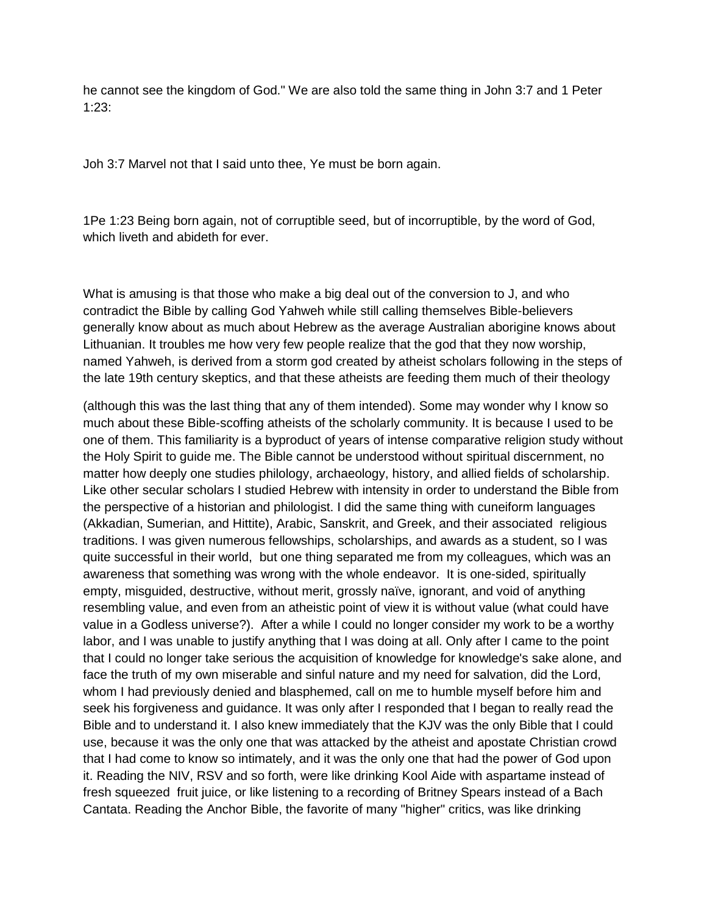he cannot see the kingdom of God." We are also told the same thing in John 3:7 and 1 Peter 1:23:

Joh 3:7 Marvel not that I said unto thee, Ye must be born again.

1Pe 1:23 Being born again, not of corruptible seed, but of incorruptible, by the word of God, which liveth and abideth for ever.

What is amusing is that those who make a big deal out of the conversion to J, and who contradict the Bible by calling God Yahweh while still calling themselves Bible-believers generally know about as much about Hebrew as the average Australian aborigine knows about Lithuanian. It troubles me how very few people realize that the god that they now worship, named Yahweh, is derived from a storm god created by atheist scholars following in the steps of the late 19th century skeptics, and that these atheists are feeding them much of their theology (although this was the last thing that any of them intended). Some may wonder why I know so much about these Bible-scoffing atheists of the scholarly community. It is because I used to be one of them. This familiarity is a byproduct of years of intense comparative religion study without the Holy Spirit to guide me. The Bible cannot be understood without spiritual discernment, no matter how deeply one studies philology, archaeology, history, and allied fields of scholarship. Like other secular scholars I studied Hebrew with intensity in order to understand the Bible from the perspective of a historian and philologist. I did the same thing with cuneiform languages (Akkadian, Sumerian, and Hittite), Arabic, Sanskrit, and Greek, and their associated religious traditions. I was given numerous fellowships, scholarships, and awards as a student, so I was quite successful in their world, but one thing separated me from my colleagues, which was an awareness that something was wrong with the whole endeavor. It is one-sided, spiritually empty, misguided, destructive, without merit, grossly naïve, ignorant, and void of anything resembling value, and even from an atheistic point of view it is without value (what could have value in a Godless universe?). After a while I could no longer consider my work to be a worthy labor, and I was unable to justify anything that I was doing at all. Only after I came to the point that I could no longer take serious the acquisition of knowledge for knowledge's sake alone, and face the truth of my own miserable and sinful nature and my need for salvation, did the Lord, whom I had previously denied and blasphemed, call on me to humble myself before him and seek his forgiveness and guidance. It was only after I responded that I began to really read the Bible and to understand it. I also knew immediately that the KJV was the only Bible that I could use, because it was the only one that was attacked by the atheist and apostate Christian crowd that I had come to know so intimately, and it was the only one that had the power of God upon it. Reading the NIV, RSV and so forth, were like drinking Kool Aide with aspartame instead of fresh squeezed fruit juice, or like listening to a recording of Britney Spears instead of a Bach Cantata. Reading the Anchor Bible, the favorite of many "higher" critics, was like drinking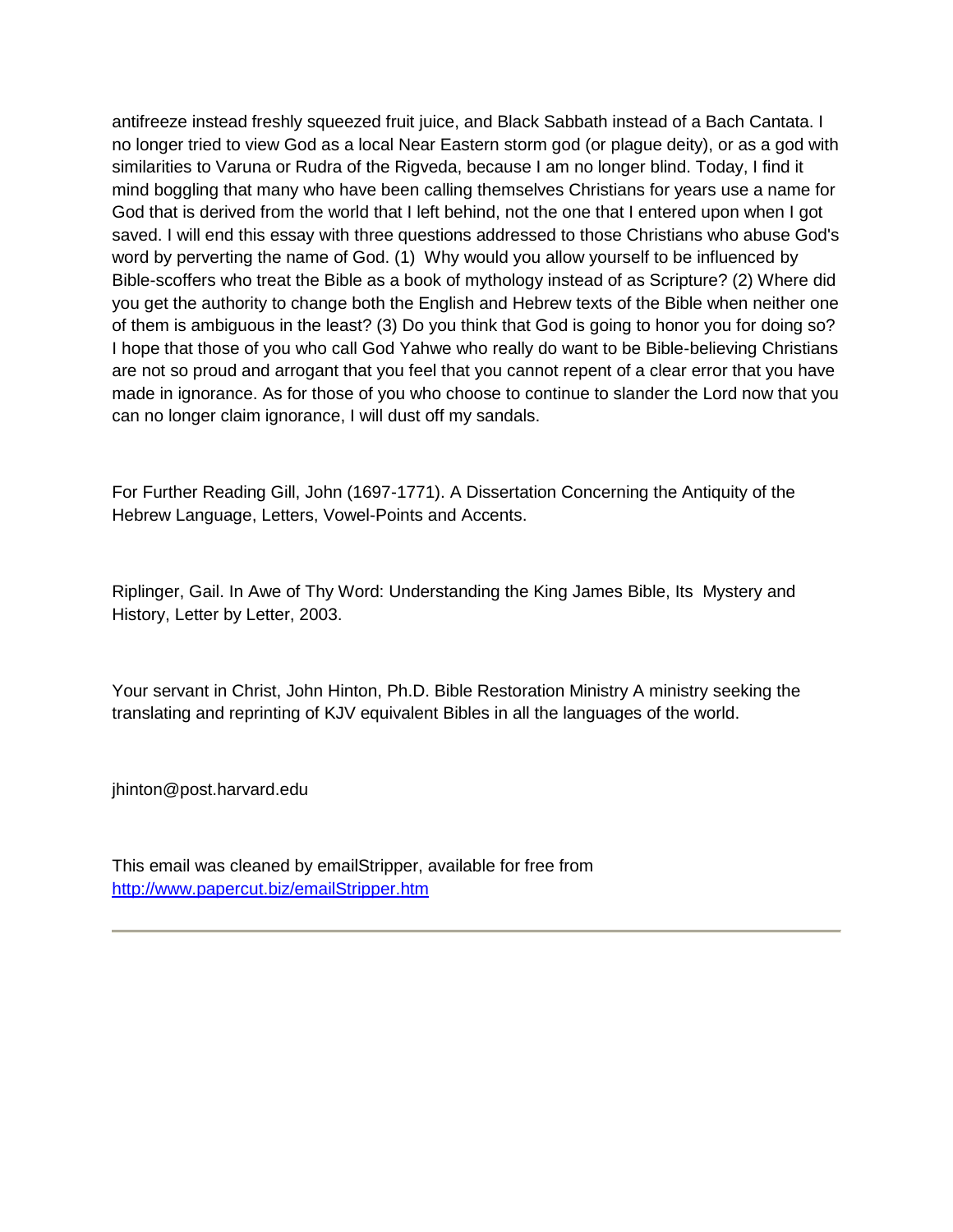antifreeze instead freshly squeezed fruit juice, and Black Sabbath instead of a Bach Cantata. I no longer tried to view God as a local Near Eastern storm god (or plague deity), or as a god with similarities to Varuna or Rudra of the Rigveda, because I am no longer blind. Today, I find it mind boggling that many who have been calling themselves Christians for years use a name for God that is derived from the world that I left behind, not the one that I entered upon when I got saved. I will end this essay with three questions addressed to those Christians who abuse God's word by perverting the name of God. (1) Why would you allow yourself to be influenced by Bible-scoffers who treat the Bible as a book of mythology instead of as Scripture? (2) Where did you get the authority to change both the English and Hebrew texts of the Bible when neither one of them is ambiguous in the least? (3) Do you think that God is going to honor you for doing so? I hope that those of you who call God Yahwe who really do want to be Bible-believing Christians are not so proud and arrogant that you feel that you cannot repent of a clear error that you have made in ignorance. As for those of you who choose to continue to slander the Lord now that you can no longer claim ignorance, I will dust off my sandals.

For Further Reading Gill, John (1697-1771). A Dissertation Concerning the Antiquity of the Hebrew Language, Letters, Vowel-Points and Accents.

Riplinger, Gail. In Awe of Thy Word: Understanding the King James Bible, Its Mystery and History, Letter by Letter, 2003.

Your servant in Christ, John Hinton, Ph.D. Bible Restoration Ministry A ministry seeking the translating and reprinting of KJV equivalent Bibles in all the languages of the world.

jhinton@post.harvard.edu

This email was cleaned by emailStripper, available for free from http://www.papercut.biz/emailStripper.htm

---